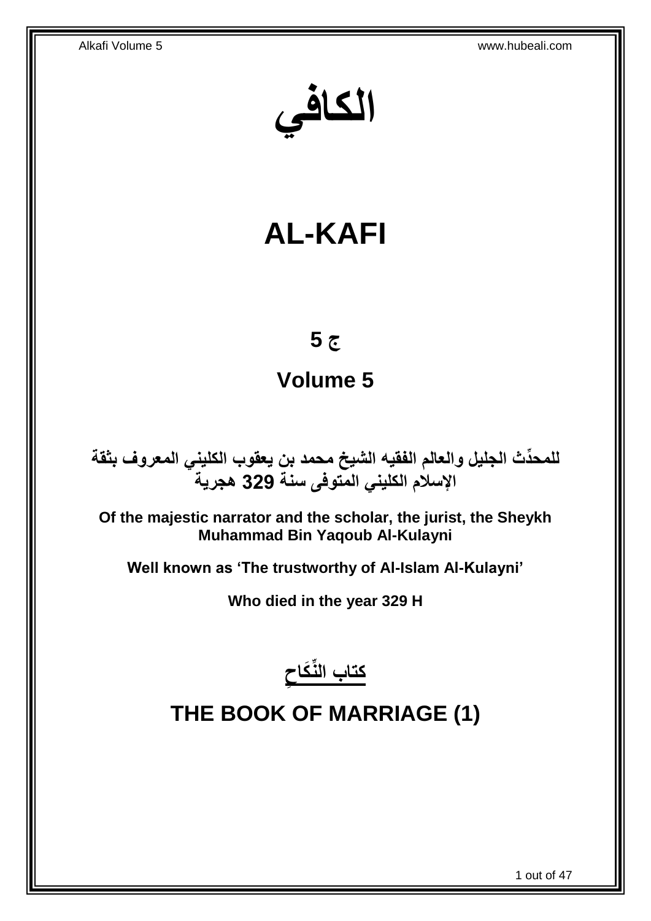# الكافي

# AL-KAFI

## ج 5

## Volume 5

**للمحدِّث الجليل والعالم الفقيه الشيخ محمد بن يعقوب الكليني المعروف بثقة الإسلام الكليني المتوفى سنة 329 هجرية**

**Of the majestic narrator and the scholar, the jurist, the Sheykh Muhammad Bin Yaqoub Al-Kulayni**

**Well known as 'The trustworthy of Al-Islam Al-Kulayni'**

**Who died in the year 329 H**

## كتاب النِّكَاحِ

## THE BOOK OF MARRIAGE (1)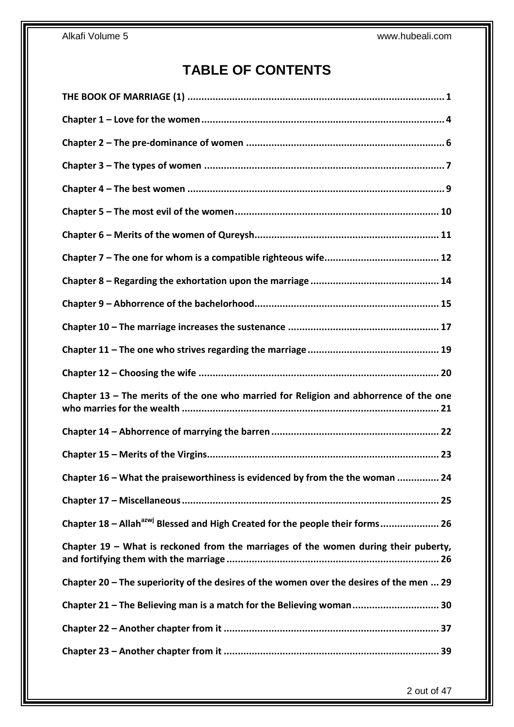# TABLE OF CONTENTS

**THE BOOK OF MARRIAGE (1) .......................................................................................... 1**

**Chapter 1 – Love for the women ..................................................................................... 4**

**Chapter 2 – The pre-dominance of women ..................................................................... 6**

**Chapter 3 – The types of women ..................................................................................... 7**

**Chapter 4 – The best women ........................................................................................... 9**

**Chapter 5 – The most evil of the women ........................................................................ 10**

**Chapter 6 – Merits of the women of Qureysh ................................................................. 11**

**Chapter 7 – The one for whom is a compatible righteous wife ......................................... 12**

**Chapter 8 – Regarding the exhortation upon the marriage .............................................. 14**

**Chapter 9 – Abhorrence of the bachelorhood ................................................................. 15**

**Chapter 10 – The marriage increases the sustenance ..................................................... 17**

**Chapter 11 – The one who strives regarding the marriage .............................................. 19**

**Chapter 12 – Choosing the wife ..................................................................................... 20**

**Chapter 13 – The merits of the one who married for Religion and abhorrence of the one who marries for the wealth .......................................................................................... 21**

**Chapter 14 – Abhorrence of marrying the barren ............................................................ 22**

**Chapter 15 – Merits of the Virgins .................................................................................. 23**

**Chapter 16 – What the praiseworthiness is evidenced by from the the woman ............... 24**

**Chapter 17 – Miscellaneous ........................................................................................... 25**

**Chapter 18 – Allah[azwj] Blessed and High Created for the people their forms ..................... 26**

**Chapter 19 – What is reckoned from the marriages of the women during their puberty, and fortifying them with the marriage ........................................................................... 26**

**Chapter 20 – The superiority of the desires of the women over the desires of the men ... 29**

**Chapter 21 – The Believing man is a match for the Believing woman ............................... 30**

**Chapter 22 – Another chapter from it ............................................................................ 37**

**Chapter 23 – Another chapter from it ............................................................................ 39**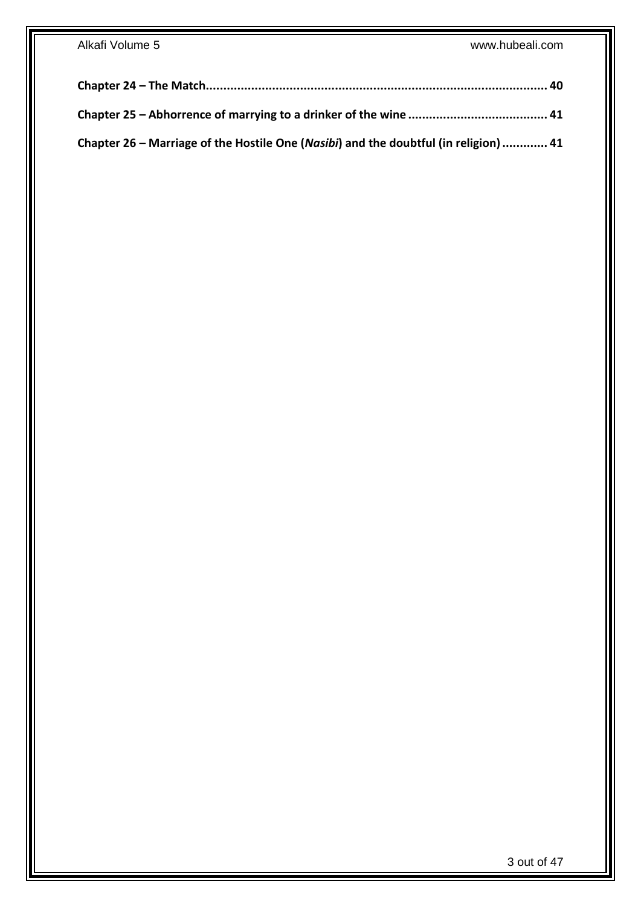**Chapter 24 – The Match.................................................................................................. 40**

**Chapter 25 – Abhorrence of marrying to a drinker of the wine ........................................ 41**

**Chapter 26 – Marriage of the Hostile One (*Nasibi*) and the doubtful (in religion) ............. 41**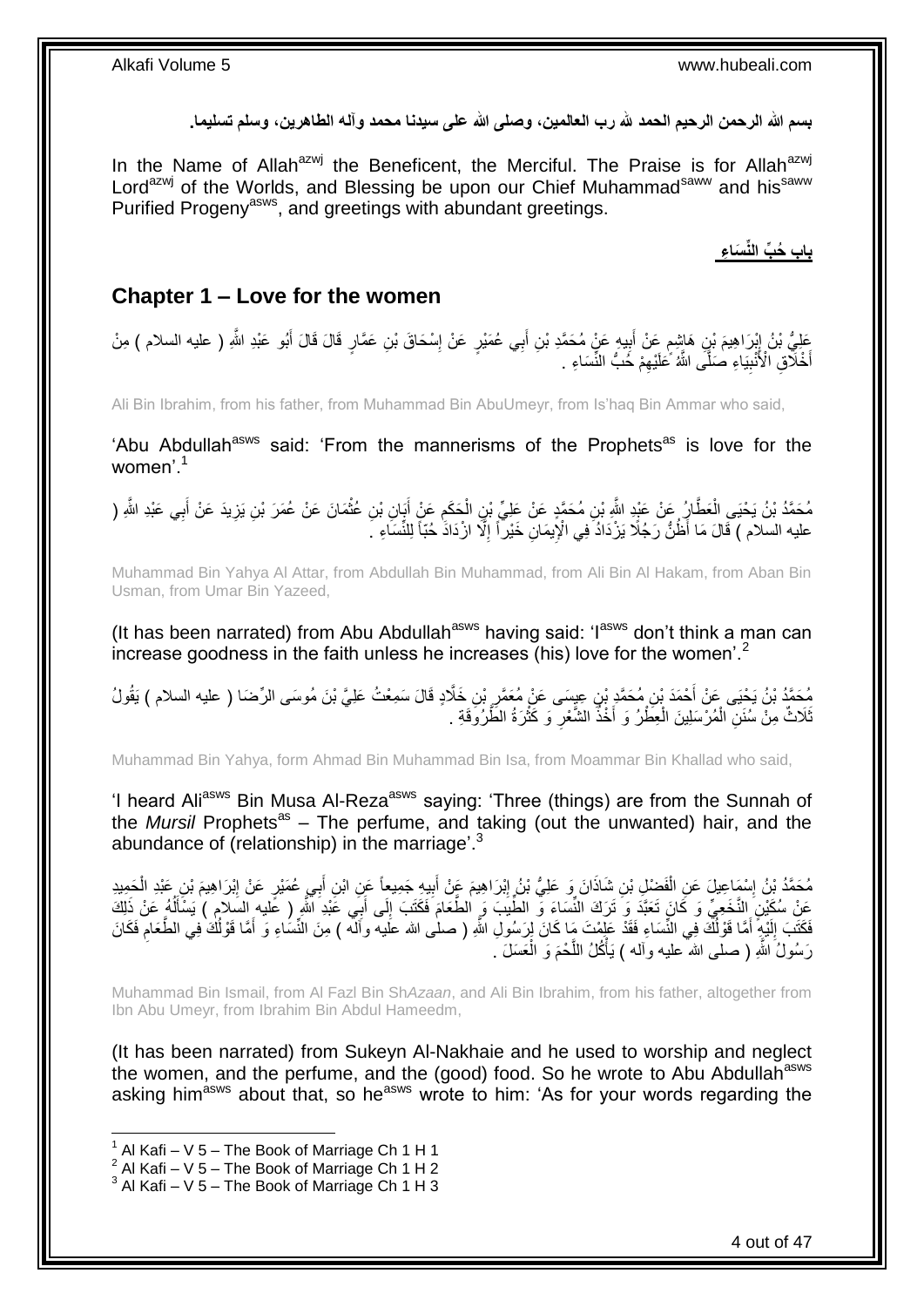**بسم الله الرحمن الرحيم الحمد لله رب العالمين، وصلى الله على سيدنا محمد وآله الطاهرين، وسلم تسليما.**

In the Name of Allah[azwj] the Beneficent, the Merciful. The Praise is for Allah[azwj] Lord[azwj] of the Worlds, and Blessing be upon our Chief Muhammad[saww] and his[saww] Purified Progeny[asws], and greetings with abundant greetings.

**باب حُبِّ النِّسَاءِ**

## Chapter 1 – Love for the women

عَلِيُّ بْنُ إِبْرَاهِيمَ بْنِ هَاشِمٍ عَنْ أَبِيهِ عَنْ مُحَمَّدِ بْنِ أَبِي عُمَيْرٍ عَنْ إِسْحَاقَ بْنِ عَمَّارٍ قَالَ قَالَ أَبُو عَبْدِ اللَّهِ ( عليه السلام ) مِنْ أَخْلَاقِ الْأَنْبِيَاءِ صَلَّى اللَّهُ عَلَيْهِمْ حُبُّ النِّسَاءِ .

Ali Bin Ibrahim, from his father, from Muhammad Bin AbuUmeyr, from Is'haq Bin Ammar who said,

'Abu Abdullah[asws] said: 'From the mannerisms of the Prophets[as] is love for the women'.[1]

مُحَمَّدُ بْنُ يَحْيَى الْعَطَّارُ عَنْ عَبْدِ اللَّهِ بْنِ مُحَمَّدٍ عَنْ عَلِيِّ بْنِ الْحَكَمِ عَنْ أَبَانِ بْنِ عُثْمَانَ عَنْ عُمَرَ بْنِ يَزِيدَ عَنْ أَبِي عَبْدِ اللَّهِ ( عليه السلام ) قَالَ مَا أَظُنُّ رَجُلًا يَزْدَادُ فِي الْإِيمَانِ خَيْراً إِلَّا ازْدَادَ حُبّاً لِلنِّسَاءِ .

Muhammad Bin Yahya Al Attar, from Abdullah Bin Muhammad, from Ali Bin Al Hakam, from Aban Bin Usman, from Umar Bin Yazeed,

(It has been narrated) from Abu Abdullah[asws] having said: 'I[asws] don't think a man can increase goodness in the faith unless he increases (his) love for the women'.[2]

مُحَمَّدُ بْنُ يَحْيَى عَنْ أَحْمَدَ بْنِ مُحَمَّدِ بْنِ عِيسَى عَنْ مُعَمَّرِ بْنِ خَلَّادٍ قَالَ سَمِعْتُ عَلِيَّ بْنَ مُوسَى الرِّضَا ( عليه السلام ) يَقُولُ ثَلَاثٌ مِنْ سُنَنِ الْمُرْسَلِينَ الْعِطْرُ وَ أَخْذُ الشَّعْرِ وَ كَثْرَةُ الطَّرُوقَةِ .

Muhammad Bin Yahya, form Ahmad Bin Muhammad Bin Isa, from Moammar Bin Khallad who said,

'I heard Ali[asws] Bin Musa Al-Reza[asws] saying: 'Three (things) are from the Sunnah of the *Mursil* Prophets[as] – The perfume, and taking (out the unwanted) hair, and the abundance of (relationship) in the marriage'.[3]

مُحَمَّدُ بْنُ إِسْمَاعِيلَ عَنِ الْفَضْلِ بْنِ شَاذَانَ وَ عَلِيُّ بْنُ إِبْرَاهِيمَ عَنْ أَبِيهِ جَمِيعاً عَنِ ابْنِ أَبِي عُمَيْرٍ عَنْ إِبْرَاهِيمَ بْنِ عَبْدِ الْحَمِيدِ عَنْ سُكَيْنٍ النَّخَعِيِّ وَ كَانَ تَعَبَّدَ وَ تَرَكَ النِّسَاءَ وَ الطِّيبَ وَ الطَّعَامَ فَكَتَبَ إِلَى أَبِي عَبْدِ اللَّهِ ( عليه السلام ) يَسْأَلُهُ عَنْ ذَلِكَ فَكَتَبَ إِلَيْهِ أَمَّا قَوْلُكَ فِي النِّسَاءِ فَقَدْ عَلِمْتَ مَا كَانَ لِرَسُولِ اللَّهِ ( صلى الله عليه وآله ) مِنَ النِّسَاءِ وَ أَمَّا قَوْلُكَ فِي الطَّعَامِ فَكَانَ رَسُولُ اللَّهِ ( صلى الله عليه وآله ) يَأْكُلُ اللَّحْمَ وَ الْعَسَلَ .

Muhammad Bin Ismail, from Al Fazl Bin Sh*Azaan*, and Ali Bin Ibrahim, from his father, altogether from Ibn Abu Umeyr, from Ibrahim Bin Abdul Hameedm,

(It has been narrated) from Sukeyn Al-Nakhaie and he used to worship and neglect the women, and the perfume, and the (good) food. So he wrote to Abu Abdullah[asws] asking him[asws] about that, so he[asws] wrote to him: 'As for your words regarding the

[1] Al Kafi – V 5 – The Book of Marriage Ch 1 H 1
[2] Al Kafi – V 5 – The Book of Marriage Ch 1 H 2
[3] Al Kafi – V 5 – The Book of Marriage Ch 1 H 3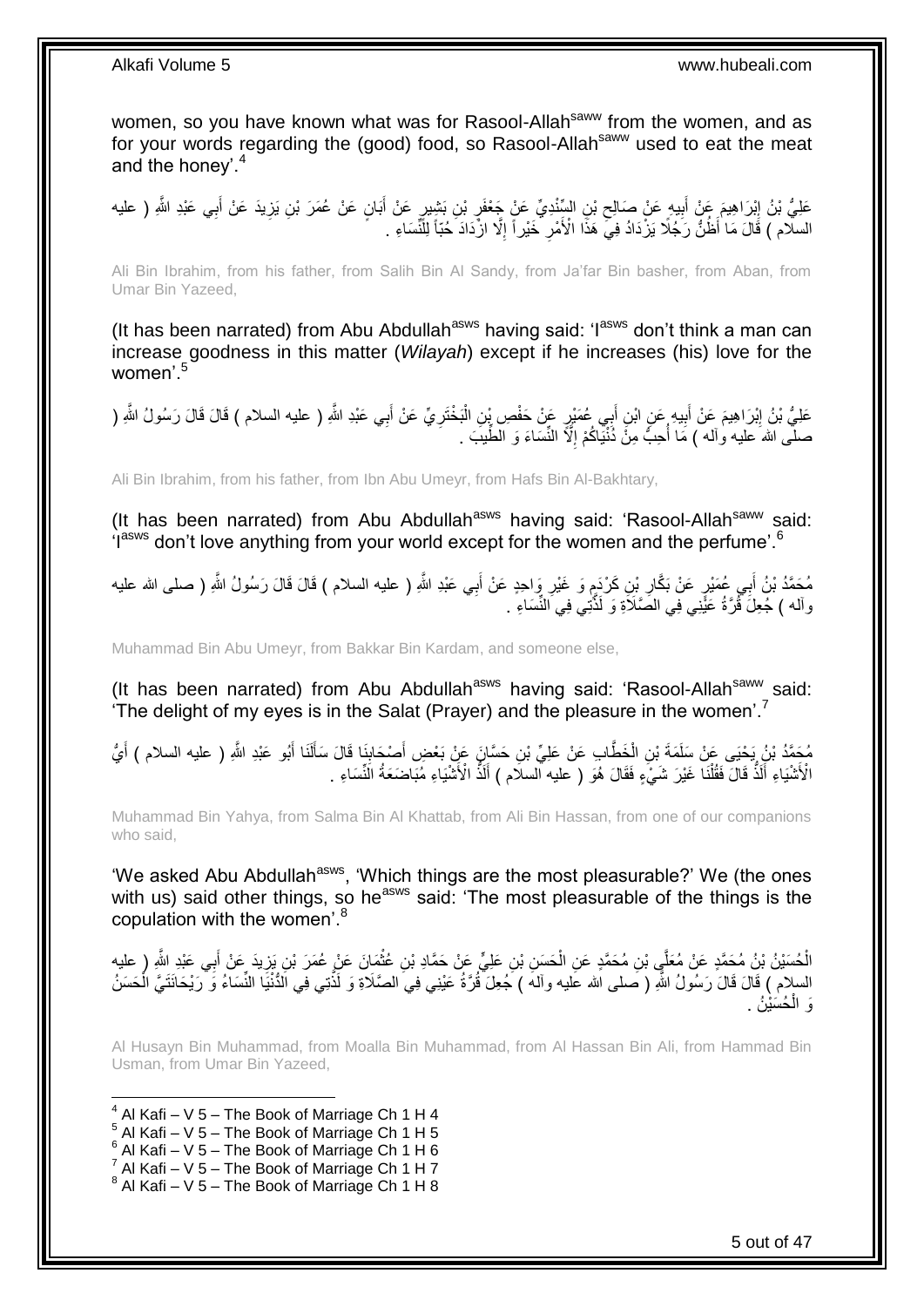women, so you have known what was for Rasool-Allah[saww] from the women, and as for your words regarding the (good) food, so Rasool-Allah[saww] used to eat the meat and the honey'.[4]

عَلِيُّ بْنُ إِبْرَاهِيمَ عَنْ أَبِيهِ عَنْ صَالِحِ بْنِ السِّنْدِيِّ عَنْ جَعْفَرِ بْنِ بَشِيرٍ عَنْ أَبَانٍ عَنْ عُمَرَ بْنِ يَزِيدَ عَنْ أَبِي عَبْدِ اللَّهِ ( عليه السلام ) قَالَ مَا أَظُنُّ رَجُلًا يَزْدَادُ فِي هَذَا الْأَمْرِ خَيْراً إِلَّا ازْدَادَ حُبّاً لِلنِّسَاءِ .

Ali Bin Ibrahim, from his father, from Salih Bin Al Sandy, from Ja'far Bin basher, from Aban, from Umar Bin Yazeed,

(It has been narrated) from Abu Abdullah[asws] having said: 'I[asws] don't think a man can increase goodness in this matter (*Wilayah*) except if he increases (his) love for the women'.[5]

عَلِيُّ بْنُ إِبْرَاهِيمَ عَنْ أَبِيهِ عَنِ ابْنِ أَبِي عُمَيْرٍ عَنْ حَفْصِ بْنِ الْبَخْتَرِيِّ عَنْ أَبِي عَبْدِ اللَّهِ ( عليه السلام ) قَالَ قَالَ رَسُولُ اللَّهِ ( صلى الله عليه وآله ) مَا أُحِبُّ مِنْ دُنْيَاكُمْ إِلَّا النِّسَاءَ وَ الطِّيبَ .

Ali Bin Ibrahim, from his father, from Ibn Abu Umeyr, from Hafs Bin Al-Bakhtary,

(It has been narrated) from Abu Abdullah[asws] having said: 'Rasool-Allah[saww] said: 'I[asws] don't love anything from your world except for the women and the perfume'.[6]

مُحَمَّدُ بْنُ أَبِي عُمَيْرٍ عَنْ بَكَّارِ بْنِ كَرْدَمٍ وَ غَيْرِ وَاحِدٍ عَنْ أَبِي عَبْدِ اللَّهِ ( عليه السلام ) قَالَ قَالَ رَسُولُ اللَّهِ ( صلى الله عليه وآله ) جُعِلَ قُرَّةُ عَيْنِي فِي الصَّلَاةِ وَ لَذَّتِي فِي النِّسَاءِ .

Muhammad Bin Abu Umeyr, from Bakkar Bin Kardam, and someone else,

(It has been narrated) from Abu Abdullah[asws] having said: 'Rasool-Allah[saww] said: 'The delight of my eyes is in the Salat (Prayer) and the pleasure in the women'.[7]

مُحَمَّدُ بْنُ يَحْيَى عَنْ سَلَمَةَ بْنِ الْخَطَّابِ عَنْ عَلِيِّ بْنِ حَسَّانَ عَنْ بَعْضِ أَصْحَابِنَا قَالَ سَأَلْنَا أَبُو عَبْدِ اللَّهِ ( عليه السلام ) أَيُّ الْأَشْيَاءِ أَلَذُّ قَالَ فَقُلْنَا غَيْرَ شَيْءٍ فَقَالَ هُوَ ( عليه السلام ) أَلَذُّ الْأَشْيَاءِ مُبَاضَعَةُ النِّسَاءِ .

Muhammad Bin Yahya, from Salma Bin Al Khattab, from Ali Bin Hassan, from one of our companions who said,

'We asked Abu Abdullah[asws], 'Which things are the most pleasurable?' We (the ones with us) said other things, so he[asws] said: 'The most pleasurable of the things is the copulation with the women'.[8]

الْحُسَيْنُ بْنُ مُحَمَّدٍ عَنْ مُعَلَّى بْنِ مُحَمَّدٍ عَنِ الْحَسَنِ بْنِ عَلِيٍّ عَنْ حَمَّادِ بْنِ عُثْمَانَ عَنْ عُمَرَ بْنِ يَزِيدَ عَنْ أَبِي عَبْدِ اللَّهِ ( عليه السلام ) قَالَ قَالَ رَسُولُ اللَّهِ ( صلى الله عليه وآله ) جُعِلَ قُرَّةُ عَيْنِي فِي الصَّلَاةِ وَ لَذَّتِي فِي الدُّنْيَا النِّسَاءُ وَ رَيْحَانَتَيَّ الْحَسَنُ وَ الْحُسَيْنُ .

Al Husayn Bin Muhammad, from Moalla Bin Muhammad, from Al Hassan Bin Ali, from Hammad Bin Usman, from Umar Bin Yazeed,

[4] Al Kafi – V 5 – The Book of Marriage Ch 1 H 4
[5] Al Kafi – V 5 – The Book of Marriage Ch 1 H 5
[6] Al Kafi – V 5 – The Book of Marriage Ch 1 H 6
[7] Al Kafi – V 5 – The Book of Marriage Ch 1 H 7
[8] Al Kafi – V 5 – The Book of Marriage Ch 1 H 8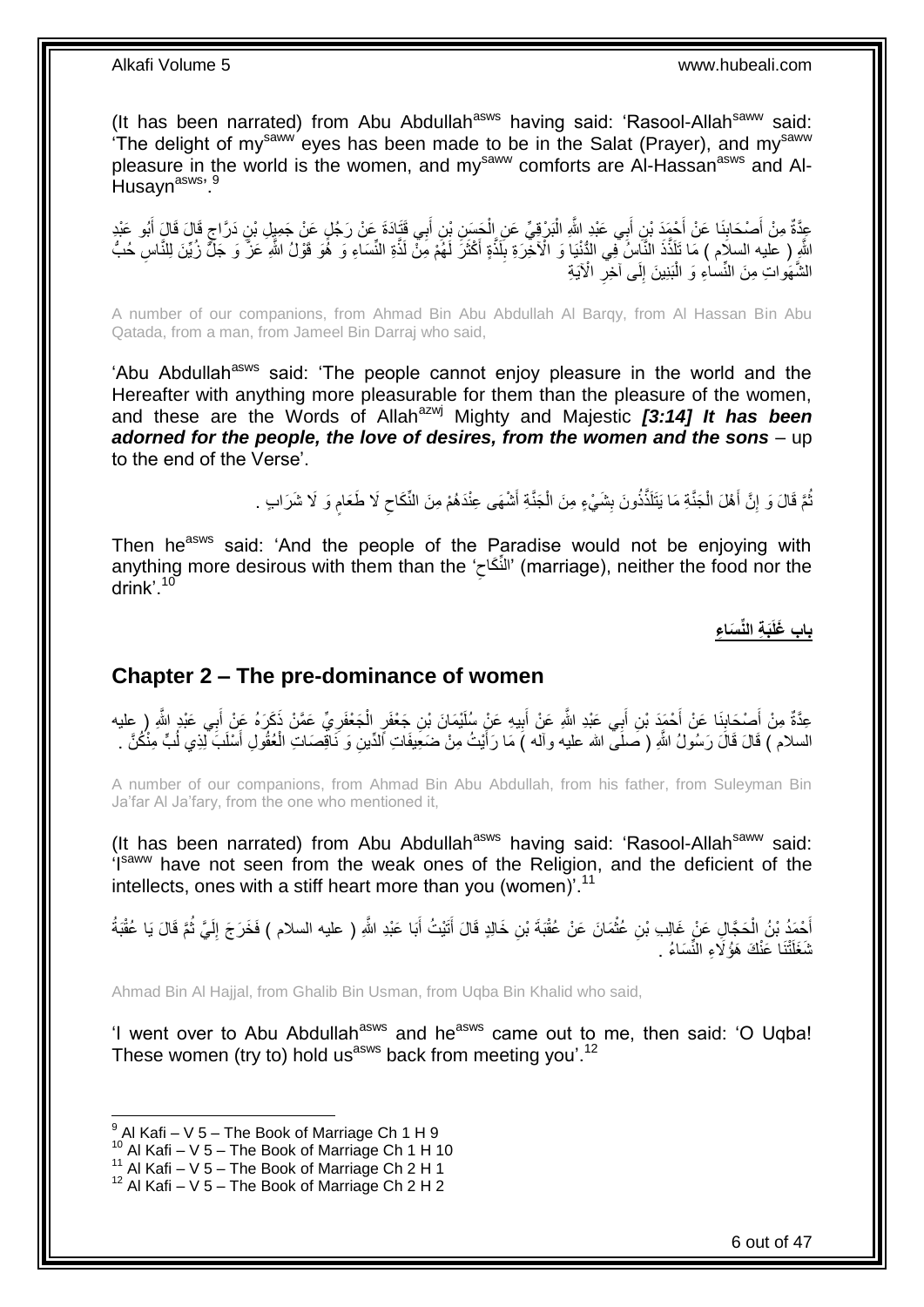(It has been narrated) from Abu Abdullah[asws] having said: 'Rasool-Allah[saww] said: 'The delight of my[saww] eyes has been made to be in the Salat (Prayer), and my[saww] pleasure in the world is the women, and my[saww] comforts are Al-Hassan[asws] and Al-Husayn[asws]'.[9]

عِدَّةٌ مِنْ أَصْحَابِنَا عَنْ أَحْمَدَ بْنِ أَبِي عَبْدِ اللَّهِ الْبَرْقِيِّ عَنِ الْحَسَنِ بْنِ أَبِي قَتَادَةَ عَنْ رَجُلٍ عَنْ جَمِيلِ بْنِ دَرَّاجٍ قَالَ قَالَ أَبُو عَبْدِ اللَّهِ ( عليه السلام ) مَا تَلَذَّذَ النَّاسُ فِي الدُّنْيَا وَ الْآخِرَةِ بِلَذَّةٍ أَكْثَرَ لَهُمْ مِنْ لَذَّةِ النِّسَاءِ وَ هُوَ قَوْلُ اللَّهِ عَزَّ وَ جَلَّ زُيِّنَ لِلنَّاسِ حُبُّ الشَّهَواتِ مِنَ النِّساءِ وَ الْبَنِينَ إِلَى آخِرِ الْآيَةِ

A number of our companions, from Ahmad Bin Abu Abdullah Al Barqy, from Al Hassan Bin Abu Qatada, from a man, from Jameel Bin Darraj who said,

'Abu Abdullah[asws] said: 'The people cannot enjoy pleasure in the world and the Hereafter with anything more pleasurable for them than the pleasure of the women, and these are the Words of Allah[azwj] Mighty and Majestic ***[3:14] It has been adorned for the people, the love of desires, from the women and the sons*** – up to the end of the Verse'.

ثُمَّ قَالَ وَ إِنَّ أَهْلَ الْجَنَّةِ مَا يَتَلَذَّذُونَ بِشَيْءٍ مِنَ الْجَنَّةِ أَشْهَى عِنْدَهُمْ مِنَ النِّكَاحِ لَا طَعَامٍ وَ لَا شَرَابٍ .

Then he[asws] said: 'And the people of the Paradise would not be enjoying with anything more desirous with them than the 'النِّكَاحِ' (marriage), neither the food nor the drink'.[10]

## بَابُ غَلَبَةِ النِّسَاءِ

## Chapter 2 – The pre-dominance of women

عِدَّةٌ مِنْ أَصْحَابِنَا عَنْ أَحْمَدَ بْنِ أَبِي عَبْدِ اللَّهِ عَنْ أَبِيهِ عَنْ سُلَيْمَانَ بْنِ جَعْفَرٍ الْجَعْفَرِيِّ عَمَّنْ ذَكَرَهُ عَنْ أَبِي عَبْدِ اللَّهِ ( عليه السلام ) قَالَ قَالَ رَسُولُ اللَّهِ ( صلى الله عليه وآله ) مَا رَأَيْتُ مِنْ ضَعِيفَاتِ الدِّينِ وَ نَاقِصَاتِ الْعُقُولِ أَسْلَبَ لِذِي لُبٍّ مِنْكُنَّ .

A number of our companions, from Ahmad Bin Abu Abdullah, from his father, from Suleyman Bin Ja'far Al Ja'fary, from the one who mentioned it,

(It has been narrated) from Abu Abdullah[asws] having said: 'Rasool-Allah[saww] said: 'I[saww] have not seen from the weak ones of the Religion, and the deficient of the intellects, ones with a stiff heart more than you (women)'.[11]

أَحْمَدُ بْنُ الْحَجَّالِ عَنْ غَالِبِ بْنِ عُثْمَانَ عَنْ عُقْبَةَ بْنِ خَالِدٍ قَالَ أَتَيْتُ أَبَا عَبْدِ اللَّهِ ( عليه السلام ) فَخَرَجَ إِلَيَّ ثُمَّ قَالَ يَا عُقْبَةُ شَغَلَتْنَا عَنْكَ هَؤُلَاءِ النِّسَاءُ .

Ahmad Bin Al Hajjal, from Ghalib Bin Usman, from Uqba Bin Khalid who said,

'I went over to Abu Abdullah[asws] and he[asws] came out to me, then said: 'O Uqba! These women (try to) hold us[asws] back from meeting you'.[12]

---

[9] Al Kafi – V 5 – The Book of Marriage Ch 1 H 9
[10] Al Kafi – V 5 – The Book of Marriage Ch 1 H 10
[11] Al Kafi – V 5 – The Book of Marriage Ch 2 H 1
[12] Al Kafi – V 5 – The Book of Marriage Ch 2 H 2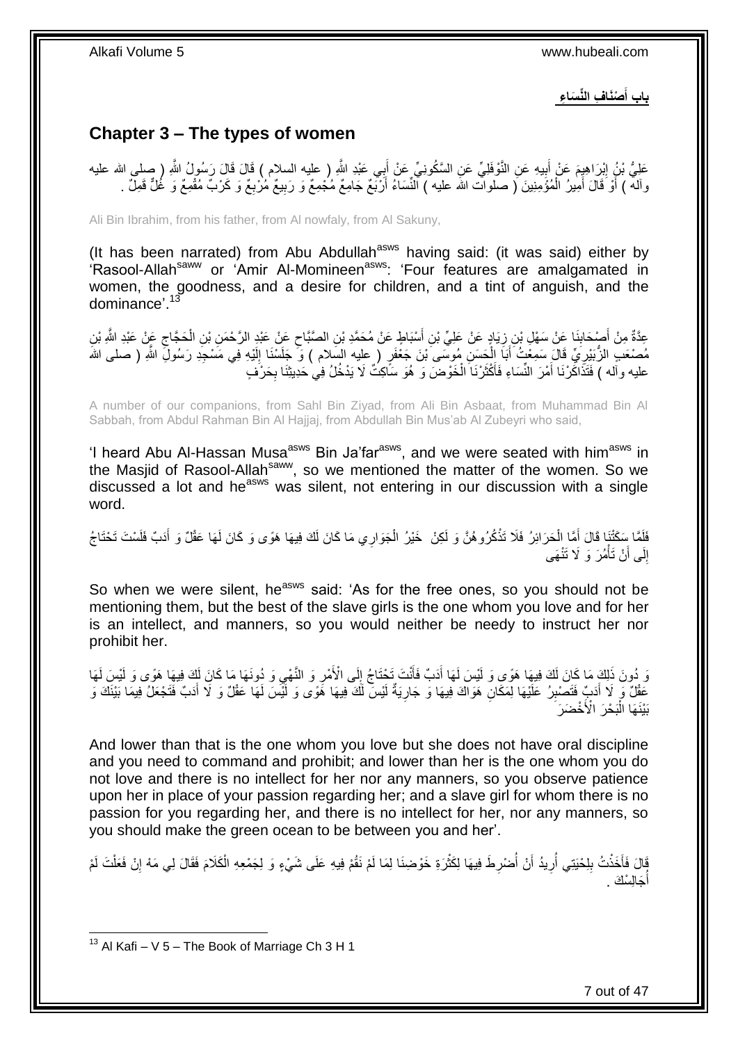**بابُ أَصْنَافِ النِّسَاءِ**

## Chapter 3 – The types of women

عَلِيُّ بْنُ إِبْرَاهِيمَ عَنْ أَبِيهِ عَنِ النَّوْفَلِيِّ عَنِ السَّكُونِيِّ عَنْ أَبِي عَبْدِ اللَّهِ ( عليه السلام ) قَالَ قَالَ رَسُولُ اللَّهِ ( صلى الله عليه وآله ) أَوْ قَالَ أَمِيرُ الْمُؤْمِنِينَ ( صلوات الله عليه ) النِّسَاءُ أَرْبَعٌ جَامِعٌ مُجْمِعٌ وَ رَبِيعٌ مُرْبِعٌ وَ كَرْبٌ مُقْمِعٌ وَ غُلٌّ قَمِلٌ .

Ali Bin Ibrahim, from his father, from Al nowfaly, from Al Sakuny,

(It has been narrated) from Abu Abdullah[asws] having said: (it was said) either by 'Rasool-Allah[saww] or 'Amir Al-Momineen[asws]: 'Four features are amalgamated in women, the goodness, and a desire for children, and a tint of anguish, and the dominance'.[13]

عِدَّةٌ مِنْ أَصْحَابِنَا عَنْ سَهْلِ بْنِ زِيَادٍ عَنْ عَلِيِّ بْنِ أَسْبَاطٍ عَنْ مُحَمَّدِ بْنِ الصَّبَّاحِ عَنْ عَبْدِ الرَّحْمَنِ بْنِ الْحَجَّاجِ عَنْ عَبْدِ اللَّهِ بْنِ مُصْعَبٍ الزُّبَيْرِيِّ قَالَ سَمِعْتُ أَبَا الْحَسَنِ مُوسَى بْنَ جَعْفَرٍ ( عليه السلام ) وَ جَلَسْنَا إِلَيْهِ فِي مَسْجِدِ رَسُولِ اللَّهِ ( صلى الله عليه وآله ) فَتَذَاكَرْنَا أَمْرَ النِّسَاءِ فَأَكْثَرْنَا الْخَوْضَ وَ هُوَ سَاكِتٌ لَا يَدْخُلُ فِي حَدِيثِنَا بِحَرْفٍ

A number of our companions, from Sahl Bin Ziyad, from Ali Bin Asbaat, from Muhammad Bin Al Sabbah, from Abdul Rahman Bin Al Hajjaj, from Abdullah Bin Mus'ab Al Zubeyri who said,

'I heard Abu Al-Hassan Musa[asws] Bin Ja'far[asws], and we were seated with him[asws] in the Masjid of Rasool-Allah[saww], so we mentioned the matter of the women. So we discussed a lot and he[asws] was silent, not entering in our discussion with a single word.

فَلَمَّا سَكَتْنَا قَالَ أَمَّا الْحَرَائِرُ فَلَا تُذْكَرُوهُنَّ وَ لَكِنْ خَيْرُ الْجَوَارِي مَا كَانَ لَكَ فِيهَا هَوًى وَ كَانَ لَهَا عَقْلٌ وَ أَدَبٌ فَلَسْتَ تَحْتَاجُ إِلَى أَنْ تَأْمُرَ وَ لَا تَنْهَى

So when we were silent, he[asws] said: 'As for the free ones, so you should not be mentioning them, but the best of the slave girls is the one whom you love and for her is an intellect, and manners, so you would neither be needy to instruct her nor prohibit her.

وَ دُونَ ذَلِكَ مَا كَانَ لَكَ فِيهَا هَوًى وَ لَيْسَ لَهَا أَدَبٌ فَأَنْتَ تَحْتَاجُ إِلَى الْأَمْرِ وَ النَّهْيِ وَ دُونَهَا مَا كَانَ لَكَ فِيهَا هَوًى وَ لَيْسَ لَهَا عَقْلٌ وَ لَا أَدَبٌ فَتَصْبِرُ عَلَيْهَا لِمَكَانِ هَوَاكَ فِيهَا وَ جَارِيَةٌ لَيْسَ لَكَ فِيهَا هَوًى وَ لَيْسَ لَهَا عَقْلٌ وَ لَا أَدَبٌ فَتَجْعَلُ فِيمَا بَيْنَكَ وَ بَيْنَهَا الْبَحْرَ الْأَخْضَرَ

And lower than that is the one whom you love but she does not have oral discipline and you need to command and prohibit; and lower than her is the one whom you do not love and there is no intellect for her nor any manners, so you observe patience upon her in place of your passion regarding her; and a slave girl for whom there is no passion for you regarding her, and there is no intellect for her, nor any manners, so you should make the green ocean to be between you and her'.

قَالَ فَأَخَذْتُ بِلِحْيَتِي أُرِيدُ أَنْ أَضْرِطَ فِيهَا لِكَثْرَةِ خَوْضِنَا لِمَا لَمْ نَقُمْ فِيهِ عَلَى شَيْءٍ وَ لِجَمْعِهِ الْكَلَامَ فَقَالَ لِي مَهْ إِنْ فَعَلْتَ لَمْ أُجَالِسْكَ .

---

[13] Al Kafi – V 5 – The Book of Marriage Ch 3 H 1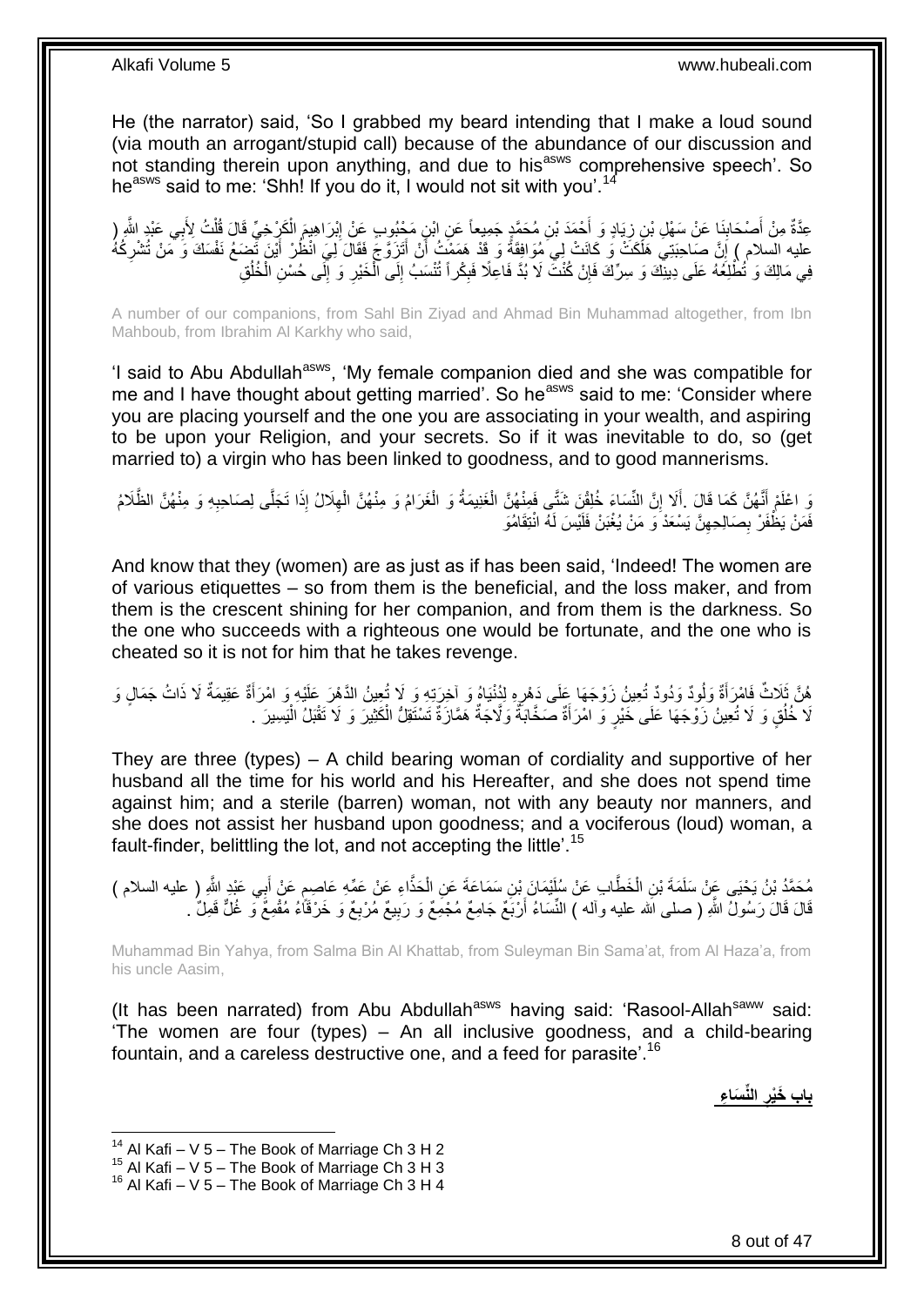He (the narrator) said, 'So I grabbed my beard intending that I make a loud sound (via mouth an arrogant/stupid call) because of the abundance of our discussion and not standing therein upon anything, and due to his[asws] comprehensive speech'. So he[asws] said to me: 'Shh! If you do it, I would not sit with you'.[14]

عِدَّةٌ مِنْ أَصْحَابِنَا عَنْ سَهْلِ بْنِ زِيَادٍ وَ أَحْمَدَ بْنِ مُحَمَّدٍ جَمِيعاً عَنِ ابْنِ مَحْبُوبٍ عَنْ إِبْرَاهِيمَ الْكَرْخِيِّ قَالَ قُلْتُ لِأَبِي عَبْدِ اللَّهِ ( عليه السلام ) إِنَّ صَاحِبَتِي هَلَكَتْ وَ كَانَتْ لِي مُوَافِقَةً وَ قَدْ هَمَمْتُ أَنْ أَتَزَوَّجَ فَقَالَ لِيَ انْظُرْ أَيْنَ تَضَعُ نَفْسَكَ وَ مَنْ تُشْرِكُهُ فِي مَالِكَ وَ تُطْلِعُهُ عَلَى دِينِكَ وَ سِرِّكَ فَإِنْ كُنْتَ لَا بُدَّ فَاعِلًا فَبِكْراً تُنْسَبُ إِلَى الْخَيْرِ وَ إِلَى حُسْنِ الْخُلُقِ

A number of our companions, from Sahl Bin Ziyad and Ahmad Bin Muhammad altogether, from Ibn Mahboub, from Ibrahim Al Karkhy who said,

'I said to Abu Abdullah[asws], 'My female companion died and she was compatible for me and I have thought about getting married'. So he[asws] said to me: 'Consider where you are placing yourself and the one you are associating in your wealth, and aspiring to be upon your Religion, and your secrets. So if it was inevitable to do, so (get married to) a virgin who has been linked to goodness, and to good mannerisms.

وَ اعْلَمْ أَنَّهُنَّ كَمَا قَالَ .أَلَا إِنَّ النِّسَاءَ خُلِقْنَ شَتَّى فَمِنْهُنَّ الْغَنِيمَةُ وَ الْغَرَامُ وَ مِنْهُنَّ الْهِلَالُ إِذَا تَجَلَّى لِصَاحِبِهِ وَ مِنْهُنَّ الظَّلَامُ فَمَنْ يَظْفَرْ بِصَالِحِهِنَّ يَسْعَدْ وَ مَنْ يُغْبَنْ فَلَيْسَ لَهُ انْتِقَامُ

And know that they (women) are as just as if has been said, 'Indeed! The women are of various etiquettes – so from them is the beneficial, and the loss maker, and from them is the crescent shining for her companion, and from them is the darkness. So the one who succeeds with a righteous one would be fortunate, and the one who is cheated so it is not for him that he takes revenge.

هُنَّ ثَلَاثٌ فَامْرَأَةٌ وَلُودٌ وَدُودٌ تُعِينُ زَوْجَهَا عَلَى دَهْرِهِ لِدُنْيَاهُ وَ آخِرَتِهِ وَ لَا تُعِينُ الدَّهْرَ عَلَيْهِ وَ امْرَأَةٌ عَقِيمَةٌ لَا ذَاتُ جَمَالٍ وَ لَا خُلُقٍ وَ لَا تُعِينُ زَوْجَهَا عَلَى خَيْرٍ وَ امْرَأَةٌ صَخَّابَةٌ وَلَّاجَةٌ هَمَّازَةٌ تَسْتَقِلُّ الْكَثِيرَ وَ لَا تَقْبَلُ الْيَسِيرَ .

They are three (types) – A child bearing woman of cordiality and supportive of her husband all the time for his world and his Hereafter, and she does not spend time against him; and a sterile (barren) woman, not with any beauty nor manners, and she does not assist her husband upon goodness; and a vociferous (loud) woman, a fault-finder, belittling the lot, and not accepting the little'.[15]

مُحَمَّدُ بْنُ يَحْيَى عَنْ سَلَمَةَ بْنِ الْخَطَّابِ عَنْ سُلَيْمَانَ بْنِ سَمَاعَةَ عَنِ الْحَذَّاءِ عَنْ عَمِّهِ عَاصِمٍ عَنْ أَبِي عَبْدِ اللَّهِ ( عليه السلام ) قَالَ قَالَ رَسُولُ اللَّهِ ( صلى الله عليه وآله ) النِّسَاءُ أَرْبَعٌ جَامِعٌ مُجْمِعٌ وَ رَبِيعٌ مُرْبِعٌ وَ خَرْقَاءُ مُقْمِعٌ وَ غُلٌّ قَمِلٌ .

Muhammad Bin Yahya, from Salma Bin Al Khattab, from Suleyman Bin Sama'at, from Al Haza'a, from his uncle Aasim,

(It has been narrated) from Abu Abdullah[asws] having said: 'Rasool-Allah[saww] said: 'The women are of four (types) – An all inclusive goodness, and a child-bearing fountain, and a careless destructive one, and a feed for parasite'.[16]

## باب خَيْرِ النِّسَاءِ

[14] Al Kafi – V 5 – The Book of Marriage Ch 3 H 2
[15] Al Kafi – V 5 – The Book of Marriage Ch 3 H 3
[16] Al Kafi – V 5 – The Book of Marriage Ch 3 H 4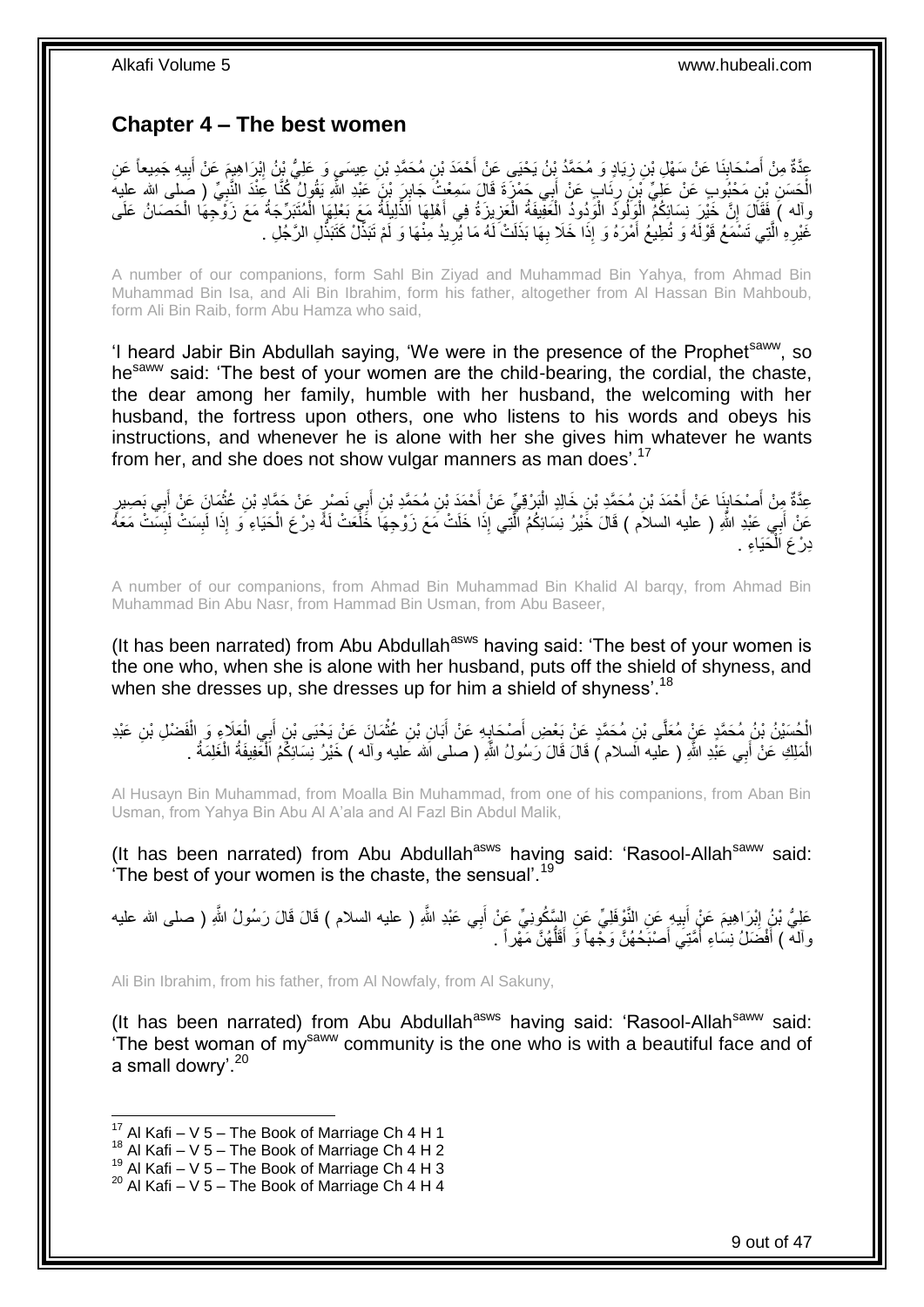## Chapter 4 – The best women

عِدَّةٌ مِنْ أَصْحَابِنَا عَنْ سَهْلِ بْنِ زِيَادٍ وَ مُحَمَّدُ بْنُ يَحْيَى عَنْ أَحْمَدَ بْنِ مُحَمَّدِ بْنِ عِيسَى وَ عَلِيُّ بْنُ إِبْرَاهِيمَ عَنْ أَبِيهِ جَمِيعاً عَنِ الْحَسَنِ بْنِ مَحْبُوبٍ عَنْ عَلِيِّ بْنِ رِئَابٍ عَنْ أَبِي حَمْزَةَ قَالَ سَمِعْتُ جَابِرَ بْنَ عَبْدِ اللَّهِ يَقُولُ كُنَّا عِنْدَ النَّبِيِّ ( صلى الله عليه وآله ) فَقَالَ إِنَّ خَيْرَ نِسَائِكُمُ الْوَلُودُ الْوَدُودُ الْعَفِيفَةُ الْعَزِيزَةُ فِي أَهْلِهَا الذَّلِيلَةُ مَعَ بَعْلِهَا الْمُتَبَرِّجَةُ مَعَ زَوْجِهَا الْحَصَانُ عَلَى غَيْرِهِ الَّتِي تَسْمَعُ قَوْلَهُ وَ تُطِيعُ أَمْرَهُ وَ إِذَا خَلَا بِهَا بَذَلَتْ لَهُ مَا يُرِيدُ مِنْهَا وَ لَمْ تَبَذَّلْ كَتَبَذُّلِ الرَّجُلِ .

A number of our companions, form Sahl Bin Ziyad and Muhammad Bin Yahya, from Ahmad Bin Muhammad Bin Isa, and Ali Bin Ibrahim, form his father, altogether from Al Hassan Bin Mahboub, form Ali Bin Raib, form Abu Hamza who said,

'I heard Jabir Bin Abdullah saying, 'We were in the presence of the Prophet[saww], so he[saww] said: 'The best of your women are the child-bearing, the cordial, the chaste, the dear among her family, humble with her husband, the welcoming with her husband, the fortress upon others, one who listens to his words and obeys his instructions, and whenever he is alone with her she gives him whatever he wants from her, and she does not show vulgar manners as man does'.[17]

عِدَّةٌ مِنْ أَصْحَابِنَا عَنْ أَحْمَدَ بْنِ مُحَمَّدِ بْنِ خَالِدٍ الْبَرْقِيِّ عَنْ أَحْمَدَ بْنِ مُحَمَّدِ بْنِ أَبِي نَصْرٍ عَنْ حَمَّادِ بْنِ عُثْمَانَ عَنْ أَبِي بَصِيرٍ عَنْ أَبِي عَبْدِ اللَّهِ ( عليه السلام ) قَالَ خَيْرُ نِسَائِكُمُ الَّتِي إِذَا خَلَتْ مَعَ زَوْجِهَا خَلَعَتْ لَهُ دِرْعَ الْحَيَاءِ وَ إِذَا لَبِسَتْ لَبِسَتْ مَعَهُ دِرْعَ الْحَيَاءِ .

A number of our companions, from Ahmad Bin Muhammad Bin Khalid Al barqy, from Ahmad Bin Muhammad Bin Abu Nasr, from Hammad Bin Usman, from Abu Baseer,

(It has been narrated) from Abu Abdullah[asws] having said: 'The best of your women is the one who, when she is alone with her husband, puts off the shield of shyness, and when she dresses up, she dresses up for him a shield of shyness'.[18]

الْحُسَيْنُ بْنُ مُحَمَّدٍ عَنْ مُعَلَّى بْنِ مُحَمَّدٍ عَنْ بَعْضِ أَصْحَابِهِ عَنْ أَبَانِ بْنِ عُثْمَانَ عَنْ يَحْيَى بْنِ أَبِي الْعَلَاءِ وَ الْفَضْلِ بْنِ عَبْدِ الْمَلِكِ عَنْ أَبِي عَبْدِ اللَّهِ ( عليه السلام ) قَالَ قَالَ رَسُولُ اللَّهِ ( صلى الله عليه وآله ) خَيْرُ نِسَائِكُمُ الْعَفِيفَةُ الْغَلِمَةُ .

Al Husayn Bin Muhammad, from Moalla Bin Muhammad, from one of his companions, from Aban Bin Usman, from Yahya Bin Abu Al A'ala and Al Fazl Bin Abdul Malik,

(It has been narrated) from Abu Abdullah[asws] having said: 'Rasool-Allah[saww] said: 'The best of your women is the chaste, the sensual'.[19]

عَلِيُّ بْنُ إِبْرَاهِيمَ عَنْ أَبِيهِ عَنِ النَّوْفَلِيِّ عَنِ السَّكُونِيِّ عَنْ أَبِي عَبْدِ اللَّهِ ( عليه السلام ) قَالَ قَالَ رَسُولُ اللَّهِ ( صلى الله عليه وآله ) أَفْضَلُ نِسَاءِ أُمَّتِي أَصْبَحُهُنَّ وَجْهاً وَ أَقَلُّهُنَّ مَهْراً .

Ali Bin Ibrahim, from his father, from Al Nowfaly, from Al Sakuny,

(It has been narrated) from Abu Abdullah[asws] having said: 'Rasool-Allah[saww] said: 'The best woman of my[saww] community is the one who is with a beautiful face and of a small dowry'.[20]

---

[17] Al Kafi – V 5 – The Book of Marriage Ch 4 H 1
[18] Al Kafi – V 5 – The Book of Marriage Ch 4 H 2
[19] Al Kafi – V 5 – The Book of Marriage Ch 4 H 3
[20] Al Kafi – V 5 – The Book of Marriage Ch 4 H 4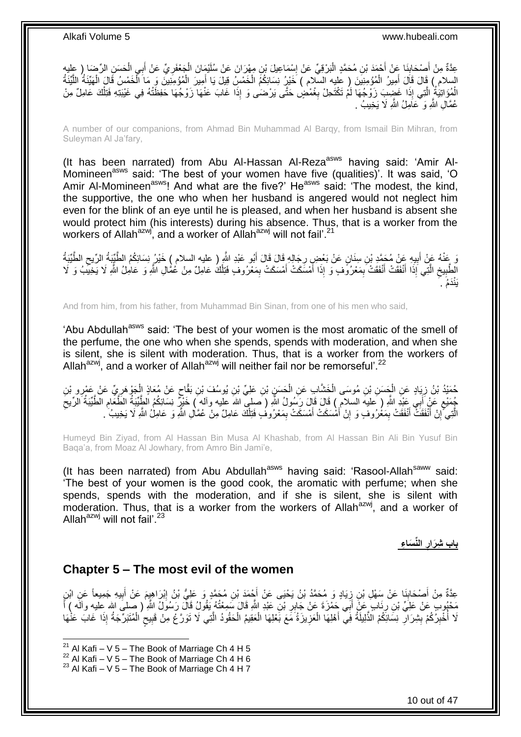عِدَّةٌ مِنْ أَصْحَابِنَا عَنْ أَحْمَدَ بْنِ مُحَمَّدٍ الْبَرْقِيِّ عَنْ إِسْمَاعِيلَ بْنِ مِهْرَانَ عَنْ سُلَيْمَانَ الْجَعْفَرِيِّ عَنْ أَبِي الْحَسَنِ الرِّضَا ( عليه السلام ) قَالَ قَالَ أَمِيرُ الْمُؤْمِنِينَ ( عليه السلام ) خَيْرُ نِسَائِكُمُ الْخَمْسُ قِيلَ يَا أَمِيرَ الْمُؤْمِنِينَ وَ مَا الْخَمْسُ قَالَ الْهَيِّنَةُ اللَّيِّنَةُ الْمُوَاتِيَةُ الَّتِي إِذَا غَضِبَ زَوْجُهَا لَمْ تَكْتَحِلْ بِغُمْضٍ حَتَّى يَرْضَى وَ إِذَا غَابَ عَنْهَا زَوْجُهَا حَفِظَتْهُ فِي غَيْبَتِهِ فَتِلْكَ عَامِلٌ مِنْ عُمَّالِ اللَّهِ وَ عَامِلُ اللَّهِ لَا يَخِيبُ .

A number of our companions, from Ahmad Bin Muhammad Al Barqy, from Ismail Bin Mihran, from Suleyman Al Ja'fary,

(It has been narrated) from Abu Al-Hassan Al-Reza[asws] having said: 'Amir Al-Momineen[asws] said: 'The best of your women have five (qualities)'. It was said, 'O Amir Al-Momineen[asws]! And what are the five?' He[asws] said: 'The modest, the kind, the supportive, the one who when her husband is angered would not neglect him even for the blink of an eye until he is pleased, and when her husband is absent she would protect him (his interests) during his absence. Thus, that is a worker from the workers of Allah[azwj], and a worker of Allah[azwj] will not fail'.[21]

وَ عَنْهُ عَنْ أَبِيهِ عَنْ مُحَمَّدِ بْنِ سِنَانٍ عَنْ بَعْضِ رِجَالِهِ قَالَ قَالَ أَبُو عَبْدِ اللَّهِ ( عليه السلام ) خَيْرُ نِسَائِكُمُ الطَّيِّبَةُ الرِّيحِ الطَّيِّبَةُ الطَّبِيخِ الَّتِي إِذَا أَنْفَقَتْ أَنْفَقَتْ بِمَعْرُوفٍ وَ إِذَا أَمْسَكَتْ أَمْسَكَتْ بِمَعْرُوفٍ فَتِلْكَ عَامِلٌ مِنْ عُمَّالِ اللَّهِ وَ عَامِلُ اللَّهِ لَا يَخِيبُ وَ لَا يَنْدَمُ .

And from him, from his father, from Muhammad Bin Sinan, from one of his men who said,

'Abu Abdullah[asws] said: 'The best of your women is the most aromatic of the smell of the perfume, the one who when she spends, spends with moderation, and when she is silent, she is silent with moderation. Thus, that is a worker from the workers of Allah[azwj], and a worker of Allah[azwj] will neither fail nor be remorseful'.[22]

حُمَيْدُ بْنُ زِيَادٍ عَنِ الْحَسَنِ بْنِ مُوسَى الْخَشَّابِ عَنِ الْحَسَنِ بْنِ عَلِيِّ بْنِ يُوسُفَ بْنِ بَقَّاحٍ عَنْ مُعَاذٍ الْجَوْهَرِيِّ عَنْ عَمْرِو بْنِ جُمَيْعٍ عَنْ أَبِي عَبْدِ اللَّهِ ( عليه السلام ) قَالَ قَالَ رَسُولُ اللَّهِ ( صلى الله عليه وآله ) خَيْرُ نِسَائِكُمُ الطَّيِّبَةُ الطَّعَامِ الطَّيِّبَةُ الرِّيحِ الَّتِي إِنْ أَنْفَقَتْ أَنْفَقَتْ بِمَعْرُوفٍ وَ إِنْ أَمْسَكَتْ أَمْسَكَتْ بِمَعْرُوفٍ فَتِلْكَ عَامِلٌ مِنْ عُمَّالِ اللَّهِ وَ عَامِلُ اللَّهِ لَا يَخِيبُ .

Humeyd Bin Ziyad, from Al Hassan Bin Musa Al Khashab, from Al Hassan Bin Ali Bin Yusuf Bin Baqa'a, from Moaz Al Jowhary, from Amro Bin Jami'e,

(It has been narrated) from Abu Abdullah[asws] having said: 'Rasool-Allah[saww] said: 'The best of your women is the good cook, the aromatic with perfume; when she spends, spends with the moderation, and if she is silent, she is silent with moderation. Thus, that is a worker from the workers of Allah[azwj], and a worker of Allah[azwj] will not fail'.[23]

## باب شِرَارِ النِّسَاءِ

## Chapter 5 – The most evil of the women

عِدَّةٌ مِنْ أَصْحَابِنَا عَنْ سَهْلِ بْنِ زِيَادٍ وَ مُحَمَّدُ بْنُ يَحْيَى عَنْ أَحْمَدَ بْنِ مُحَمَّدٍ وَ عَلِيُّ بْنُ إِبْرَاهِيمَ عَنْ أَبِيهِ جَمِيعاً عَنِ ابْنِ مَحْبُوبٍ عَنْ عَلِيِّ بْنِ رِئَابٍ عَنْ أَبِي حَمْزَةَ عَنْ جَابِرِ بْنِ عَبْدِ اللَّهِ قَالَ سَمِعْتُهُ يَقُولُ قَالَ رَسُولُ اللَّهِ ( صلى الله عليه وآله ) أَ لَا أُخْبِرُكُمْ بِشِرَارِ نِسَائِكُمُ الذَّلِيلَةُ فِي أَهْلِهَا الْعَزِيزَةُ مَعَ بَعْلِهَا الْعَقِيمُ الْحَقُودُ الَّتِي لَا تَوَرَّعُ مِنْ قَبِيحٍ الْمُتَبَرِّجَةُ إِذَا غَابَ عَنْهَا

---

[21] Al Kafi – V 5 – The Book of Marriage Ch 4 H 5
[22] Al Kafi – V 5 – The Book of Marriage Ch 4 H 6
[23] Al Kafi – V 5 – The Book of Marriage Ch 4 H 7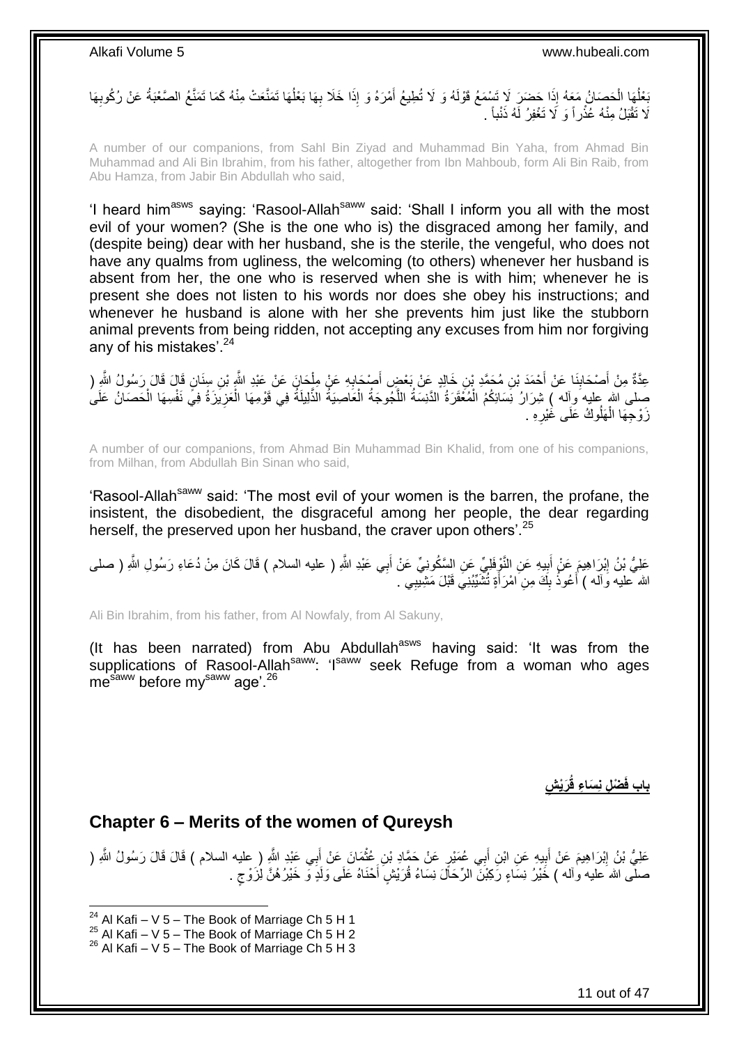بَعْلُهَا الْحَصَانُ مَعَهُ إِذَا حَضَرَ لَا تَسْمَعُ قَوْلَهُ وَ لَا تُطِيعُ أَمْرَهُ وَ إِذَا خَلَا بِهَا بَعْلُهَا تَمَنَّعَتْ مِنْهُ كَمَا تَمَنَّعُ الصَّعْبَةُ عَنْ رُكُوبِهَا لَا تَقْبَلُ مِنْهُ عُذْراً وَ لَا تَغْفِرُ لَهُ ذَنْباً .

A number of our companions, from Sahl Bin Ziyad and Muhammad Bin Yaha, from Ahmad Bin Muhammad and Ali Bin Ibrahim, from his father, altogether from Ibn Mahboub, form Ali Bin Raib, from Abu Hamza, from Jabir Bin Abdullah who said,

'I heard him[asws] saying: 'Rasool-Allah[saww] said: 'Shall I inform you all with the most evil of your women? (She is the one who is) the disgraced among her family, and (despite being) dear with her husband, she is the sterile, the vengeful, who does not have any qualms from ugliness, the welcoming (to others) whenever her husband is absent from her, the one who is reserved when she is with him; whenever he is present she does not listen to his words nor does she obey his instructions; and whenever he husband is alone with her she prevents him just like the stubborn animal prevents from being ridden, not accepting any excuses from him nor forgiving any of his mistakes'.[24]

عِدَّةٌ مِنْ أَصْحَابِنَا عَنْ أَحْمَدَ بْنِ مُحَمَّدِ بْنِ خَالِدٍ عَنْ بَعْضِ أَصْحَابِهِ عَنْ مِلْحَانَ عَنْ عَبْدِ اللَّهِ بْنِ سِنَانٍ قَالَ قَالَ رَسُولُ اللَّهِ ( صلى الله عليه وآله ) شِرَارُ نِسَائِكُمُ الْمُعْقَرَةُ الدَّنِسَةُ اللَّجُوجَةُ الْعَاصِيَةُ الذَّلِيلَةُ فِي قَوْمِهَا الْعَزِيزَةُ فِي نَفْسِهَا الْحَصَانُ عَلَى زَوْجِهَا الْهَلُوكُ عَلَى غَيْرِهِ .

A number of our companions, from Ahmad Bin Muhammad Bin Khalid, from one of his companions, from Milhan, from Abdullah Bin Sinan who said,

'Rasool-Allah[saww] said: 'The most evil of your women is the barren, the profane, the insistent, the disobedient, the disgraceful among her people, the dear regarding herself, the preserved upon her husband, the craver upon others'.[25]

عَلِيُّ بْنُ إِبْرَاهِيمَ عَنْ أَبِيهِ عَنِ النَّوْفَلِيِّ عَنِ السَّكُونِيِّ عَنْ أَبِي عَبْدِ اللَّهِ ( عليه السلام ) قَالَ كَانَ مِنْ دُعَاءِ رَسُولِ اللَّهِ ( صلى الله عليه وآله ) أَعُوذُ بِكَ مِنِ امْرَأَةٍ تُشَيِّبُنِي قَبْلَ مَشِيبِي .

Ali Bin Ibrahim, from his father, from Al Nowfaly, from Al Sakuny,

(It has been narrated) from Abu Abdullah[asws] having said: 'It was from the supplications of Rasool-Allah[saww]: 'I[saww] seek Refuge from a woman who ages me[saww] before my[saww] age'.[26]

## باب فَضْلِ نِسَاءِ قُرَيْشٍ

## Chapter 6 – Merits of the women of Qureysh

عَلِيُّ بْنُ إِبْرَاهِيمَ عَنْ أَبِيهِ عَنِ ابْنِ أَبِي عُمَيْرٍ عَنْ حَمَّادِ بْنِ عُثْمَانَ عَنْ أَبِي عَبْدِ اللَّهِ ( عليه السلام ) قَالَ قَالَ رَسُولُ اللَّهِ ( صلى الله عليه وآله ) خَيْرُ نِسَاءٍ رَكِبْنَ الرِّحَالَ نِسَاءُ قُرَيْشٍ أَحْنَاهُ عَلَى وَلَدٍ وَ خَيْرُهُنَّ لِزَوْجٍ .

[24] Al Kafi – V 5 – The Book of Marriage Ch 5 H 1
[25] Al Kafi – V 5 – The Book of Marriage Ch 5 H 2
[26] Al Kafi – V 5 – The Book of Marriage Ch 5 H 3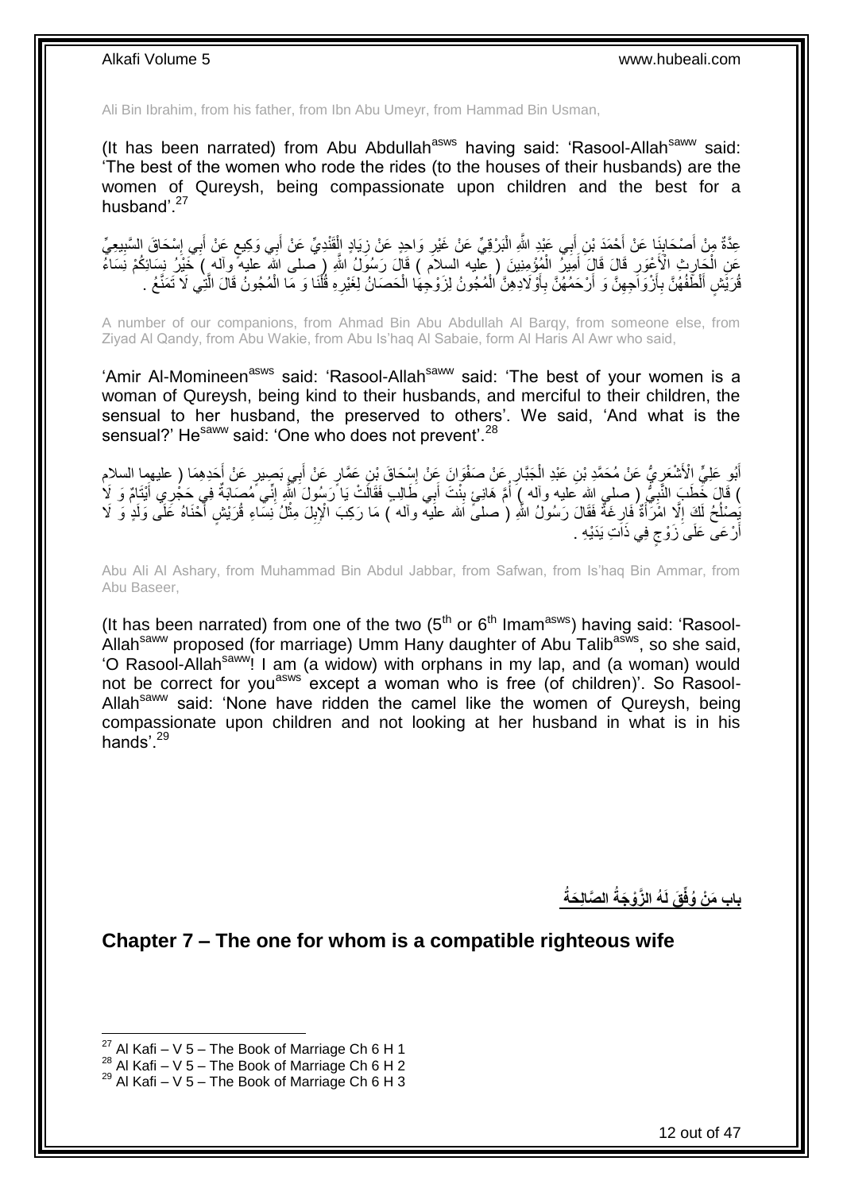Ali Bin Ibrahim, from his father, from Ibn Abu Umeyr, from Hammad Bin Usman,

(It has been narrated) from Abu Abdullah[asws] having said: 'Rasool-Allah[saww] said: 'The best of the women who rode the rides (to the houses of their husbands) are the women of Qureysh, being compassionate upon children and the best for a husband'.[27]

عِدَّةٌ مِنْ أَصْحَابِنَا عَنْ أَحْمَدَ بْنِ أَبِي عَبْدِ اللَّهِ الْبَرْقِيِّ عَنْ غَيْرِ وَاحِدٍ عَنْ زِيَادٍ الْقَنْدِيِّ عَنْ أَبِي وَكِيعٍ عَنْ أَبِي إِسْحَاقَ السَّبِيعِيِّ عَنِ الْحَارِثِ الْأَعْوَرِ قَالَ قَالَ أَمِيرُ الْمُؤْمِنِينَ ( عليه السلام ) قَالَ رَسُولُ اللَّهِ ( صلى الله عليه وآله ) خَيْرُ نِسَائِكُمْ نِسَاءُ قُرَيْشٍ أَلْطَفُهُنَّ بِأَزْوَاجِهِنَّ وَ أَرْحَمُهُنَّ بِأَوْلَادِهِنَّ الْمُجُونُ لِزَوْجِهَا الْحَصَانُ لِغَيْرِهِ قُلْنَا وَ مَا الْمُجُونُ قَالَ الَّتِي لَا تَمَنَّعُ .

A number of our companions, from Ahmad Bin Abu Abdullah Al Barqy, from someone else, from Ziyad Al Qandy, from Abu Wakie, from Abu Is'haq Al Sabaie, form Al Haris Al Awr who said,

'Amir Al-Momineen[asws] said: 'Rasool-Allah[saww] said: 'The best of your women is a woman of Qureysh, being kind to their husbands, and merciful to their children, the sensual to her husband, the preserved to others'. We said, 'And what is the sensual?' He[saww] said: 'One who does not prevent'.[28]

أَبُو عَلِيٍّ الْأَشْعَرِيُّ عَنْ مُحَمَّدِ بْنِ عَبْدِ الْجَبَّارِ عَنْ صَفْوَانَ عَنْ إِسْحَاقَ بْنِ عَمَّارٍ عَنْ أَبِي بَصِيرٍ عَنْ أَحَدِهِمَا ( عليهما السلام ) قَالَ خَطَبَ النَّبِيُّ ( صلى الله عليه وآله ) أُمَّ هَانِئٍ بِنْتَ أَبِي طَالِبٍ فَقَالَتْ يَا رَسُولَ اللَّهِ إِنِّي مُصَابَةٌ فِي حَجْرِي أَيْتَامٌ وَ لَا يَصْلُحُ لَكَ إِلَّا امْرَأَةٌ فَارِغَةٌ فَقَالَ رَسُولُ اللَّهِ ( صلى الله عليه وآله ) مَا رَكِبَ الْإِبِلَ مِثْلُ نِسَاءِ قُرَيْشٍ أَحْنَاهُ عَلَى وَلَدٍ وَ لَا أَرْعَى عَلَى زَوْجٍ فِي ذَاتِ يَدَيْهِ .

Abu Ali Al Ashary, from Muhammad Bin Abdul Jabbar, from Safwan, from Is'haq Bin Ammar, from Abu Baseer,

(It has been narrated) from one of the two (5th or 6th Imam[asws]) having said: 'Rasool-Allah[saww] proposed (for marriage) Umm Hany daughter of Abu Talib[asws], so she said, 'O Rasool-Allah[saww]! I am (a widow) with orphans in my lap, and (a woman) would not be correct for you[asws] except a woman who is free (of children)'. So Rasool-Allah[saww] said: 'None have ridden the camel like the women of Qureysh, being compassionate upon children and not looking at her husband in what is in his hands'.[29]

## باب مَنْ وُفِّقَ لَهُ الزَّوْجَةُ الصَّالِحَةُ

## Chapter 7 – The one for whom is a compatible righteous wife

[27] Al Kafi – V 5 – The Book of Marriage Ch 6 H 1
[28] Al Kafi – V 5 – The Book of Marriage Ch 6 H 2
[29] Al Kafi – V 5 – The Book of Marriage Ch 6 H 3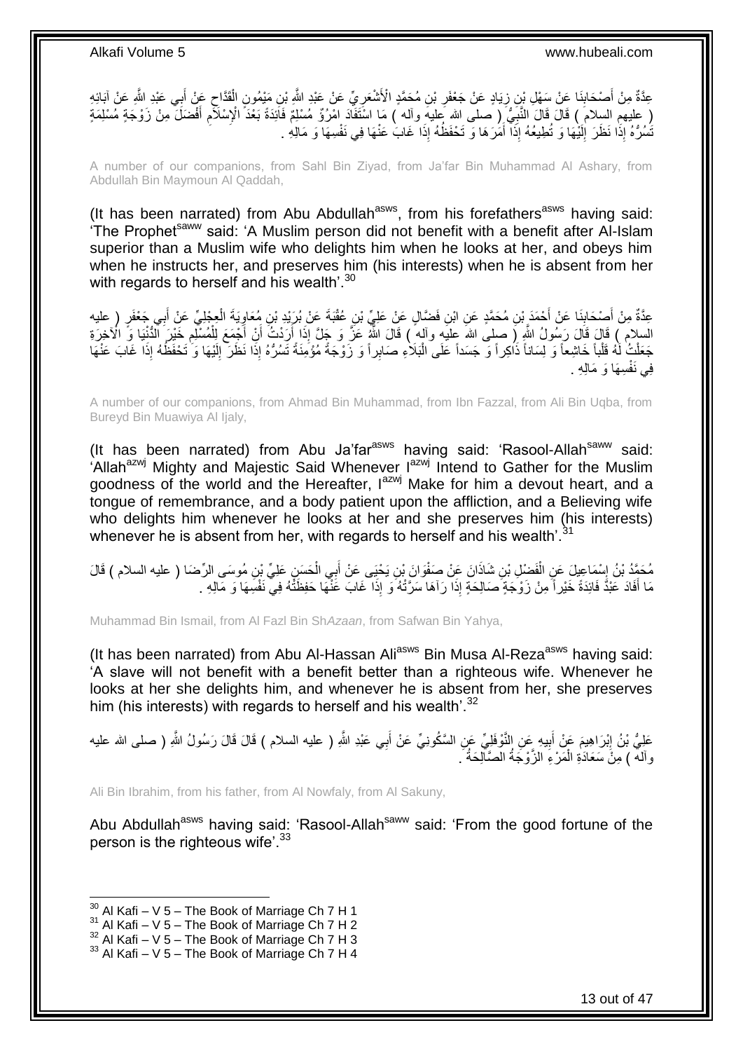عِدَّةٌ مِنْ أَصْحَابِنَا عَنْ سَهْلِ بْنِ زِيَادٍ عَنْ جَعْفَرِ بْنِ مُحَمَّدٍ الْأَشْعَرِيِّ عَنْ عَبْدِ اللَّهِ بْنِ مَيْمُونٍ الْقَدَّاحِ عَنْ أَبِي عَبْدِ اللَّهِ عَنْ آبَائِهِ ( عليهم السلام ) قَالَ قَالَ النَّبِيُّ ( صلى الله عليه وآله ) مَا اسْتَفَادَ امْرُؤٌ مُسْلِمٌ فَائِدَةً بَعْدَ الْإِسْلَامِ أَفْضَلَ مِنْ زَوْجَةٍ مُسْلِمَةٍ تَسُرُّهُ إِذَا نَظَرَ إِلَيْهَا وَ تُطِيعُهُ إِذَا أَمَرَهَا وَ تَحْفَظُهُ إِذَا غَابَ عَنْهَا فِي نَفْسِهَا وَ مَالِهِ .

A number of our companions, from Sahl Bin Ziyad, from Ja'far Bin Muhammad Al Ashary, from Abdullah Bin Maymoun Al Qaddah,

(It has been narrated) from Abu Abdullah[asws], from his forefathers[asws] having said: 'The Prophet[saww] said: 'A Muslim person did not benefit with a benefit after Al-Islam superior than a Muslim wife who delights him when he looks at her, and obeys him when he instructs her, and preserves him (his interests) when he is absent from her with regards to herself and his wealth'.[30]

عِدَّةٌ مِنْ أَصْحَابِنَا عَنْ أَحْمَدَ بْنِ مُحَمَّدٍ عَنِ ابْنِ فَضَّالٍ عَنْ عَلِيِّ بْنِ عُقْبَةَ عَنْ بُرَيْدِ بْنِ مُعَاوِيَةَ الْعِجْلِيِّ عَنْ أَبِي جَعْفَرٍ ( عليه السلام ) قَالَ قَالَ رَسُولُ اللَّهِ ( صلى الله عليه وآله ) قَالَ اللَّهُ عَزَّ وَ جَلَّ إِذَا أَرَدْتُ أَنْ أَجْمَعَ لِلْمُسْلِمِ خَيْرَ الدُّنْيَا وَ الْآخِرَةِ جَعَلْتُ لَهُ قَلْباً خَاشِعاً وَ لِسَاناً ذَاكِراً وَ جَسَداً عَلَى الْبَلَاءِ صَابِراً وَ زَوْجَةً مُؤْمِنَةً تَسُرُّهُ إِذَا نَظَرَ إِلَيْهَا وَ تَحْفَظُهُ إِذَا غَابَ عَنْهَا فِي نَفْسِهَا وَ مَالِهِ .

A number of our companions, from Ahmad Bin Muhammad, from Ibn Fazzal, from Ali Bin Uqba, from Bureyd Bin Muawiya Al Ijaly,

(It has been narrated) from Abu Ja'far[asws] having said: 'Rasool-Allah[saww] said: 'Allah[azwj] Mighty and Majestic Said Whenever I[azwj] Intend to Gather for the Muslim goodness of the world and the Hereafter, I[azwj] Make for him a devout heart, and a tongue of remembrance, and a body patient upon the affliction, and a Believing wife who delights him whenever he looks at her and she preserves him (his interests) whenever he is absent from her, with regards to herself and his wealth'.[31]

مُحَمَّدُ بْنُ إِسْمَاعِيلَ عَنِ الْفَضْلِ بْنِ شَاذَانَ عَنْ صَفْوَانَ بْنِ يَحْيَى عَنْ أَبِي الْحَسَنِ عَلِيِّ بْنِ مُوسَى الرِّضَا ( عليه السلام ) قَالَ مَا أَفَادَ عَبْدٌ فَائِدَةً خَيْراً مِنْ زَوْجَةٍ صَالِحَةٍ إِذَا رَآهَا سَرَّتْهُ وَ إِذَا غَابَ عَنْهَا حَفِظَتْهُ فِي نَفْسِهَا وَ مَالِهِ .

Muhammad Bin Ismail, from Al Fazl Bin Sh*Azaan*, from Safwan Bin Yahya,

(It has been narrated) from Abu Al-Hassan Ali[asws] Bin Musa Al-Reza[asws] having said: 'A slave will not benefit with a benefit better than a righteous wife. Whenever he looks at her she delights him, and whenever he is absent from her, she preserves him (his interests) with regards to herself and his wealth'.[32]

عَلِيُّ بْنُ إِبْرَاهِيمَ عَنْ أَبِيهِ عَنِ النَّوْفَلِيِّ عَنِ السَّكُونِيِّ عَنْ أَبِي عَبْدِ اللَّهِ ( عليه السلام ) قَالَ قَالَ رَسُولُ اللَّهِ ( صلى الله عليه وآله ) مِنْ سَعَادَةِ الْمَرْءِ الزَّوْجَةُ الصَّالِحَةُ .

Ali Bin Ibrahim, from his father, from Al Nowfaly, from Al Sakuny,

Abu Abdullah[asws] having said: 'Rasool-Allah[saww] said: 'From the good fortune of the person is the righteous wife'.[33]

---

[30] Al Kafi – V 5 – The Book of Marriage Ch 7 H 1
[31] Al Kafi – V 5 – The Book of Marriage Ch 7 H 2
[32] Al Kafi – V 5 – The Book of Marriage Ch 7 H 3
[33] Al Kafi – V 5 – The Book of Marriage Ch 7 H 4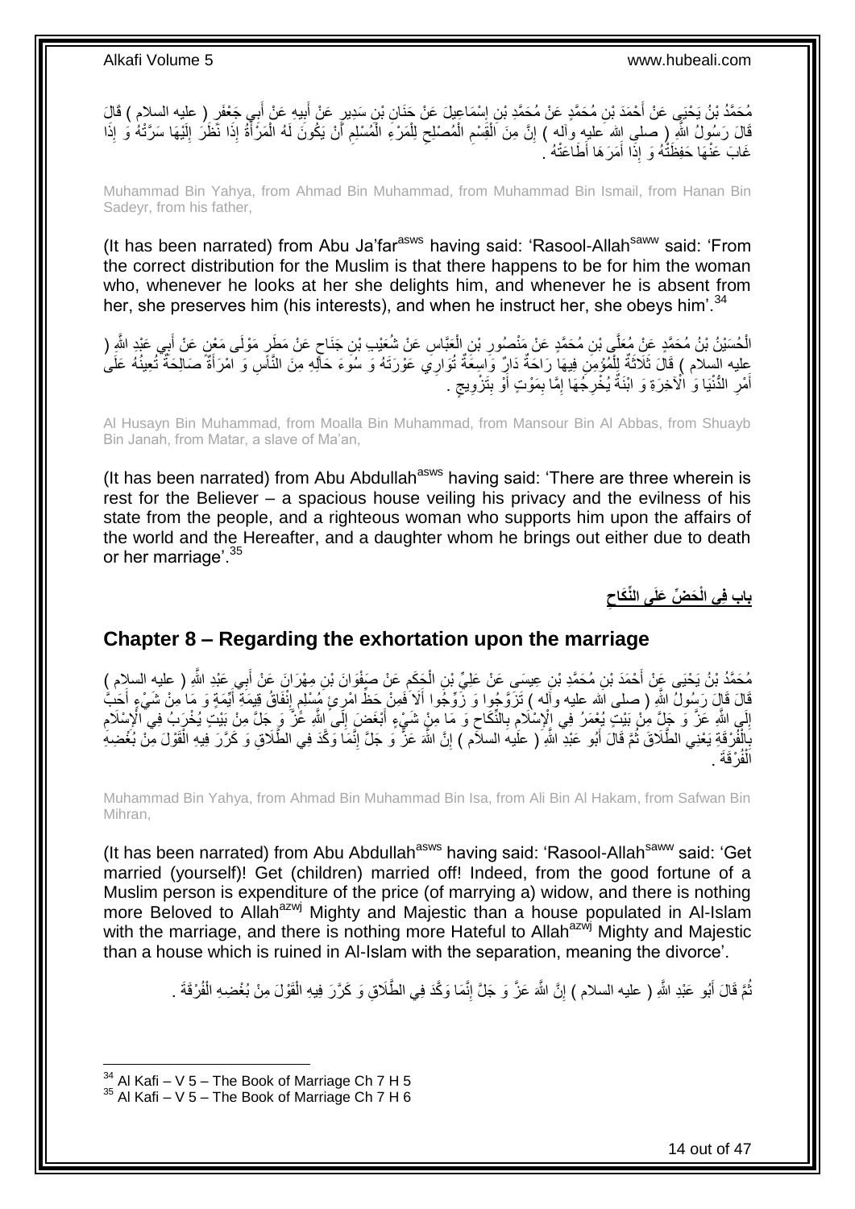مُحَمَّدُ بْنُ يَحْيَى عَنْ أَحْمَدَ بْنِ مُحَمَّدٍ عَنْ مُحَمَّدِ بْنِ إِسْمَاعِيلَ عَنْ حَنَانِ بْنِ سَدِيرٍ عَنْ أَبِيهِ عَنْ أَبِي جَعْفَرٍ ( عليه السلام ) قَالَ قَالَ رَسُولُ اللَّهِ ( صلى الله عليه وآله ) إِنَّ مِنَ الْقَسْمِ الْمُصْلِحِ لِلْمَرْءِ الْمُسْلِمِ أَنْ يَكُونَ لَهُ الْمَرْأَةُ إِذَا نَظَرَ إِلَيْهَا سَرَّتْهُ وَ إِذَا غَابَ عَنْهَا حَفِظَتْهُ وَ إِذَا أَمَرَهَا أَطَاعَتْهُ .

Muhammad Bin Yahya, from Ahmad Bin Muhammad, from Muhammad Bin Ismail, from Hanan Bin Sadeyr, from his father,

(It has been narrated) from Abu Ja'far[asws] having said: 'Rasool-Allah[saww] said: 'From the correct distribution for the Muslim is that there happens to be for him the woman who, whenever he looks at her she delights him, and whenever he is absent from her, she preserves him (his interests), and when he instruct her, she obeys him'.[34]

الْحُسَيْنُ بْنُ مُحَمَّدٍ عَنْ مُعَلَّى بْنِ مُحَمَّدٍ عَنْ مَنْصُورِ بْنِ الْعَبَّاسِ عَنْ شُعَيْبِ بْنِ جَنَاحٍ عَنْ مَطَرٍ مَوْلَى مَعْنٍ عَنْ أَبِي عَبْدِ اللَّهِ ( عليه السلام ) قَالَ ثَلَاثَةٌ لِلْمُؤْمِنِ فِيهَا رَاحَةٌ دَارٌ وَاسِعَةٌ تُوَارِي عَوْرَتَهُ وَ سُوءَ حَالِهِ مِنَ النَّاسِ وَ امْرَأَةٌ صَالِحَةٌ تُعِينُهُ عَلَى أَمْرِ الدُّنْيَا وَ الْآخِرَةِ وَ ابْنَةٌ يُخْرِجُهَا إِمَّا بِمَوْتٍ أَوْ بِتَزْوِيجٍ .

Al Husayn Bin Muhammad, from Moalla Bin Muhammad, from Mansour Bin Al Abbas, from Shuayb Bin Janah, from Matar, a slave of Ma'an,

(It has been narrated) from Abu Abdullah[asws] having said: 'There are three wherein is rest for the Believer – a spacious house veiling his privacy and the evilness of his state from the people, and a righteous woman who supports him upon the affairs of the world and the Hereafter, and a daughter whom he brings out either due to death or her marriage'.[35]

## بَابُ فِي الْحَضِّ عَلَى النِّكَاحِ

## Chapter 8 – Regarding the exhortation upon the marriage

مُحَمَّدُ بْنُ يَحْيَى عَنْ أَحْمَدَ بْنِ مُحَمَّدِ بْنِ عِيسَى عَنْ عَلِيِّ بْنِ الْحَكَمِ عَنْ صَفْوَانَ بْنِ مِهْرَانَ عَنْ أَبِي عَبْدِ اللَّهِ ( عليه السلام ) قَالَ قَالَ رَسُولُ اللَّهِ ( صلى الله عليه وآله ) تَزَوَّجُوا وَ زَوِّجُوا أَلَا فَمِنْ حَظِّ امْرِئٍ مُسْلِمٍ إِنْفَاقُ قِيمَةِ أَيِّمَةٍ وَ مَا مِنْ شَيْءٍ أَحَبَّ إِلَى اللَّهِ عَزَّ وَ جَلَّ مِنْ بَيْتٍ يُعْمَرُ فِي الْإِسْلَامِ بِالنِّكَاحِ وَ مَا مِنْ شَيْءٍ أَبْغَضَ إِلَى اللَّهِ عَزَّ وَ جَلَّ مِنْ بَيْتٍ يُخْرَبُ فِي الْإِسْلَامِ بِالْفُرْقَةِ يَعْنِي الطَّلَاقَ ثُمَّ قَالَ أَبُو عَبْدِ اللَّهِ ( عليه السلام ) إِنَّ اللَّهَ عَزَّ وَ جَلَّ إِنَّمَا وَكَّدَ فِي الطَّلَاقِ وَ كَرَّرَ فِيهِ الْقَوْلَ مِنْ بُغْضِهِ الْفُرْقَةَ .

Muhammad Bin Yahya, from Ahmad Bin Muhammad Bin Isa, from Ali Bin Al Hakam, from Safwan Bin Mihran,

(It has been narrated) from Abu Abdullah[asws] having said: 'Rasool-Allah[saww] said: 'Get married (yourself)! Get (children) married off! Indeed, from the good fortune of a Muslim person is expenditure of the price (of marrying a) widow, and there is nothing more Beloved to Allah[azwj] Mighty and Majestic than a house populated in Al-Islam with the marriage, and there is nothing more Hateful to Allah[azwj] Mighty and Majestic than a house which is ruined in Al-Islam with the separation, meaning the divorce'.

ثُمَّ قَالَ أَبُو عَبْدِ اللَّهِ ( عليه السلام ) إِنَّ اللَّهَ عَزَّ وَ جَلَّ إِنَّمَا وَكَّدَ فِي الطَّلَاقِ وَ كَرَّرَ فِيهِ الْقَوْلَ مِنْ بُغْضِهِ الْفُرْقَةَ .

---

[34] Al Kafi – V 5 – The Book of Marriage Ch 7 H 5
[35] Al Kafi – V 5 – The Book of Marriage Ch 7 H 6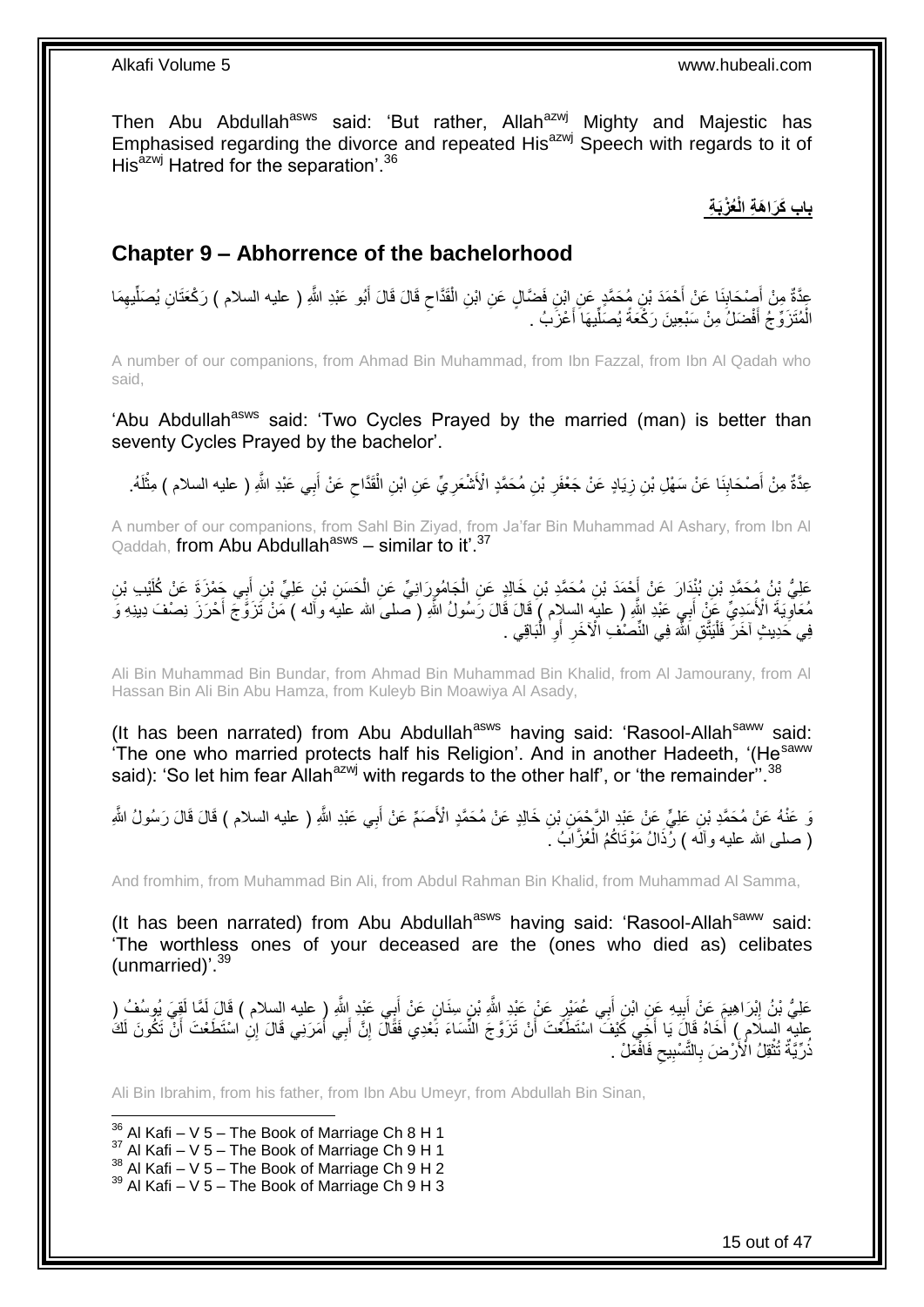Then Abu Abdullah[asws] said: 'But rather, Allah[azwj] Mighty and Majestic has Emphasised regarding the divorce and repeated His[azwj] Speech with regards to it of His[azwj] Hatred for the separation'.[36]

## باب كَرَاهَةِ الْعُزْبَةِ

## Chapter 9 – Abhorrence of the bachelorhood

عِدَّةٌ مِنْ أَصْحَابِنَا عَنْ أَحْمَدَ بْنِ مُحَمَّدٍ عَنِ ابْنِ فَضَّالٍ عَنِ ابْنِ الْقَدَّاحِ قَالَ قَالَ أَبُو عَبْدِ اللَّهِ ( عليه السلام ) رَكْعَتَانِ يُصَلِّيهِمَا الْمُتَزَوِّجُ أَفْضَلُ مِنْ سَبْعِينَ رَكْعَةً يُصَلِّيهَا أَعْزَبُ .

A number of our companions, from Ahmad Bin Muhammad, from Ibn Fazzal, from Ibn Al Qadah who said,

'Abu Abdullah[asws] said: 'Two Cycles Prayed by the married (man) is better than seventy Cycles Prayed by the bachelor'.

عِدَّةٌ مِنْ أَصْحَابِنَا عَنْ سَهْلِ بْنِ زِيَادٍ عَنْ جَعْفَرِ بْنِ مُحَمَّدٍ الْأَشْعَرِيِّ عَنِ ابْنِ الْقَدَّاحِ عَنْ أَبِي عَبْدِ اللَّهِ ( عليه السلام ) مِثْلَهُ.

A number of our companions, from Sahl Bin Ziyad, from Ja'far Bin Muhammad Al Ashary, from Ibn Al Qaddah, from Abu Abdullah[asws] – similar to it'.[37]

عَلِيُّ بْنُ مُحَمَّدِ بْنِ بُنْدَارَ عَنْ أَحْمَدَ بْنِ مُحَمَّدِ بْنِ خَالِدٍ عَنِ الْجَامُورَانِيِّ عَنِ الْحَسَنِ بْنِ عَلِيِّ بْنِ أَبِي حَمْزَةَ عَنْ كُلَيْبِ بْنِ مُعَاوِيَةَ الْأَسَدِيِّ عَنْ أَبِي عَبْدِ اللَّهِ ( عليه السلام ) قَالَ قَالَ رَسُولُ اللَّهِ ( صلى الله عليه وآله ) مَنْ تَزَوَّجَ أَحْرَزَ نِصْفَ دِينِهِ وَ فِي حَدِيثٍ آخَرَ فَلْيَتَّقِ اللَّهَ فِي النِّصْفِ الْآخَرِ أَوِ الْبَاقِي .

Ali Bin Muhammad Bin Bundar, from Ahmad Bin Muhammad Bin Khalid, from Al Jamourany, from Al Hassan Bin Ali Bin Abu Hamza, from Kuleyb Bin Moawiya Al Asady,

(It has been narrated) from Abu Abdullah[asws] having said: 'Rasool-Allah[saww] said: 'The one who married protects half his Religion'. And in another Hadeeth, '(He[saww] said): 'So let him fear Allah[azwj] with regards to the other half', or 'the remainder''.[38]

وَ عَنْهُ عَنْ مُحَمَّدِ بْنِ عَلِيٍّ عَنْ عَبْدِ الرَّحْمَنِ بْنِ خَالِدٍ عَنْ مُحَمَّدٍ الْأَصَمِّ عَنْ أَبِي عَبْدِ اللَّهِ ( عليه السلام ) قَالَ قَالَ رَسُولُ اللَّهِ ( صلى الله عليه وآله ) رُذَالُ مَوْتَاكُمُ الْعُزَّابُ .

And fromhim, from Muhammad Bin Ali, from Abdul Rahman Bin Khalid, from Muhammad Al Samma,

(It has been narrated) from Abu Abdullah[asws] having said: 'Rasool-Allah[saww] said: 'The worthless ones of your deceased are the (ones who died as) celibates (unmarried)'.[39]

عَلِيُّ بْنُ إِبْرَاهِيمَ عَنْ أَبِيهِ عَنِ ابْنِ أَبِي عُمَيْرٍ عَنْ عَبْدِ اللَّهِ بْنِ سِنَانٍ عَنْ أَبِي عَبْدِ اللَّهِ ( عليه السلام ) قَالَ لَمَّا لَقِيَ يُوسُفُ ( عليه السلام ) أَخَاهُ قَالَ يَا أَخِي كَيْفَ اسْتَطَعْتَ أَنْ تَزَوَّجَ النِّسَاءَ بَعْدِي فَقَالَ إِنَّ أَبِي أَمَرَنِي قَالَ إِنِ اسْتَطَعْتَ أَنْ تَكُونَ لَكَ ذُرِّيَّةٌ تُثْقِلُ الْأَرْضَ بِالتَّسْبِيحِ فَافْعَلْ .

Ali Bin Ibrahim, from his father, from Ibn Abu Umeyr, from Abdullah Bin Sinan,

[36] Al Kafi – V 5 – The Book of Marriage Ch 8 H 1
[37] Al Kafi – V 5 – The Book of Marriage Ch 9 H 1
[38] Al Kafi – V 5 – The Book of Marriage Ch 9 H 2
[39] Al Kafi – V 5 – The Book of Marriage Ch 9 H 3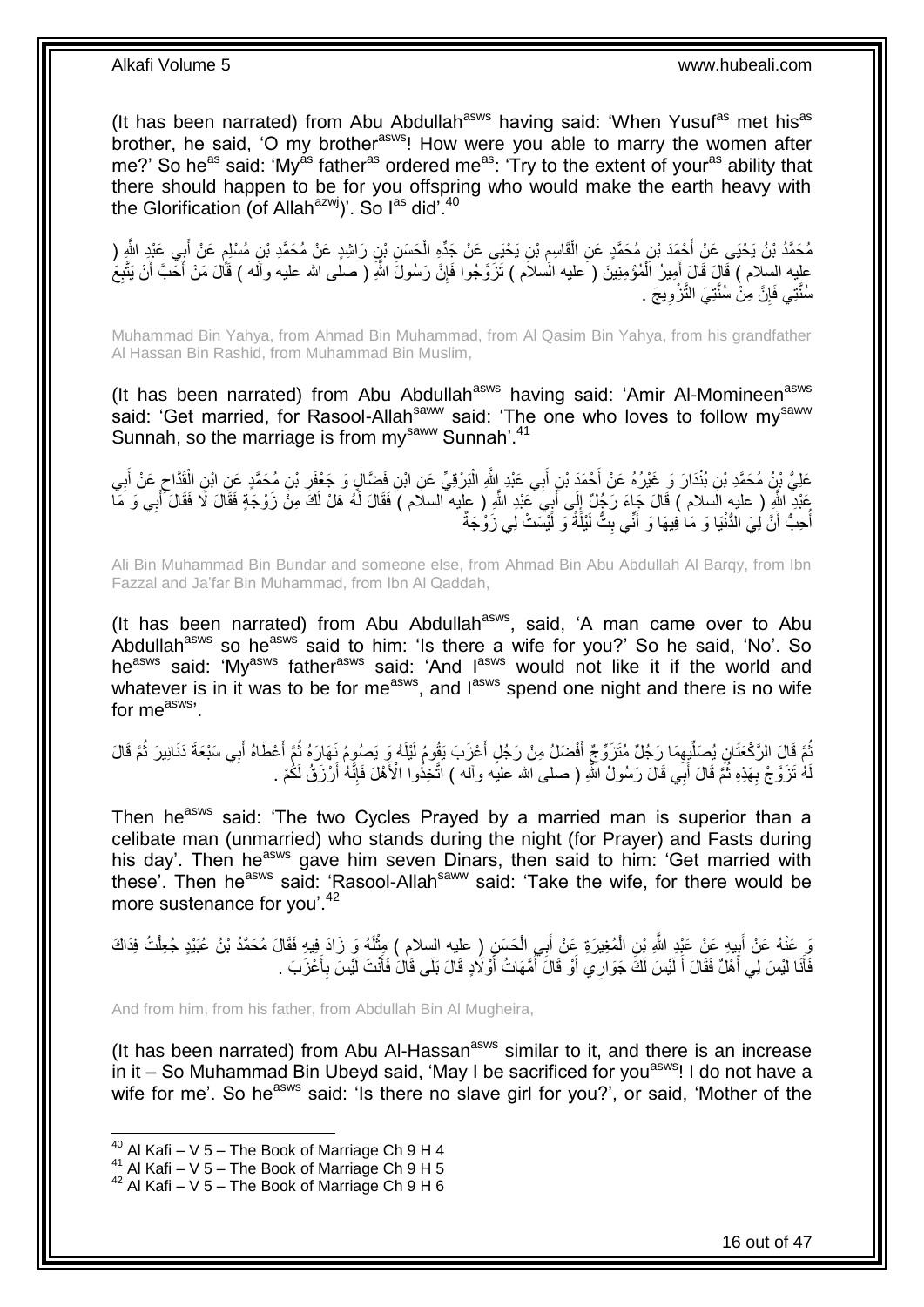(It has been narrated) from Abu Abdullah[asws] having said: 'When Yusuf[as] met his[as] brother, he said, 'O my brother[asws]! How were you able to marry the women after me?' So he[as] said: 'My[as] father[as] ordered me[as]: 'Try to the extent of your[as] ability that there should happen to be for you offspring who would make the earth heavy with the Glorification (of Allah[azwj])'. So I[as] did'.[40]

مُحَمَّدُ بْنُ يَحْيَى عَنْ أَحْمَدَ بْنِ مُحَمَّدٍ عَنِ الْقَاسِمِ بْنِ يَحْيَى عَنْ جَدِّهِ الْحَسَنِ بْنِ رَاشِدٍ عَنْ مُحَمَّدِ بْنِ مُسْلِمٍ عَنْ أَبِي عَبْدِ اللَّهِ ( عليه السلام ) قَالَ قَالَ أَمِيرُ الْمُؤْمِنِينَ ( عليه السلام ) تَزَوَّجُوا فَإِنَّ رَسُولَ اللَّهِ ( صلى الله عليه وآله ) قَالَ مَنْ أَحَبَّ أَنْ يَتَّبِعَ سُنَّتِي فَإِنَّ مِنْ سُنَّتِيَ التَّزْوِيجَ .

Muhammad Bin Yahya, from Ahmad Bin Muhammad, from Al Qasim Bin Yahya, from his grandfather Al Hassan Bin Rashid, from Muhammad Bin Muslim,

(It has been narrated) from Abu Abdullah[asws] having said: 'Amir Al-Momineen[asws] said: 'Get married, for Rasool-Allah[saww] said: 'The one who loves to follow my[saww] Sunnah, so the marriage is from my[saww] Sunnah'.[41]

عَلِيُّ بْنُ مُحَمَّدِ بْنِ بُنْدَارَ وَ غَيْرُهُ عَنْ أَحْمَدَ بْنِ أَبِي عَبْدِ اللَّهِ الْبَرْقِيِّ عَنِ ابْنِ فَضَّالٍ وَ جَعْفَرِ بْنِ مُحَمَّدٍ عَنِ ابْنِ الْقَدَّاحِ عَنْ أَبِي عَبْدِ اللَّهِ ( عليه السلام ) قَالَ جَاءَ رَجُلٌ إِلَى أَبِي عَبْدِ اللَّهِ ( عليه السلام ) فَقَالَ لَهُ هَلْ لَكَ مِنْ زَوْجَةٍ فَقَالَ لَا فَقَالَ أَبِي وَ مَا أُحِبُّ أَنَّ لِيَ الدُّنْيَا وَ مَا فِيهَا وَ أَنِّي بِتُّ لَيْلَةً وَ لَيْسَتْ لِي زَوْجَةٌ

Ali Bin Muhammad Bin Bundar and someone else, from Ahmad Bin Abu Abdullah Al Barqy, from Ibn Fazzal and Ja'far Bin Muhammad, from Ibn Al Qaddah,

(It has been narrated) from Abu Abdullah[asws], said, 'A man came over to Abu Abdullah[asws] so he[asws] said to him: 'Is there a wife for you?' So he said, 'No'. So he[asws] said: 'My[asws] father[asws] said: 'And I[asws] would not like it if the world and whatever is in it was to be for me[asws], and I[asws] spend one night and there is no wife for me[asws]'.

ثُمَّ قَالَ الرَّكْعَتَانِ يُصَلِّيهِمَا رَجُلٌ مُتَزَوِّجٌ أَفْضَلُ مِنْ رَجُلٍ أَعْزَبَ يَقُومُ لَيْلَهُ وَ يَصُومُ نَهَارَهُ ثُمَّ أَعْطَاهُ أَبِي سَبْعَةَ دَنَانِيرَ ثُمَّ قَالَ لَهُ تَزَوَّجْ بِهَذِهِ ثُمَّ قَالَ أَبِي قَالَ رَسُولُ اللَّهِ ( صلى الله عليه وآله ) اتَّخِذُوا الْأَهْلَ فَإِنَّهُ أَرْزَقُ لَكُمْ .

Then he[asws] said: 'The two Cycles Prayed by a married man is superior than a celibate man (unmarried) who stands during the night (for Prayer) and Fasts during his day'. Then he[asws] gave him seven Dinars, then said to him: 'Get married with these'. Then he[asws] said: 'Rasool-Allah[saww] said: 'Take the wife, for there would be more sustenance for you'.[42]

وَ عَنْهُ عَنْ أَبِيهِ عَنْ عَبْدِ اللَّهِ بْنِ الْمُغِيرَةِ عَنْ أَبِي الْحَسَنِ ( عليه السلام ) مِثْلَهُ وَ زَادَ فِيهِ فَقَالَ مُحَمَّدُ بْنُ عُبَيْدٍ جُعِلْتُ فِدَاكَ فَأَنَا لَيْسَ لِي أَهْلٌ فَقَالَ أَ لَيْسَ لَكَ جَوَارِي أَوْ قَالَ أُمَّهَاتُ أَوْلَادٍ قَالَ بَلَى قَالَ فَأَنْتَ لَيْسَ بِأَعْزَبَ .

And from him, from his father, from Abdullah Bin Al Mugheira,

(It has been narrated) from Abu Al-Hassan[asws] similar to it, and there is an increase in it – So Muhammad Bin Ubeyd said, 'May I be sacrificed for you[asws]! I do not have a wife for me'. So he[asws] said: 'Is there no slave girl for you?', or said, 'Mother of the

[40] Al Kafi – V 5 – The Book of Marriage Ch 9 H 4
[41] Al Kafi – V 5 – The Book of Marriage Ch 9 H 5
[42] Al Kafi – V 5 – The Book of Marriage Ch 9 H 6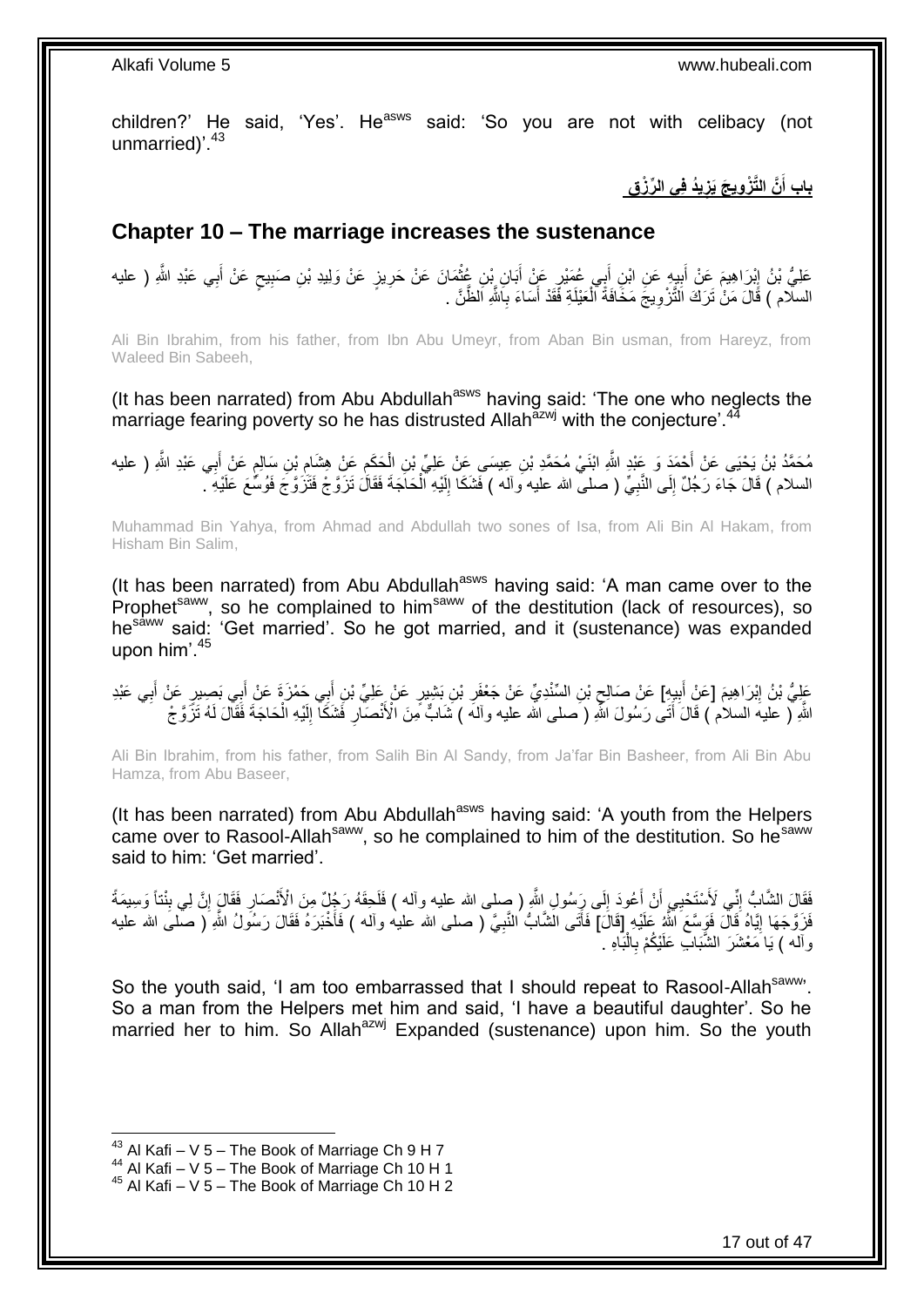children?' He said, 'Yes'. He[asws] said: 'So you are not with celibacy (not unmarried)'.[43]

## باب أَنَّ التَّزْوِيجَ يَزِيدُ فِي الرِّزْقِ

## Chapter 10 – The marriage increases the sustenance

عَلِيُّ بْنُ إِبْرَاهِيمَ عَنْ أَبِيهِ عَنِ ابْنِ أَبِي عُمَيْرٍ عَنْ أَبَانِ بْنِ عُثْمَانَ عَنْ حَرِيزٍ عَنْ وَلِيدِ بْنِ صَبِيحٍ عَنْ أَبِي عَبْدِ اللَّهِ ( عليه السلام ) قَالَ مَنْ تَرَكَ التَّزْوِيجَ مَخَافَةَ الْعَيْلَةِ فَقَدْ أَسَاءَ بِاللَّهِ الظَّنَّ .

Ali Bin Ibrahim, from his father, from Ibn Abu Umeyr, from Aban Bin usman, from Hareyz, from Waleed Bin Sabeeh,

(It has been narrated) from Abu Abdullah[asws] having said: 'The one who neglects the marriage fearing poverty so he has distrusted Allah[azwj] with the conjecture'.[44]

مُحَمَّدُ بْنُ يَحْيَى عَنْ أَحْمَدَ وَ عَبْدِ اللَّهِ ابْنَيْ مُحَمَّدِ بْنِ عِيسَى عَنْ عَلِيِّ بْنِ الْحَكَمِ عَنْ هِشَامِ بْنِ سَالِمٍ عَنْ أَبِي عَبْدِ اللَّهِ ( عليه السلام ) قَالَ جَاءَ رَجُلٌ إِلَى النَّبِيِّ ( صلى الله عليه وآله ) فَشَكَا إِلَيْهِ الْحَاجَةَ فَقَالَ تَزَوَّجْ فَتَزَوَّجَ فَوُسِّعَ عَلَيْهِ .

Muhammad Bin Yahya, from Ahmad and Abdullah two sones of Isa, from Ali Bin Al Hakam, from Hisham Bin Salim,

(It has been narrated) from Abu Abdullah[asws] having said: 'A man came over to the Prophet[saww], so he complained to him[saww] of the destitution (lack of resources), so he[saww] said: 'Get married'. So he got married, and it (sustenance) was expanded upon him'.[45]

عَلِيُّ بْنُ إِبْرَاهِيمَ [عَنْ أَبِيهِ] عَنْ صَالِحِ بْنِ السِّنْدِيِّ عَنْ جَعْفَرِ بْنِ بَشِيرٍ عَنْ عَلِيِّ بْنِ أَبِي حَمْزَةَ عَنْ أَبِي بَصِيرٍ عَنْ أَبِي عَبْدِ اللَّهِ ( عليه السلام ) قَالَ أَتَى رَسُولَ اللَّهِ ( صلى الله عليه وآله ) شَابٌّ مِنَ الْأَنْصَارِ فَشَكَا إِلَيْهِ الْحَاجَةَ فَقَالَ لَهُ تَزَوَّجْ

Ali Bin Ibrahim, from his father, from Salih Bin Al Sandy, from Ja'far Bin Basheer, from Ali Bin Abu Hamza, from Abu Baseer,

(It has been narrated) from Abu Abdullah[asws] having said: 'A youth from the Helpers came over to Rasool-Allah[saww], so he complained to him of the destitution. So he[saww] said to him: 'Get married'.

فَقَالَ الشَّابُّ إِنِّي لَأَسْتَحْيِي أَنْ أَعُودَ إِلَى رَسُولِ اللَّهِ ( صلى الله عليه وآله ) فَلَحِقَهُ رَجُلٌ مِنَ الْأَنْصَارِ فَقَالَ إِنَّ لِي بِنْتاً وَسِيمَةً فَزَوَّجَهَا إِيَّاهُ قَالَ فَوَسَّعَ اللَّهُ عَلَيْهِ [قَالَ] فَأَتَى الشَّابُّ النَّبِيَّ ( صلى الله عليه وآله ) فَأَخْبَرَهُ فَقَالَ رَسُولُ اللَّهِ ( صلى الله عليه وآله ) يَا مَعْشَرَ الشَّبَابِ عَلَيْكُمْ بِالْبَاهِ .

So the youth said, 'I am too embarrassed that I should repeat to Rasool-Allah[saww]'. So a man from the Helpers met him and said, 'I have a beautiful daughter'. So he married her to him. So Allah[azwj] Expanded (sustenance) upon him. So the youth

[43] Al Kafi – V 5 – The Book of Marriage Ch 9 H 7
[44] Al Kafi – V 5 – The Book of Marriage Ch 10 H 1
[45] Al Kafi – V 5 – The Book of Marriage Ch 10 H 2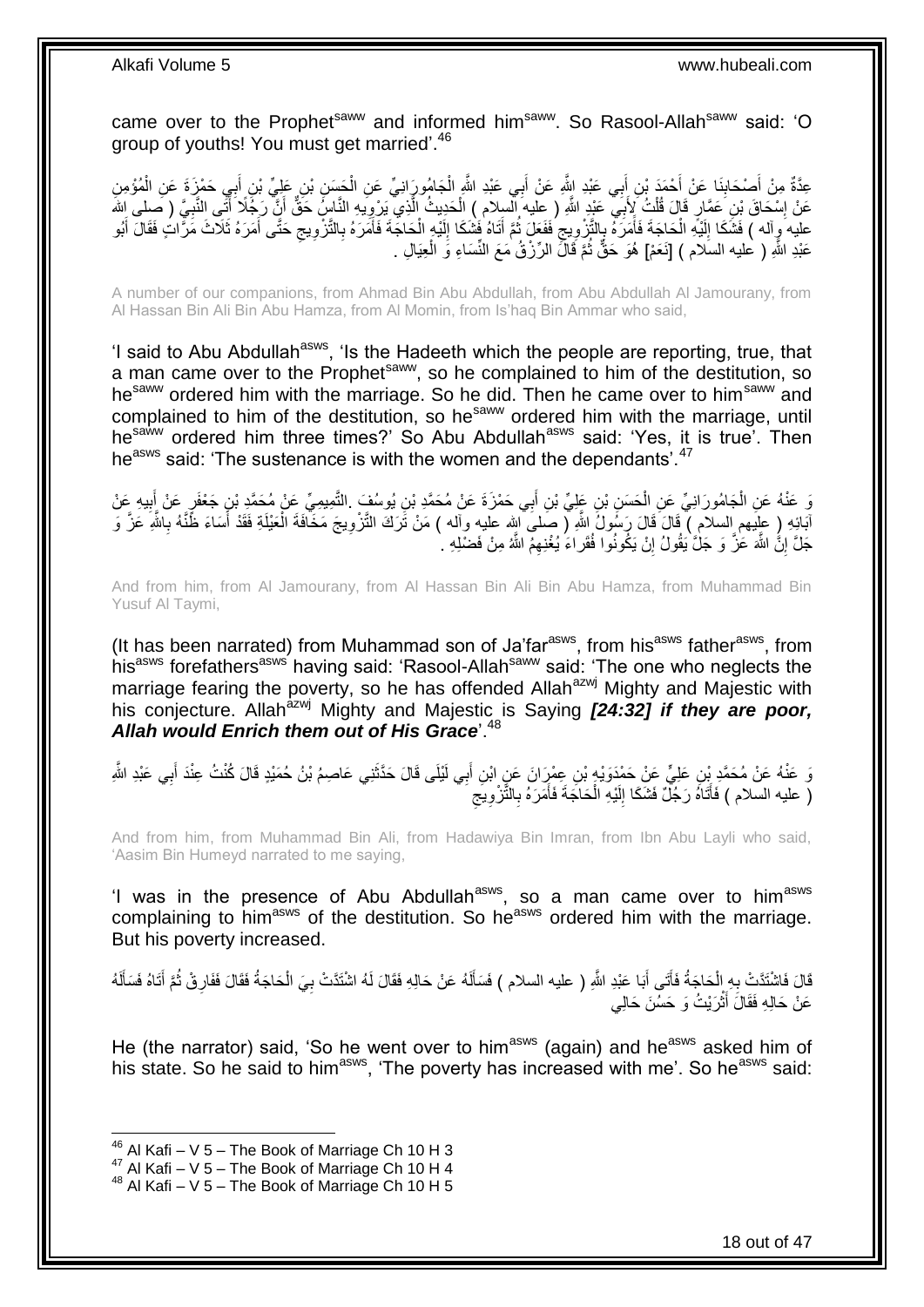came over to the Prophet[saww] and informed him[saww]. So Rasool-Allah[saww] said: 'O group of youths! You must get married'.[46]

عِدَّةٌ مِنْ أَصْحَابِنَا عَنْ أَحْمَدَ بْنِ أَبِي عَبْدِ اللَّهِ عَنْ أَبِي عَبْدِ اللَّهِ الْجَامُورَانِيِّ عَنِ الْحَسَنِ بْنِ عَلِيِّ بْنِ أَبِي حَمْزَةَ عَنِ الْمُؤْمِنِ عَنْ إِسْحَاقَ بْنِ عَمَّارٍ قَالَ قُلْتُ لِأَبِي عَبْدِ اللَّهِ ( عليه السلام ) الْحَدِيثُ الَّذِي يَرْوِيهِ النَّاسُ حَقٌّ أَنَّ رَجُلًا أَتَى النَّبِيَّ ( صلى الله عليه وآله ) فَشَكَا إِلَيْهِ الْحَاجَةَ فَأَمَرَهُ بِالتَّزْوِيجِ فَفَعَلَ ثُمَّ أَتَاهُ فَشَكَا إِلَيْهِ الْحَاجَةَ فَأَمَرَهُ بِالتَّزْوِيجِ حَتَّى أَمَرَهُ ثَلَاثَ مَرَّاتٍ فَقَالَ أَبُو عَبْدِ اللَّهِ ( عليه السلام ) [نَعَمْ] هُوَ حَقٌّ ثُمَّ قَالَ الرِّزْقُ مَعَ النِّسَاءِ وَ الْعِيَالِ .

A number of our companions, from Ahmad Bin Abu Abdullah, from Abu Abdullah Al Jamourany, from Al Hassan Bin Ali Bin Abu Hamza, from Al Momin, from Is'haq Bin Ammar who said,

'I said to Abu Abdullah[asws], 'Is the Hadeeth which the people are reporting, true, that a man came over to the Prophet[saww], so he complained to him of the destitution, so he[saww] ordered him with the marriage. So he did. Then he came over to him[saww] and complained to him of the destitution, so he[saww] ordered him with the marriage, until he[saww] ordered him three times?' So Abu Abdullah[asws] said: 'Yes, it is true'. Then he[asws] said: 'The sustenance is with the women and the dependants'.[47]

وَ عَنْهُ عَنِ الْجَامُورَانِيِّ عَنِ الْحَسَنِ بْنِ عَلِيِّ بْنِ أَبِي حَمْزَةَ عَنْ مُحَمَّدِ بْنِ يُوسُفَ التَّمِيمِيِّ عَنْ مُحَمَّدِ بْنِ جَعْفَرٍ عَنْ أَبِيهِ عَنْ آبَائِهِ ( عليهم السلام ) قَالَ قَالَ رَسُولُ اللَّهِ ( صلى الله عليه وآله ) مَنْ تَرَكَ التَّزْوِيجَ مَخَافَةَ الْعَيْلَةِ فَقَدْ أَسَاءَ ظَنَّهُ بِاللَّهِ عَزَّ وَ جَلَّ إِنَّ اللَّهَ عَزَّ وَ جَلَّ يَقُولُ إِنْ يَكُونُوا فُقَراءَ يُغْنِهِمُ اللَّهُ مِنْ فَضْلِهِ .

And from him, from Al Jamourany, from Al Hassan Bin Ali Bin Abu Hamza, from Muhammad Bin Yusuf Al Taymi,

(It has been narrated) from Muhammad son of Ja'far[asws], from his[asws] father[asws], from his[asws] forefathers[asws] having said: 'Rasool-Allah[saww] said: 'The one who neglects the marriage fearing the poverty, so he has offended Allah[azwj] Mighty and Majestic with his conjecture. Allah[azwj] Mighty and Majestic is Saying *[24:32] if they are poor, Allah would Enrich them out of His Grace*'.[48]

وَ عَنْهُ عَنْ مُحَمَّدِ بْنِ عَلِيٍّ عَنْ حَمْدَوَيْهِ بْنِ عِمْرَانَ عَنِ ابْنِ أَبِي لَيْلَى قَالَ حَدَّثَنِي عَاصِمُ بْنُ حُمَيْدٍ قَالَ كُنْتُ عِنْدَ أَبِي عَبْدِ اللَّهِ ( عليه السلام ) فَأَتَاهُ رَجُلٌ فَشَكَا إِلَيْهِ الْحَاجَةَ فَأَمَرَهُ بِالتَّزْوِيجِ

And from him, from Muhammad Bin Ali, from Hadawiya Bin Imran, from Ibn Abu Layli who said, 'Aasim Bin Humeyd narrated to me saying,

'I was in the presence of Abu Abdullah[asws], so a man came over to him[asws] complaining to him[asws] of the destitution. So he[asws] ordered him with the marriage. But his poverty increased.

قَالَ فَاشْتَدَّتْ بِهِ الْحَاجَةُ فَأَتَى أَبَا عَبْدِ اللَّهِ ( عليه السلام ) فَسَأَلَهُ عَنْ حَالِهِ فَقَالَ لَهُ اشْتَدَّتْ بِيَ الْحَاجَةُ فَقَالَ فَفَارِقْ ثُمَّ أَتَاهُ فَسَأَلَهُ عَنْ حَالِهِ فَقَالَ أَثْرَيْتُ وَ حَسُنَ حَالِي

He (the narrator) said, 'So he went over to him[asws] (again) and he[asws] asked him of his state. So he said to him[asws], 'The poverty has increased with me'. So he[asws] said:

---

[46] Al Kafi – V 5 – The Book of Marriage Ch 10 H 3
[47] Al Kafi – V 5 – The Book of Marriage Ch 10 H 4
[48] Al Kafi – V 5 – The Book of Marriage Ch 10 H 5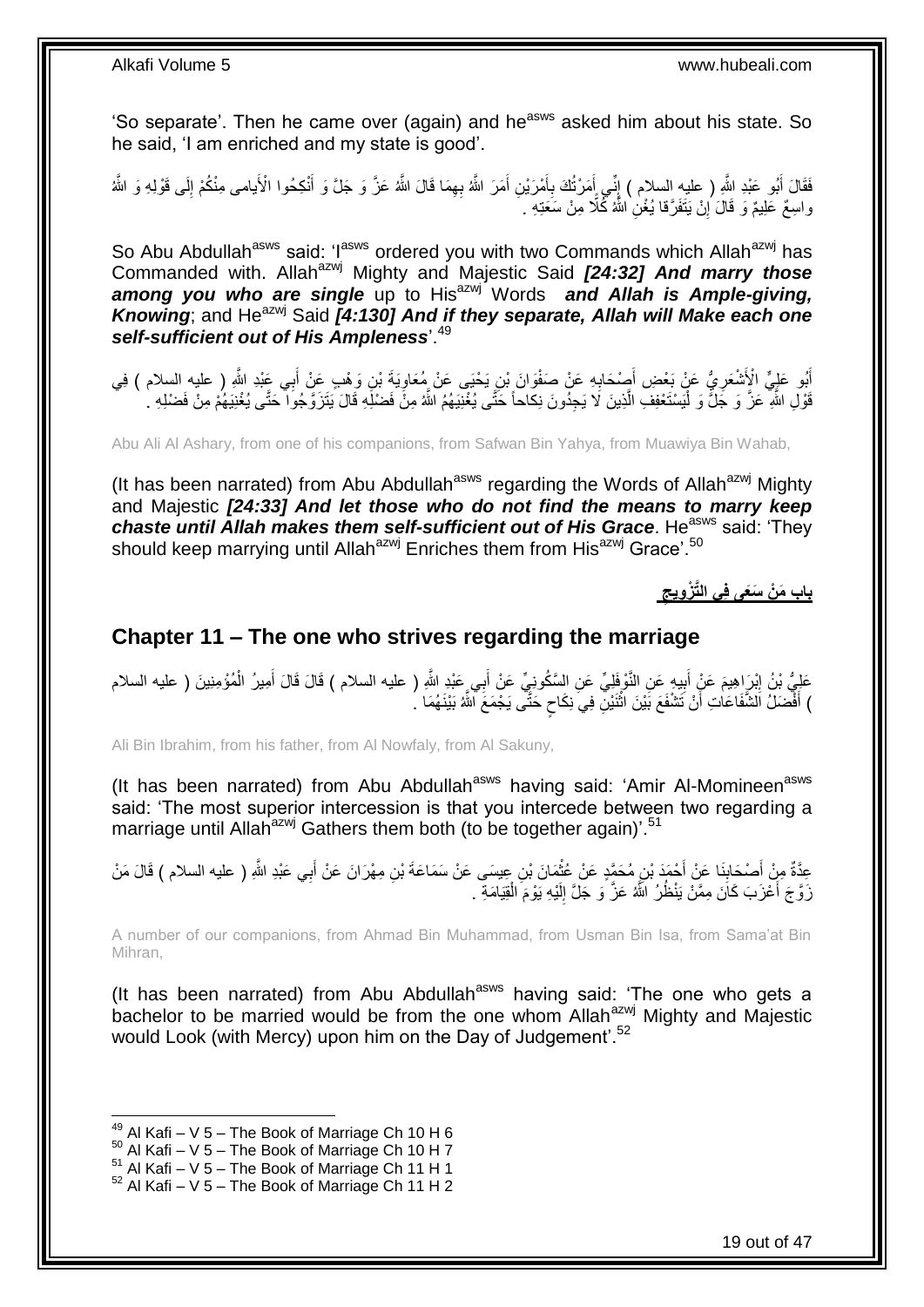'So separate'. Then he came over (again) and he[asws] asked him about his state. So he said, 'I am enriched and my state is good'.

فَقَالَ أَبُو عَبْدِ اللَّهِ ( عليه السلام ) إِنِّي أَمَرْتُكَ بِأَمْرَيْنِ أَمَرَ اللَّهُ بِهِمَا قَالَ اللَّهُ عَزَّ وَ جَلَّ وَ أَنْكِحُوا الْأَيامى مِنْكُمْ إِلَى قَوْلِهِ وَ اللَّهُ واسِعٌ عَلِيمٌ وَ قَالَ إِنْ يَتَفَرَّقا يُغْنِ اللَّهُ كُلًّا مِنْ سَعَتِهِ .

So Abu Abdullah[asws] said: 'I[asws] ordered you with two Commands which Allah[azwj] has Commanded with. Allah[azwj] Mighty and Majestic Said ***[24:32] And marry those among you who are single*** up to His[azwj] Words ***and Allah is Ample-giving, Knowing***; and He[azwj] Said ***[4:130] And if they separate, Allah will Make each one self-sufficient out of His Ampleness***'.[49]

أَبُو عَلِيٍّ الْأَشْعَرِيُّ عَنْ بَعْضِ أَصْحَابِهِ عَنْ صَفْوَانَ بْنِ يَحْيَى عَنْ مُعَاوِيَةَ بْنِ وَهْبٍ عَنْ أَبِي عَبْدِ اللَّهِ ( عليه السلام ) فِي قَوْلِ اللَّهِ عَزَّ وَ جَلَّ وَ لْيَسْتَعْفِفِ الَّذِينَ لا يَجِدُونَ نِكاحاً حَتَّى يُغْنِيَهُمُ اللَّهُ مِنْ فَضْلِهِ قَالَ يَتَزَوَّجُوا حَتَّى يُغْنِيَهُمْ مِنْ فَضْلِهِ .

Abu Ali Al Ashary, from one of his companions, from Safwan Bin Yahya, from Muawiya Bin Wahab,

(It has been narrated) from Abu Abdullah[asws] regarding the Words of Allah[azwj] Mighty and Majestic ***[24:33] And let those who do not find the means to marry keep chaste until Allah makes them self-sufficient out of His Grace***. He[asws] said: 'They should keep marrying until Allah[azwj] Enriches them from His[azwj] Grace'.[50]

## بَابُ مَنْ سَعَى فِي التَّزْوِيجِ

## Chapter 11 – The one who strives regarding the marriage

عَلِيُّ بْنُ إِبْرَاهِيمَ عَنْ أَبِيهِ عَنِ النَّوْفَلِيِّ عَنِ السَّكُونِيِّ عَنْ أَبِي عَبْدِ اللَّهِ ( عليه السلام ) قَالَ قَالَ أَمِيرُ الْمُؤْمِنِينَ ( عليه السلام ) أَفْضَلُ الشَّفَاعَاتِ أَنْ تَشْفَعَ بَيْنَ اثْنَيْنِ فِي نِكَاحٍ حَتَّى يَجْمَعَ اللَّهُ بَيْنَهُمَا .

Ali Bin Ibrahim, from his father, from Al Nowfaly, from Al Sakuny,

(It has been narrated) from Abu Abdullah[asws] having said: 'Amir Al-Momineen[asws] said: 'The most superior intercession is that you intercede between two regarding a marriage until Allah[azwj] Gathers them both (to be together again)'.[51]

عِدَّةٌ مِنْ أَصْحَابِنَا عَنْ أَحْمَدَ بْنِ مُحَمَّدٍ عَنْ عُثْمَانَ بْنِ عِيسَى عَنْ سَمَاعَةَ بْنِ مِهْرَانَ عَنْ أَبِي عَبْدِ اللَّهِ ( عليه السلام ) قَالَ مَنْ زَوَّجَ أَعْزَبَ كَانَ مِمَّنْ يَنْظُرُ اللَّهُ عَزَّ وَ جَلَّ إِلَيْهِ يَوْمَ الْقِيَامَةِ .

A number of our companions, from Ahmad Bin Muhammad, from Usman Bin Isa, from Sama'at Bin Mihran,

(It has been narrated) from Abu Abdullah[asws] having said: 'The one who gets a bachelor to be married would be from the one whom Allah[azwj] Mighty and Majestic would Look (with Mercy) upon him on the Day of Judgement'.[52]

---

[49] Al Kafi – V 5 – The Book of Marriage Ch 10 H 6
[50] Al Kafi – V 5 – The Book of Marriage Ch 10 H 7
[51] Al Kafi – V 5 – The Book of Marriage Ch 11 H 1
[52] Al Kafi – V 5 – The Book of Marriage Ch 11 H 2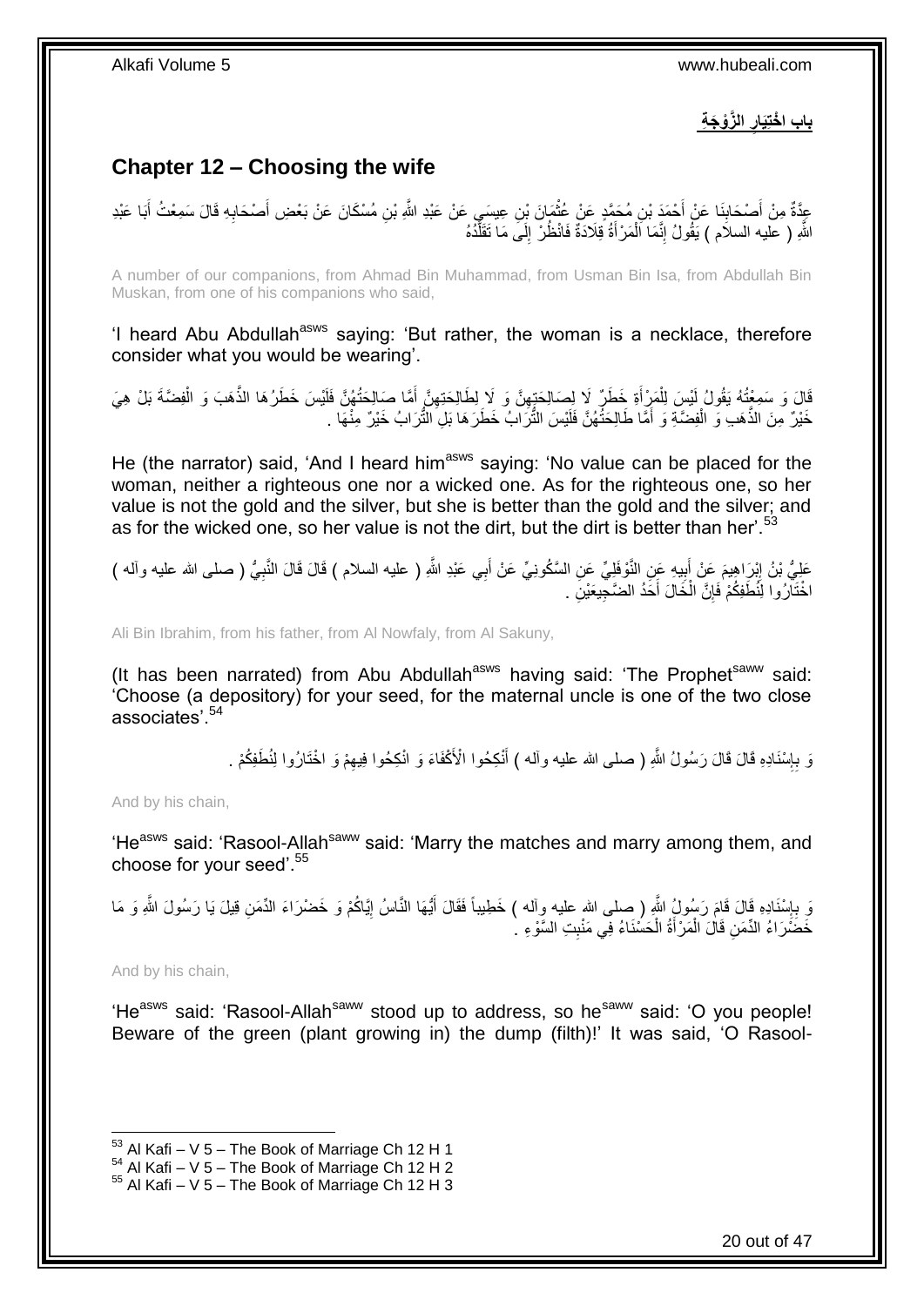**باب اخْتِيَارِ الزَّوْجَةِ**

## Chapter 12 – Choosing the wife

عِدَّةٌ مِنْ أَصْحَابِنَا عَنْ أَحْمَدَ بْنِ مُحَمَّدٍ عَنْ عُثْمَانَ بْنِ عِيسَى عَنْ عَبْدِ اللَّهِ بْنِ مُسْكَانَ عَنْ بَعْضِ أَصْحَابِهِ قَالَ سَمِعْتُ أَبَا عَبْدِ اللَّهِ ( عليه السلام ) يَقُولُ إِنَّمَا الْمَرْأَةُ قِلَادَةٌ فَانْظُرْ إِلَى مَا تَقَلَّدُهُ

A number of our companions, from Ahmad Bin Muhammad, from Usman Bin Isa, from Abdullah Bin Muskan, from one of his companions who said,

'I heard Abu Abdullah[asws] saying: 'But rather, the woman is a necklace, therefore consider what you would be wearing'.

قَالَ وَ سَمِعْتُهُ يَقُولُ لَيْسَ لِلْمَرْأَةِ خَطَرٌ لَا لِصَالِحَتِهِنَّ وَ لَا لِطَالِحَتِهِنَّ أَمَّا صَالِحَتُهُنَّ فَلَيْسَ خَطَرُهَا الذَّهَبَ وَ الْفِضَّةَ بَلْ هِيَ خَيْرٌ مِنَ الذَّهَبِ وَ الْفِضَّةِ وَ أَمَّا طَالِحَتُهُنَّ فَلَيْسَ التُّرَابُ خَطَرَهَا بَلِ التُّرَابُ خَيْرٌ مِنْهَا .

He (the narrator) said, 'And I heard him[asws] saying: 'No value can be placed for the woman, neither a righteous one nor a wicked one. As for the righteous one, so her value is not the gold and the silver, but she is better than the gold and the silver; and as for the wicked one, so her value is not the dirt, but the dirt is better than her'.[53]

عَلِيُّ بْنُ إِبْرَاهِيمَ عَنْ أَبِيهِ عَنِ النَّوْفَلِيِّ عَنِ السَّكُونِيِّ عَنْ أَبِي عَبْدِ اللَّهِ ( عليه السلام ) قَالَ قَالَ النَّبِيُّ ( صلى الله عليه وآله ) اخْتَارُوا لِنُطَفِكُمْ فَإِنَّ الْخَالَ أَحَدُ الضَّجِيعَيْنِ .

Ali Bin Ibrahim, from his father, from Al Nowfaly, from Al Sakuny,

(It has been narrated) from Abu Abdullah[asws] having said: 'The Prophet[saww] said: 'Choose (a depository) for your seed, for the maternal uncle is one of the two close associates'.[54]

وَ بِإِسْنَادِهِ قَالَ قَالَ رَسُولُ اللَّهِ ( صلى الله عليه وآله ) أَنْكِحُوا الْأَكْفَاءَ وَ انْكِحُوا فِيهِمْ وَ اخْتَارُوا لِنُطَفِكُمْ .

And by his chain,

'He[asws] said: 'Rasool-Allah[saww] said: 'Marry the matches and marry among them, and choose for your seed'.[55]

وَ بِإِسْنَادِهِ قَالَ قَامَ رَسُولُ اللَّهِ ( صلى الله عليه وآله ) خَطِيباً فَقَالَ أَيُّهَا النَّاسُ إِيَّاكُمْ وَ خَضْرَاءَ الدِّمَنِ قِيلَ يَا رَسُولَ اللَّهِ وَ مَا خَضْرَاءُ الدِّمَنِ قَالَ الْمَرْأَةُ الْحَسْنَاءُ فِي مَنْبِتِ السَّوْءِ .

And by his chain,

'He[asws] said: 'Rasool-Allah[saww] stood up to address, so he[saww] said: 'O you people! Beware of the green (plant growing in) the dump (filth)!' It was said, 'O Rasool-

[53] Al Kafi – V 5 – The Book of Marriage Ch 12 H 1
[54] Al Kafi – V 5 – The Book of Marriage Ch 12 H 2
[55] Al Kafi – V 5 – The Book of Marriage Ch 12 H 3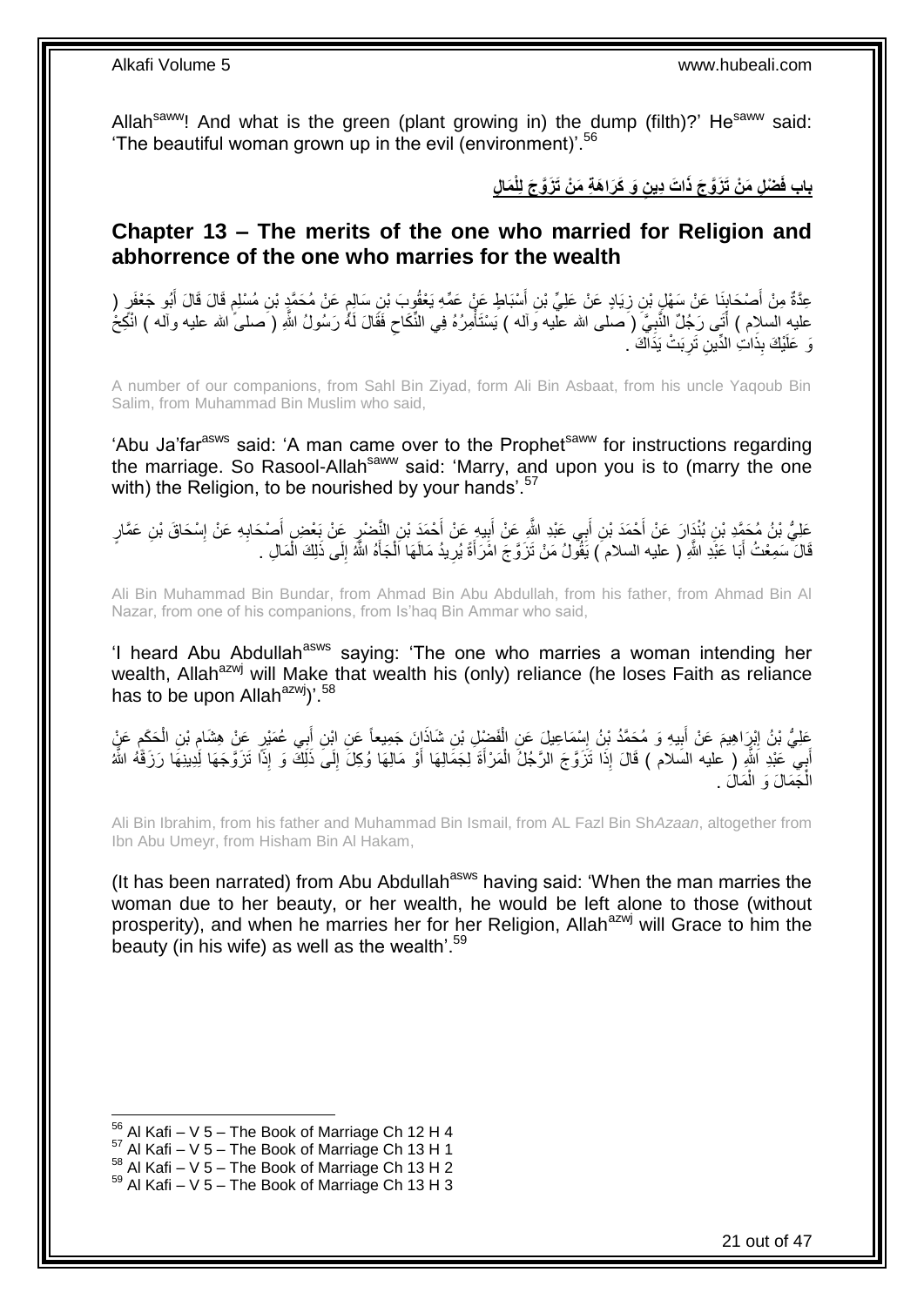Allah[saww]! And what is the green (plant growing in) the dump (filth)?' He[saww] said: 'The beautiful woman grown up in the evil (environment)'.[56]

## بابِ فَضْلِ مَنْ تَزَوَّجَ ذَاتَ دِينٍ وَ كَرَاهَةِ مَنْ تَزَوَّجَ لِلْمَالِ

## Chapter 13 – The merits of the one who married for Religion and abhorrence of the one who marries for the wealth

عِدَّةٌ مِنْ أَصْحَابِنَا عَنْ سَهْلِ بْنِ زِيَادٍ عَنْ عَلِيِّ بْنِ أَسْبَاطٍ عَنْ عَمِّهِ يَعْقُوبَ بْنِ سَالِمٍ عَنْ مُحَمَّدِ بْنِ مُسْلِمٍ قَالَ قَالَ أَبُو جَعْفَرٍ ( عليه السلام ) أَتَى رَجُلٌ النَّبِيَّ ( صلى الله عليه وآله ) يَسْتَأْمِرُهُ فِي النِّكَاحِ فَقَالَ لَهُ رَسُولُ اللَّهِ ( صلى الله عليه وآله ) انْكِحْ وَ عَلَيْكَ بِذَاتِ الدِّينِ تَرِبَتْ يَدَاكَ .

A number of our companions, from Sahl Bin Ziyad, form Ali Bin Asbaat, from his uncle Yaqoub Bin Salim, from Muhammad Bin Muslim who said,

'Abu Ja'far[asws] said: 'A man came over to the Prophet[saww] for instructions regarding the marriage. So Rasool-Allah[saww] said: 'Marry, and upon you is to (marry the one with) the Religion, to be nourished by your hands'.[57]

عَلِيُّ بْنُ مُحَمَّدِ بْنِ بُنْدَارَ عَنْ أَحْمَدَ بْنِ أَبِي عَبْدِ اللَّهِ عَنْ أَبِيهِ عَنْ أَحْمَدَ بْنِ النَّضْرِ عَنْ بَعْضِ أَصْحَابِهِ عَنْ إِسْحَاقَ بْنِ عَمَّارٍ قَالَ سَمِعْتُ أَبَا عَبْدِ اللَّهِ ( عليه السلام ) يَقُولُ مَنْ تَزَوَّجَ امْرَأَةً يُرِيدُ مَالَهَا أَلْجَأَهُ اللَّهُ إِلَى ذَلِكَ الْمَالِ .

Ali Bin Muhammad Bin Bundar, from Ahmad Bin Abu Abdullah, from his father, from Ahmad Bin Al Nazar, from one of his companions, from Is'haq Bin Ammar who said,

'I heard Abu Abdullah[asws] saying: 'The one who marries a woman intending her wealth, Allah[azwj] will Make that wealth his (only) reliance (he loses Faith as reliance has to be upon Allah[azwj])'.[58]

عَلِيُّ بْنُ إِبْرَاهِيمَ عَنْ أَبِيهِ وَ مُحَمَّدُ بْنُ إِسْمَاعِيلَ عَنِ الْفَضْلِ بْنِ شَاذَانَ جَمِيعاً عَنِ ابْنِ أَبِي عُمَيْرٍ عَنْ هِشَامِ بْنِ الْحَكَمِ عَنْ أَبِي عَبْدِ اللَّهِ ( عليه السلام ) قَالَ إِذَا تَزَوَّجَ الرَّجُلُ الْمَرْأَةَ لِجَمَالِهَا أَوْ مَالِهَا وُكِلَ إِلَى ذَلِكَ وَ إِذَا تَزَوَّجَهَا لِدِينِهَا رَزَقَهُ اللَّهُ الْجَمَالَ وَ الْمَالَ .

Ali Bin Ibrahim, from his father and Muhammad Bin Ismail, from AL Fazl Bin Sh*Azaan*, altogether from Ibn Abu Umeyr, from Hisham Bin Al Hakam,

(It has been narrated) from Abu Abdullah[asws] having said: 'When the man marries the woman due to her beauty, or her wealth, he would be left alone to those (without prosperity), and when he marries her for her Religion, Allah[azwj] will Grace to him the beauty (in his wife) as well as the wealth'.[59]

[56] Al Kafi – V 5 – The Book of Marriage Ch 12 H 4
[57] Al Kafi – V 5 – The Book of Marriage Ch 13 H 1
[58] Al Kafi – V 5 – The Book of Marriage Ch 13 H 2
[59] Al Kafi – V 5 – The Book of Marriage Ch 13 H 3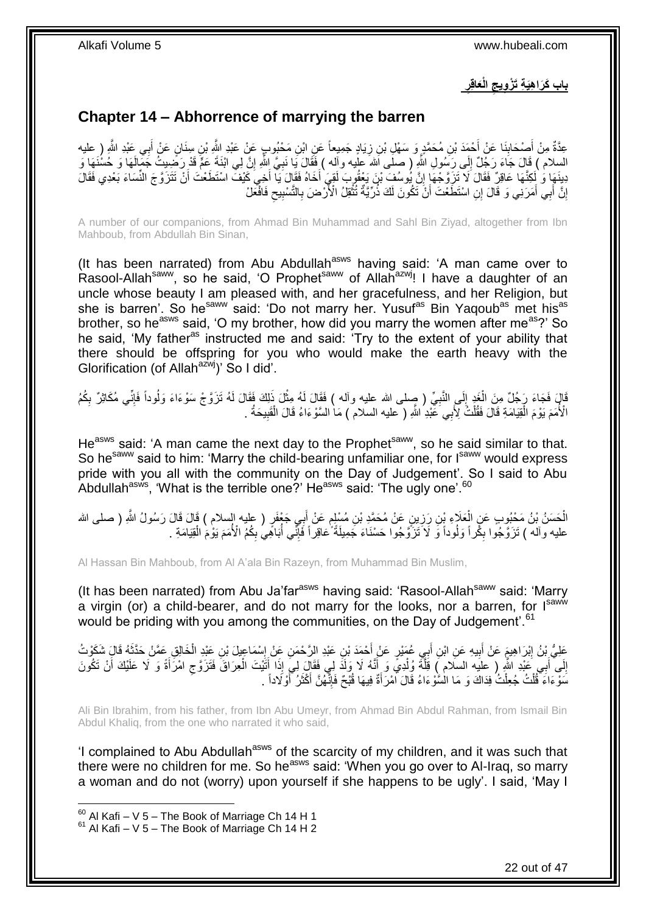## باب كَرَاهِيَةِ تَزْوِيجِ الْعَاقِرِ

## Chapter 14 – Abhorrence of marrying the barren

عِدَّةٌ مِنْ أَصْحَابِنَا عَنْ أَحْمَدَ بْنِ مُحَمَّدٍ وَ سَهْلِ بْنِ زِيَادٍ جَمِيعاً عَنِ ابْنِ مَحْبُوبٍ عَنْ عَبْدِ اللَّهِ بْنِ سِنَانٍ عَنْ أَبِي عَبْدِ اللَّهِ ( عليه السلام ) قَالَ جَاءَ رَجُلٌ إِلَى رَسُولِ اللَّهِ ( صلى الله عليه وآله ) فَقَالَ يَا نَبِيَّ اللَّهِ إِنَّ لِي ابْنَةَ عَمٍّ قَدْ رَضِيتُ جَمَالَهَا وَ حُسْنَهَا وَ دِينَهَا وَ لَكِنَّهَا عَاقِرٌ فَقَالَ لَا تَزَوَّجْهَا إِنَّ يُوسُفَ بْنَ يَعْقُوبَ لَقِيَ أَخَاهُ فَقَالَ يَا أَخِي كَيْفَ اسْتَطَعْتَ أَنْ تَتَزَوَّجَ النِّسَاءَ بَعْدِي فَقَالَ إِنَّ أَبِي أَمَرَنِي وَ قَالَ إِنِ اسْتَطَعْتَ أَنْ تَكُونَ لَكَ ذُرِّيَّةٌ تُثْقِلُ الْأَرْضَ بِالتَّسْبِيحِ فَافْعَلْ

A number of our companions, from Ahmad Bin Muhammad and Sahl Bin Ziyad, altogether from Ibn Mahboub, from Abdullah Bin Sinan,

(It has been narrated) from Abu Abdullah[asws] having said: 'A man came over to Rasool-Allah[saww], so he said, 'O Prophet[saww] of Allah[azwj]! I have a daughter of an uncle whose beauty I am pleased with, and her gracefulness, and her Religion, but she is barren'. So he[saww] said: 'Do not marry her. Yusuf[as] Bin Yaqoub[as] met his[as] brother, so he[asws] said, 'O my brother, how did you marry the women after me[as]?' So he said, 'My father[as] instructed me and said: 'Try to the extent of your ability that there should be offspring for you who would make the earth heavy with the Glorification (of Allah[azwj])' So I did'.

قَالَ فَجَاءَ رَجُلٌ مِنَ الْغَدِ إِلَى النَّبِيِّ ( صلى الله عليه وآله ) فَقَالَ لَهُ مِثْلَ ذَلِكَ فَقَالَ لَهُ تَزَوَّجْ سَوْءَاءَ وَلُوداً فَإِنِّي مُكَاثِرٌ بِكُمُ الْأُمَمَ يَوْمَ الْقِيَامَةِ قَالَ فَقُلْتُ لِأَبِي عَبْدِ اللَّهِ ( عليه السلام ) مَا السَّوْءَاءُ قَالَ الْقَبِيحَةُ .

He[asws] said: 'A man came the next day to the Prophet[saww], so he said similar to that. So he[saww] said to him: 'Marry the child-bearing unfamiliar one, for I[saww] would express pride with you all with the community on the Day of Judgement'. So I said to Abu Abdullah[asws], 'What is the terrible one?' He[asws] said: 'The ugly one'.[60]

الْحَسَنُ بْنُ مَحْبُوبٍ عَنِ الْعَلَاءِ بْنِ رَزِينٍ عَنْ مُحَمَّدِ بْنِ مُسْلِمٍ عَنْ أَبِي جَعْفَرٍ ( عليه السلام ) قَالَ قَالَ رَسُولُ اللَّهِ ( صلى الله عليه وآله ) تَزَوَّجُوا بِكْراً وَلُوداً وَ لَا تَزَوَّجُوا حَسْنَاءَ جَمِيلَةً عَاقِراً فَإِنِّي أُبَاهِي بِكُمُ الْأُمَمَ يَوْمَ الْقِيَامَةِ .

Al Hassan Bin Mahboub, from Al A'ala Bin Razeyn, from Muhammad Bin Muslim,

(It has been narrated) from Abu Ja'far[asws] having said: 'Rasool-Allah[saww] said: 'Marry a virgin (or) a child-bearer, and do not marry for the looks, nor a barren, for I[saww] would be priding with you among the communities, on the Day of Judgement'.[61]

عَلِيُّ بْنُ إِبْرَاهِيمَ عَنْ أَبِيهِ عَنِ ابْنِ أَبِي عُمَيْرٍ عَنْ أَحْمَدَ بْنِ عَبْدِ الرَّحْمَنِ عَنْ إِسْمَاعِيلَ بْنِ عَبْدِ الْخَالِقِ عَمَّنْ حَدَّثَهُ قَالَ شَكَوْتُ إِلَى أَبِي عَبْدِ اللَّهِ ( عليه السلام ) قِلَّةَ وُلْدِي وَ أَنَّهُ لَا وَلَدَ لِي فَقَالَ لِي إِذَا أَتَيْتَ الْعِرَاقَ فَتَزَوَّجِ امْرَأَةً وَ لَا عَلَيْكَ أَنْ تَكُونَ سَوْءَاءَ قُلْتُ جُعِلْتُ فِدَاكَ وَ مَا السَّوْءَاءُ قَالَ امْرَأَةٌ فِيهَا قُبْحٌ فَإِنَّهُنَّ أَكْثَرُ أَوْلَاداً .

Ali Bin Ibrahim, from his father, from Ibn Abu Umeyr, from Ahmad Bin Abdul Rahman, from Ismail Bin Abdul Khaliq, from the one who narrated it who said,

'I complained to Abu Abdullah[asws] of the scarcity of my children, and it was such that there were no children for me. So he[asws] said: 'When you go over to Al-Iraq, so marry a woman and do not (worry) upon yourself if she happens to be ugly'. I said, 'May I

---

[60] Al Kafi – V 5 – The Book of Marriage Ch 14 H 1
[61] Al Kafi – V 5 – The Book of Marriage Ch 14 H 2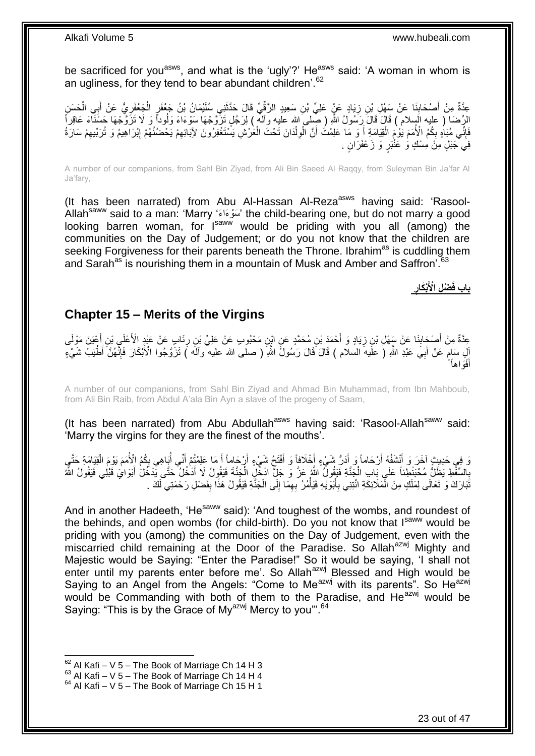be sacrificed for you[asws], and what is the 'ugly'?' He[asws] said: 'A woman in whom is an ugliness, for they tend to bear abundant children'.[62]

عِدَّةٌ مِنْ أَصْحَابِنَا عَنْ سَهْلِ بْنِ زِيَادٍ عَنْ عَلِيِّ بْنِ سَعِيدٍ الرَّقِّيِّ قَالَ حَدَّثَنِي سُلَيْمَانُ بْنُ جَعْفَرٍ الْجَعْفَرِيُّ عَنْ أَبِي الْحَسَنِ الرِّضَا ( عليه السلام ) قَالَ قَالَ رَسُولُ اللَّهِ ( صلى الله عليه وآله ) لِرَجُلٍ تَزَوَّجْهَا سَوْءَاءَ وَلُوداً وَ لَا تَزَوَّجْهَا حَسْنَاءَ عَاقِراً فَإِنِّي مُبَاهٍ بِكُمُ الْأُمَمَ يَوْمَ الْقِيَامَةِ أَ وَ مَا عَلِمْتَ أَنَّ الْوِلْدَانَ تَحْتَ الْعَرْشِ يَسْتَغْفِرُونَ لِآبَائِهِمْ يَحْضُنُهُمْ إِبْرَاهِيمُ وَ تُرَبِّيهِمْ سَارَةُ فِي جَبَلٍ مِنْ مِسْكٍ وَ عَنْبَرٍ وَ زَعْفَرَانٍ .

A number of our companions, from Sahl Bin Ziyad, from Ali Bin Saeed Al Raqqy, from Suleyman Bin Ja'far Al Ja'fary,

(It has been narrated) from Abu Al-Hassan Al-Reza[asws] having said: 'Rasool-Allah[saww] said to a man: 'Marry 'سَوْءَاءَ' the child-bearing one, but do not marry a good looking barren woman, for I[saww] would be priding with you all (among) the communities on the Day of Judgement; or do you not know that the children are seeking Forgiveness for their parents beneath the Throne. Ibrahim[as] is cuddling them and Sarah[as] is nourishing them in a mountain of Musk and Amber and Saffron'.[63]

## باب فَضْلِ الْأَبْكَارِ

## Chapter 15 – Merits of the Virgins

عِدَّةٌ مِنْ أَصْحَابِنَا عَنْ سَهْلِ بْنِ زِيَادٍ وَ أَحْمَدَ بْنِ مُحَمَّدٍ عَنِ ابْنِ مَحْبُوبٍ عَنْ عَلِيِّ بْنِ رِئَابٍ عَنْ عَبْدِ الْأَعْلَى بْنِ أَعْيَنَ مَوْلَى آلِ سَامٍ عَنْ أَبِي عَبْدِ اللَّهِ ( عليه السلام ) قَالَ قَالَ رَسُولُ اللَّهِ ( صلى الله عليه وآله ) تَزَوَّجُوا الْأَبْكَارَ فَإِنَّهُنَّ أَطْيَبُ شَيْءٍ أَفْوَاهاً

A number of our companions, from Sahl Bin Ziyad and Ahmad Bin Muhammad, from Ibn Mahboub, from Ali Bin Raib, from Abdul A'ala Bin Ayn a slave of the progeny of Saam,

(It has been narrated) from Abu Abdullah[asws] having said: 'Rasool-Allah[saww] said: 'Marry the virgins for they are the finest of the mouths'.

وَ فِي حَدِيثٍ آخَرَ وَ أَنْشَفُهُ أَرْحَاماً وَ أَدَرُّ شَيْءٍ أَخْلَافاً وَ أَفْتَحُ شَيْءٍ أَرْحَاماً أَ مَا عَلِمْتُمْ أَنِّي أُبَاهِي بِكُمُ الْأُمَمَ يَوْمَ الْقِيَامَةِ حَتَّى بِالسِّقْطِ يَظَلُّ مُحْبَنْطِئاً عَلَى بَابِ الْجَنَّةِ فَيَقُولُ اللَّهُ عَزَّ وَ جَلَّ ادْخُلِ الْجَنَّةَ فَيَقُولُ لَا أَدْخُلُ حَتَّى يَدْخُلَ أَبَوَايَ قَبْلِي فَيَقُولُ اللَّهُ تَبَارَكَ وَ تَعَالَى لِمَلَكٍ مِنَ الْمَلَائِكَةِ ائْتِنِي بِأَبَوَيْهِ فَيَأْمُرُ بِهِمَا إِلَى الْجَنَّةِ فَيَقُولُ هَذَا بِفَضْلِ رَحْمَتِي لَكَ .

And in another Hadeeth, 'He[saww] said): 'And toughest of the wombs, and roundest of the behinds, and open wombs (for child-birth). Do you not know that I[saww] would be priding with you (among) the communities on the Day of Judgement, even with the miscarried child remaining at the Door of the Paradise. So Allah[azwj] Mighty and Majestic would be Saying: "Enter the Paradise!" So it would be saying, 'I shall not enter until my parents enter before me'. So Allah[azwj] Blessed and High would be Saying to an Angel from the Angels: "Come to Me[azwj] with its parents". So He[azwj] would be Commanding with both of them to the Paradise, and He[azwj] would be Saying: "This is by the Grace of My[azwj] Mercy to you"'.[64]

---

[62] Al Kafi – V 5 – The Book of Marriage Ch 14 H 3
[63] Al Kafi – V 5 – The Book of Marriage Ch 14 H 4
[64] Al Kafi – V 5 – The Book of Marriage Ch 15 H 1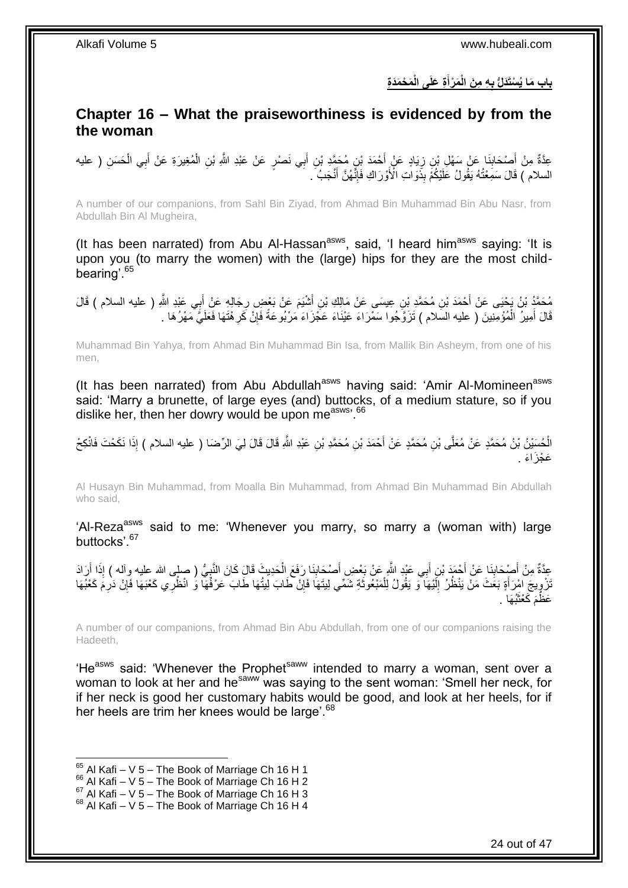## بابِ مَا يُسْتَدَلُّ بِهِ مِنَ الْمَرْأَةِ عَلَى الْمَحْمَدَةِ

## Chapter 16 – What the praiseworthiness is evidenced by from the the woman

عِدَّةٌ مِنْ أَصْحَابِنَا عَنْ سَهْلِ بْنِ زِيَادٍ عَنْ أَحْمَدَ بْنِ مُحَمَّدِ بْنِ أَبِي نَصْرٍ عَنْ عَبْدِ اللَّهِ بْنِ الْمُغِيرَةِ عَنْ أَبِي الْحَسَنِ ( عليه السلام ) قَالَ سَمِعْتُهُ يَقُولُ عَلَيْكُمْ بِذَوَاتِ الْأَوْرَاكِ فَإِنَّهُنَّ أَنْجَبُ .

A number of our companions, from Sahl Bin Ziyad, from Ahmad Bin Muhammad Bin Abu Nasr, from Abdullah Bin Al Mugheira,

(It has been narrated) from Abu Al-Hassan[asws], said, 'I heard him[asws] saying: 'It is upon you (to marry the women) with the (large) hips for they are the most child-bearing'.[65]

مُحَمَّدُ بْنُ يَحْيَى عَنْ أَحْمَدَ بْنِ مُحَمَّدِ بْنِ عِيسَى عَنْ مَالِكِ بْنِ أَشْيَمَ عَنْ بَعْضِ رِجَالِهِ عَنْ أَبِي عَبْدِ اللَّهِ ( عليه السلام ) قَالَ قَالَ أَمِيرُ الْمُؤْمِنِينَ ( عليه السلام ) تَزَوَّجُوا سَمْرَاءَ عَيْنَاءَ عَجْزَاءَ مَرْبُوعَةً فَإِنْ كَرِهْتَهَا فَعَلَيَّ مَهْرُهَا .

Muhammad Bin Yahya, from Ahmad Bin Muhammad Bin Isa, from Mallik Bin Asheym, from one of his men,

(It has been narrated) from Abu Abdullah[asws] having said: 'Amir Al-Momineen[asws] said: 'Marry a brunette, of large eyes (and) buttocks, of a medium stature, so if you dislike her, then her dowry would be upon me[asws]'.[66]

الْحُسَيْنُ بْنُ مُحَمَّدٍ عَنْ مُعَلَّى بْنِ مُحَمَّدٍ عَنْ أَحْمَدَ بْنِ مُحَمَّدِ بْنِ عَبْدِ اللَّهِ قَالَ قَالَ لِيَ الرِّضَا ( عليه السلام ) إِذَا نَكَحْتَ فَانْكِحْ عَجْزَاءَ .

Al Husayn Bin Muhammad, from Moalla Bin Muhammad, from Ahmad Bin Muhammad Bin Abdullah who said,

'Al-Reza[asws] said to me: 'Whenever you marry, so marry a (woman with) large buttocks'.[67]

عِدَّةٌ مِنْ أَصْحَابِنَا عَنْ أَحْمَدَ بْنِ أَبِي عَبْدِ اللَّهِ عَنْ بَعْضِ أَصْحَابِنَا رَفَعَ الْحَدِيثَ قَالَ كَانَ النَّبِيُّ ( صلى الله عليه وآله ) إِذَا أَرَادَ تَزْوِيجَ امْرَأَةٍ بَعَثَ مَنْ يَنْظُرُ إِلَيْهَا وَ يَقُولُ لِلْمَبْعُوثَةِ شَمِّي لِيتَهَا فَإِنْ طَابَ لِيتُهَا طَابَ عَرْفُهَا وَ انْظُرِي كَعْبَهَا فَإِنْ دَرِمَ كَعْبُهَا عَظُمَ كَعْثَبُهَا .

A number of our companions, from Ahmad Bin Abu Abdullah, from one of our companions raising the Hadeeth,

'He[asws] said: 'Whenever the Prophet[saww] intended to marry a woman, sent over a woman to look at her and he[saww] was saying to the sent woman: 'Smell her neck, for if her neck is good her customary habits would be good, and look at her heels, for if her heels are trim her knees would be large'.[68]

---

[65] Al Kafi – V 5 – The Book of Marriage Ch 16 H 1
[66] Al Kafi – V 5 – The Book of Marriage Ch 16 H 2
[67] Al Kafi – V 5 – The Book of Marriage Ch 16 H 3
[68] Al Kafi – V 5 – The Book of Marriage Ch 16 H 4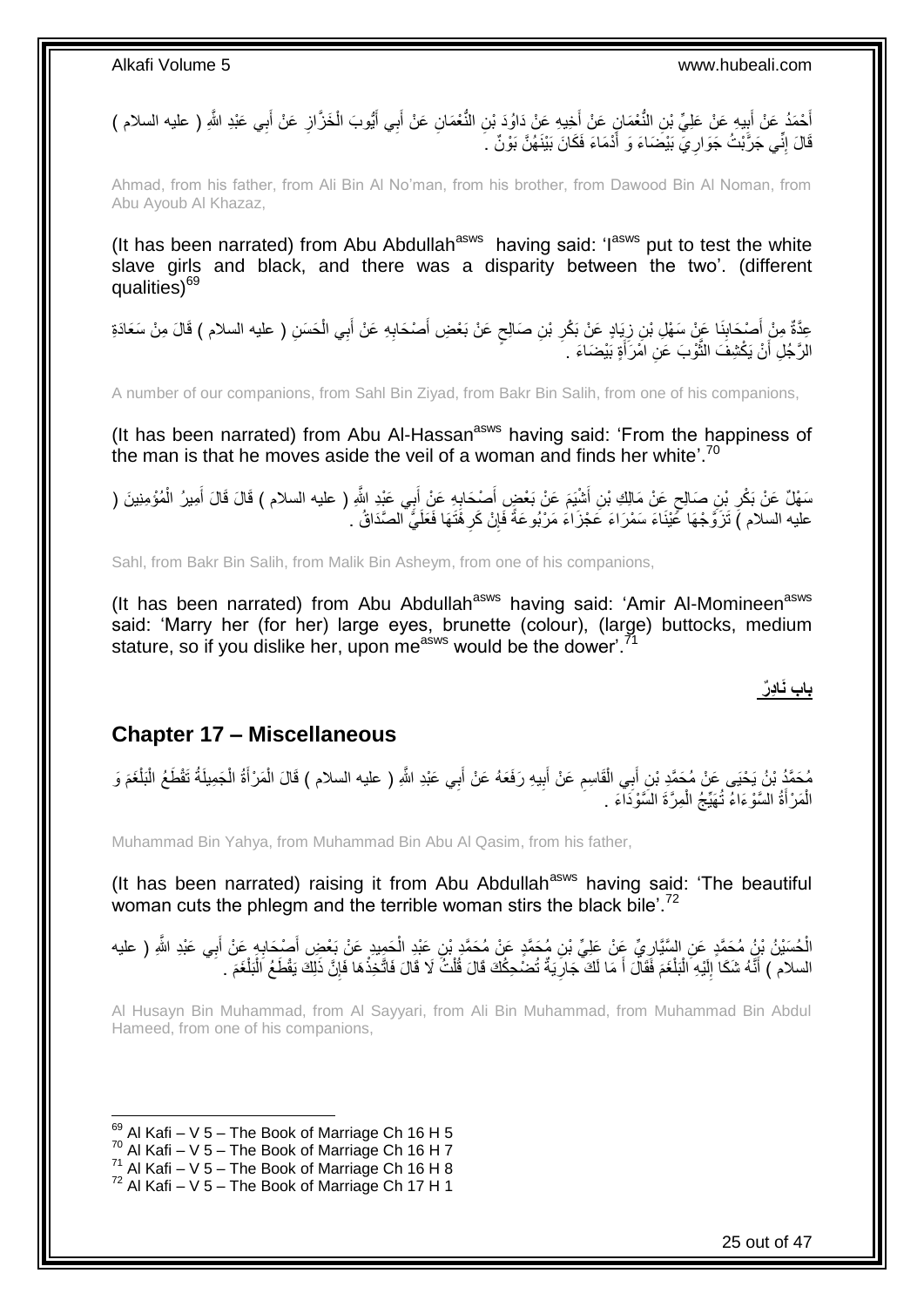أَحْمَدُ عَنْ أَبِيهِ عَنْ عَلِيِّ بْنِ النُّعْمَانِ عَنْ أَخِيهِ عَنْ دَاوُدَ بْنِ النُّعْمَانِ عَنْ أَبِي أَيُّوبَ الْخَزَّازِ عَنْ أَبِي عَبْدِ اللَّهِ ( عليه السلام ) قَالَ إِنِّي جَرَّبْتُ جَوَارِيَ بَيْضَاءَ وَ أَدْمَاءَ فَكَانَ بَيْنَهُنَّ بَوْنٌ .

Ahmad, from his father, from Ali Bin Al No'man, from his brother, from Dawood Bin Al Noman, from Abu Ayoub Al Khazaz,

(It has been narrated) from Abu Abdullah[asws] having said: 'I[asws] put to test the white slave girls and black, and there was a disparity between the two'. (different qualities)[69]

عِدَّةٌ مِنْ أَصْحَابِنَا عَنْ سَهْلِ بْنِ زِيَادٍ عَنْ بَكْرِ بْنِ صَالِحٍ عَنْ بَعْضِ أَصْحَابِهِ عَنْ أَبِي الْحَسَنِ ( عليه السلام ) قَالَ مِنْ سَعَادَةِ الرَّجُلِ أَنْ يَكْشِفَ الثَّوْبَ عَنِ امْرَأَةٍ بَيْضَاءَ .

A number of our companions, from Sahl Bin Ziyad, from Bakr Bin Salih, from one of his companions,

(It has been narrated) from Abu Al-Hassan[asws] having said: 'From the happiness of the man is that he moves aside the veil of a woman and finds her white'.[70]

سَهْلٌ عَنْ بَكْرِ بْنِ صَالِحٍ عَنْ مَالِكِ بْنِ أَشْيَمَ عَنْ بَعْضِ أَصْحَابِهِ عَنْ أَبِي عَبْدِ اللَّهِ ( عليه السلام ) قَالَ قَالَ أَمِيرُ الْمُؤْمِنِينَ ( عليه السلام ) تَزَوَّجْهَا عَيْنَاءَ سَمْرَاءَ عَجْزَاءَ مَرْبُوعَةً فَإِنْ كَرِهْتَهَا فَعَلَيَّ الصَّدَاقُ .

Sahl, from Bakr Bin Salih, from Malik Bin Asheym, from one of his companions,

(It has been narrated) from Abu Abdullah[asws] having said: 'Amir Al-Momineen[asws] said: 'Marry her (for her) large eyes, brunette (colour), (large) buttocks, medium stature, so if you dislike her, upon me[asws] would be the dower'.[71]

**بابٌ نَادِرٌ**

## Chapter 17 – Miscellaneous

مُحَمَّدُ بْنُ يَحْيَى عَنْ مُحَمَّدِ بْنِ أَبِي الْقَاسِمِ عَنْ أَبِيهِ رَفَعَهُ عَنْ أَبِي عَبْدِ اللَّهِ ( عليه السلام ) قَالَ الْمَرْأَةُ الْجَمِيلَةُ تَقْطَعُ الْبَلْغَمَ وَ الْمَرْأَةُ السَّوْءَاءُ تُهَيِّجُ الْمِرَّةَ السَّوْدَاءَ .

Muhammad Bin Yahya, from Muhammad Bin Abu Al Qasim, from his father,

(It has been narrated) raising it from Abu Abdullah[asws] having said: 'The beautiful woman cuts the phlegm and the terrible woman stirs the black bile'.[72]

الْحُسَيْنُ بْنُ مُحَمَّدٍ عَنِ السَّيَّارِيِّ عَنْ عَلِيِّ بْنِ مُحَمَّدٍ عَنْ مُحَمَّدِ بْنِ عَبْدِ الْحَمِيدِ عَنْ بَعْضِ أَصْحَابِهِ عَنْ أَبِي عَبْدِ اللَّهِ ( عليه السلام ) أَنَّهُ شَكَا إِلَيْهِ الْبَلْغَمَ فَقَالَ أَ مَا لَكَ جَارِيَةٌ تُضْحِكُكَ قَالَ قُلْتُ لَا قَالَ فَاتَّخِذْهَا فَإِنَّ ذَلِكَ يَقْطَعُ الْبَلْغَمَ .

Al Husayn Bin Muhammad, from Al Sayyari, from Ali Bin Muhammad, from Muhammad Bin Abdul Hameed, from one of his companions,

[69] Al Kafi – V 5 – The Book of Marriage Ch 16 H 5
[70] Al Kafi – V 5 – The Book of Marriage Ch 16 H 7
[71] Al Kafi – V 5 – The Book of Marriage Ch 16 H 8
[72] Al Kafi – V 5 – The Book of Marriage Ch 17 H 1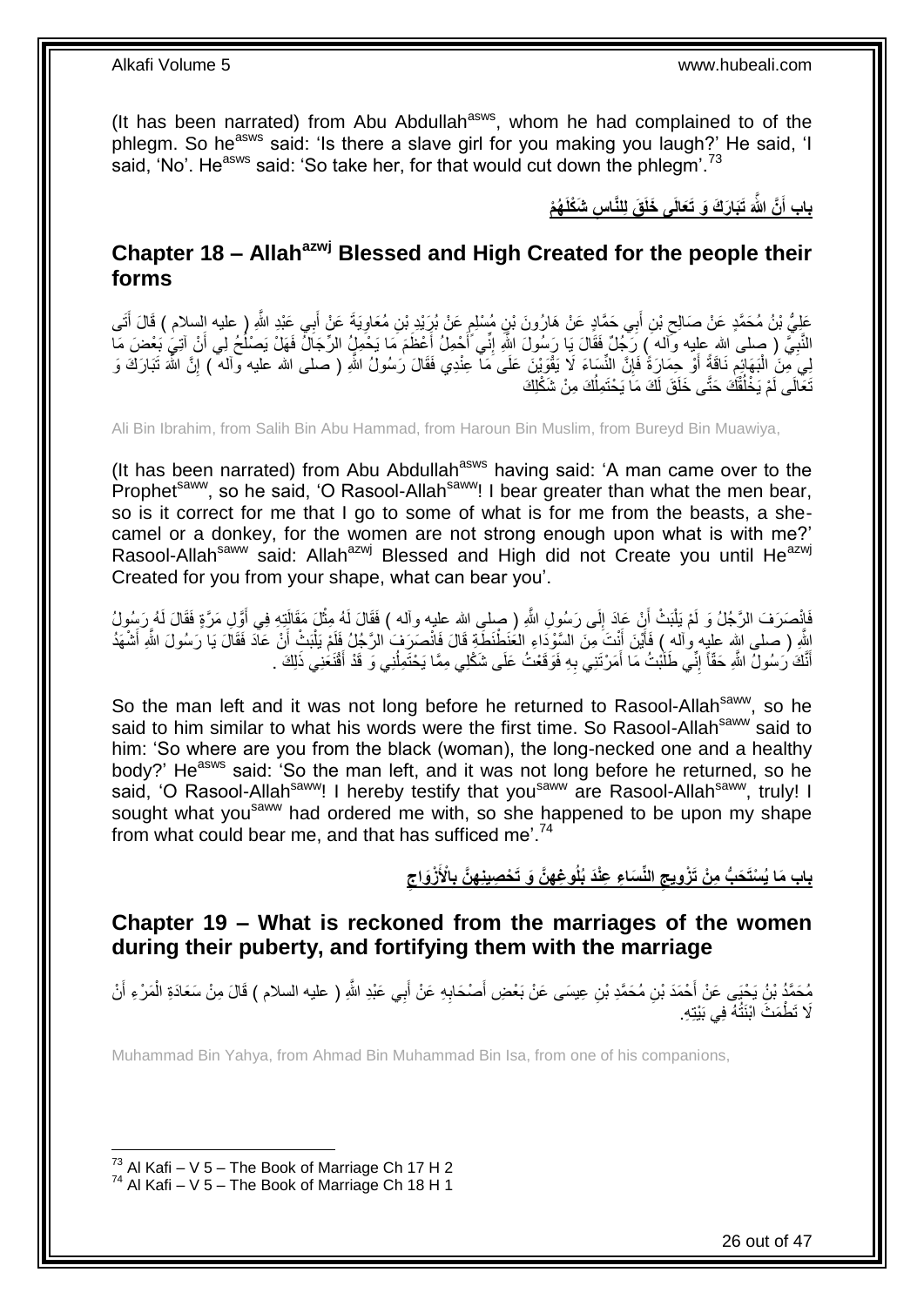(It has been narrated) from Abu Abdullah[asws], whom he had complained to of the phlegm. So he[asws] said: 'Is there a slave girl for you making you laugh?' He said, 'I said, 'No'. He[asws] said: 'So take her, for that would cut down the phlegm'.[73]

## باب أَنَّ اللَّهَ تَبَارَكَ وَ تَعَالَى خَلَقَ لِلنَّاسِ شَكْلَهُمْ

## Chapter 18 – Allah[azwj] Blessed and High Created for the people their forms

عَلِيُّ بْنُ مُحَمَّدٍ عَنْ صَالِحِ بْنِ أَبِي حَمَّادٍ عَنْ هَارُونَ بْنِ مُسْلِمٍ عَنْ بُرَيْدِ بْنِ مُعَاوِيَةَ عَنْ أَبِي عَبْدِ اللَّهِ ( عليه السلام ) قَالَ أَتَى النَّبِيَّ ( صلى الله عليه وآله ) رَجُلٌ فَقَالَ يَا رَسُولَ اللَّهِ إِنِّي أَحْمِلُ أَعْظَمَ مَا يَحْمِلُ الرِّجَالُ فَهَلْ يَصْلُحُ لِي أَنْ آتِيَ بَعْضَ مَا لِي مِنَ الْبَهَائِمِ نَاقَةً أَوْ حِمَارَةً فَإِنَّ النِّسَاءَ لَا يَقْوَيْنَ عَلَى مَا عِنْدِي فَقَالَ رَسُولُ اللَّهِ ( صلى الله عليه وآله ) إِنَّ اللَّهَ تَبَارَكَ وَ تَعَالَى لَمْ يَخْلُقْكَ حَتَّى خَلَقَ لَكَ مَا يَحْتَمِلُكَ مِنْ شَكْلِكَ

Ali Bin Ibrahim, from Salih Bin Abu Hammad, from Haroun Bin Muslim, from Bureyd Bin Muawiya,

(It has been narrated) from Abu Abdullah[asws] having said: 'A man came over to the Prophet[saww], so he said, 'O Rasool-Allah[saww]! I bear greater than what the men bear, so is it correct for me that I go to some of what is for me from the beasts, a she-camel or a donkey, for the women are not strong enough upon what is with me?' Rasool-Allah[saww] said: Allah[azwj] Blessed and High did not Create you until He[azwj] Created for you from your shape, what can bear you'.

فَانْصَرَفَ الرَّجُلُ وَ لَمْ يَلْبَثْ أَنْ عَادَ إِلَى رَسُولِ اللَّهِ ( صلى الله عليه وآله ) فَقَالَ لَهُ مِثْلَ مَقَالَتِهِ فِي أَوَّلِ مَرَّةٍ فَقَالَ لَهُ رَسُولُ اللَّهِ ( صلى الله عليه وآله ) فَأَيْنَ أَنْتَ مِنَ السَّوْدَاءِ الْعَنَطْنَطَةِ قَالَ فَانْصَرَفَ الرَّجُلُ فَلَمْ يَلْبَثْ أَنْ عَادَ فَقَالَ يَا رَسُولَ اللَّهِ أَشْهَدُ أَنَّكَ رَسُولُ اللَّهِ حَقّاً إِنِّي طَلَبْتُ مَا أَمَرْتَنِي بِهِ فَوَقَعْتُ عَلَى شَكْلِي مِمَّا يَحْتَمِلُنِي وَ قَدْ أَقْنَعَنِي ذَلِكَ .

So the man left and it was not long before he returned to Rasool-Allah[saww], so he said to him similar to what his words were the first time. So Rasool-Allah[saww] said to him: 'So where are you from the black (woman), the long-necked one and a healthy body?' He[asws] said: 'So the man left, and it was not long before he returned, so he said, 'O Rasool-Allah[saww]! I hereby testify that you[saww] are Rasool-Allah[saww], truly! I sought what you[saww] had ordered me with, so she happened to be upon my shape from what could bear me, and that has sufficed me'.[74]

## باب مَا يُسْتَحَبُّ مِنْ تَزْوِيجِ النِّسَاءِ عِنْدَ بُلُوغِهِنَّ وَ تَحْصِينِهِنَّ بِالْأَزْوَاجِ

## Chapter 19 – What is reckoned from the marriages of the women during their puberty, and fortifying them with the marriage

مُحَمَّدُ بْنُ يَحْيَى عَنْ أَحْمَدَ بْنِ مُحَمَّدِ بْنِ عِيسَى عَنْ بَعْضِ أَصْحَابِهِ عَنْ أَبِي عَبْدِ اللَّهِ ( عليه السلام ) قَالَ مِنْ سَعَادَةِ الْمَرْءِ أَنْ لَا تَطْمَثَ ابْنَتُهُ فِي بَيْتِهِ.

Muhammad Bin Yahya, from Ahmad Bin Muhammad Bin Isa, from one of his companions,

[73] Al Kafi – V 5 – The Book of Marriage Ch 17 H 2
[74] Al Kafi – V 5 – The Book of Marriage Ch 18 H 1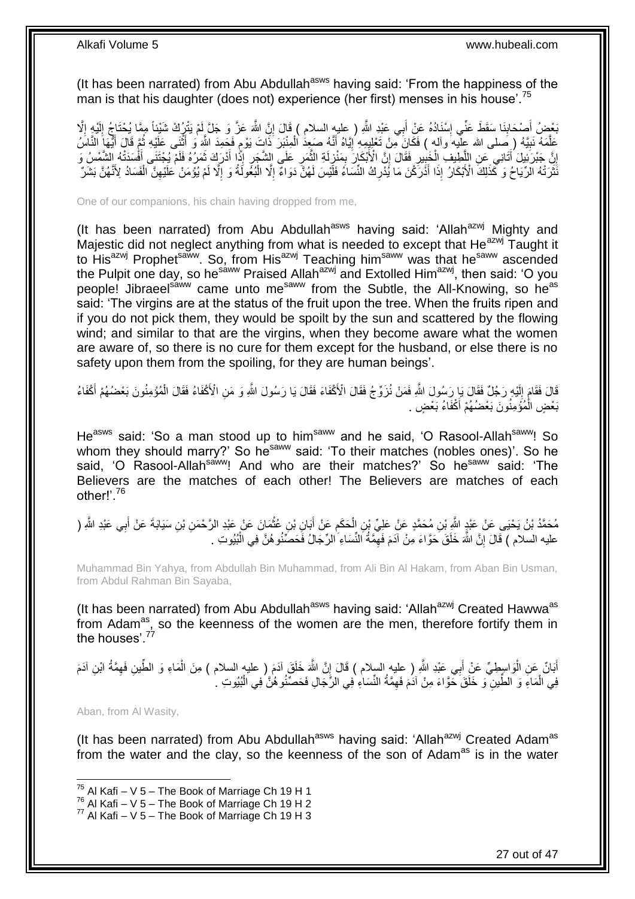(It has been narrated) from Abu Abdullah[asws] having said: 'From the happiness of the man is that his daughter (does not) experience (her first) menses in his house'.[75]

بَعْضُ أَصْحَابِنَا سَقَطَ عَنِّي إِسْنَادُهُ عَنْ أَبِي عَبْدِ اللَّهِ ( عليه السلام ) قَالَ إِنَّ اللَّهَ عَزَّ وَ جَلَّ لَمْ يَتْرُكْ شَيْئاً مِمَّا يُحْتَاجُ إِلَيْهِ إِلَّا عَلَّمَهُ نَبِيَّهُ ( صلى الله عليه وآله ) فَكَانَ مِنْ تَعْلِيمِهِ إِيَّاهُ أَنَّهُ صَعِدَ الْمِنْبَرَ ذَاتَ يَوْمٍ فَحَمِدَ اللَّهَ وَ أَثْنَى عَلَيْهِ ثُمَّ قَالَ أَيُّهَا النَّاسُ إِنَّ جَبْرَئِيلَ أَتَانِي عَنِ اللَّطِيفِ الْخَبِيرِ فَقَالَ إِنَّ الْأَبْكَارَ بِمَنْزِلَةِ الثَّمَرِ عَلَى الشَّجَرِ إِذَا أَدْرَكَ ثَمَرُهُ فَلَمْ يُجْتَنَى أَفْسَدَتْهُ الشَّمْسُ وَ نَثَرَتْهُ الرِّيَاحُ وَ كَذَلِكَ الْأَبْكَارُ إِذَا أَدْرَكْنَ مَا يُدْرِكُ النِّسَاءُ فَلَيْسَ لَهُنَّ دَوَاءٌ إِلَّا الْبُعُولَةُ وَ إِلَّا لَمْ يُؤْمَنْ عَلَيْهِنَّ الْفَسَادُ لِأَنَّهُنَّ بَشَرٌ

One of our companions, his chain having dropped from me,

(It has been narrated) from Abu Abdullah[asws] having said: 'Allah[azwj] Mighty and Majestic did not neglect anything from what is needed to except that He[azwj] Taught it to His[azwj] Prophet[saww]. So, from His[azwj] Teaching him[saww] was that he[saww] ascended the Pulpit one day, so he[saww] Praised Allah[azwj] and Extolled Him[azwj], then said: 'O you people! Jibraeel[saww] came unto me[saww] from the Subtle, the All-Knowing, so he[as] said: 'The virgins are at the status of the fruit upon the tree. When the fruits ripen and if you do not pick them, they would be spoilt by the sun and scattered by the flowing wind; and similar to that are the virgins, when they become aware what the women are aware of, so there is no cure for them except for the husband, or else there is no safety upon them from the spoiling, for they are human beings'.

قَالَ فَقَامَ إِلَيْهِ رَجُلٌ فَقَالَ يَا رَسُولَ اللَّهِ فَمَنْ نُزَوِّجُ فَقَالَ الْأَكْفَاءَ فَقَالَ يَا رَسُولَ اللَّهِ وَ مَنِ الْأَكْفَاءُ فَقَالَ الْمُؤْمِنُونَ بَعْضُهُمْ أَكْفَاءُ بَعْضٍ الْمُؤْمِنُونَ بَعْضُهُمْ أَكْفَاءُ بَعْضٍ .

He[asws] said: 'So a man stood up to him[saww] and he said, 'O Rasool-Allah[saww]! So whom they should marry?' So he[saww] said: 'To their matches (nobles ones)'. So he said, 'O Rasool-Allah[saww]! And who are their matches?' So he[saww] said: 'The Believers are the matches of each other! The Believers are matches of each other!'.[76]

مُحَمَّدُ بْنُ يَحْيَى عَنْ عَبْدِ اللَّهِ بْنِ مُحَمَّدٍ عَنْ عَلِيِّ بْنِ الْحَكَمِ عَنْ أَبَانِ بْنِ عُثْمَانَ عَنْ عَبْدِ الرَّحْمَنِ بْنِ سَيَابَةَ عَنْ أَبِي عَبْدِ اللَّهِ ( عليه السلام ) قَالَ إِنَّ اللَّهَ خَلَقَ حَوَّاءَ مِنْ آدَمَ فَهِمَّةُ النِّسَاءِ الرِّجَالُ فَحَصِّنُوهُنَّ فِي الْبُيُوتِ .

Muhammad Bin Yahya, from Abdullah Bin Muhammad, from Ali Bin Al Hakam, from Aban Bin Usman, from Abdul Rahman Bin Sayaba,

(It has been narrated) from Abu Abdullah[asws] having said: 'Allah[azwj] Created Hawwa[as] from Adam[as], so the keenness of the women are the men, therefore fortify them in the houses'.[77]

أَبَانٌ عَنِ الْوَاسِطِيِّ عَنْ أَبِي عَبْدِ اللَّهِ ( عليه السلام ) قَالَ إِنَّ اللَّهَ خَلَقَ آدَمَ ( عليه السلام ) مِنَ الْمَاءِ وَ الطِّينِ فَهِمَّةُ ابْنِ آدَمَ فِي الْمَاءِ وَ الطِّينِ وَ خَلَقَ حَوَّاءَ مِنْ آدَمَ فَهِمَّةُ النِّسَاءِ فِي الرِّجَالِ فَحَصِّنُوهُنَّ فِي الْبُيُوتِ .

Aban, from Al Wasity,

(It has been narrated) from Abu Abdullah[asws] having said: 'Allah[azwj] Created Adam[as] from the water and the clay, so the keenness of the son of Adam[as] is in the water

[75] Al Kafi – V 5 – The Book of Marriage Ch 19 H 1
[76] Al Kafi – V 5 – The Book of Marriage Ch 19 H 2
[77] Al Kafi – V 5 – The Book of Marriage Ch 19 H 3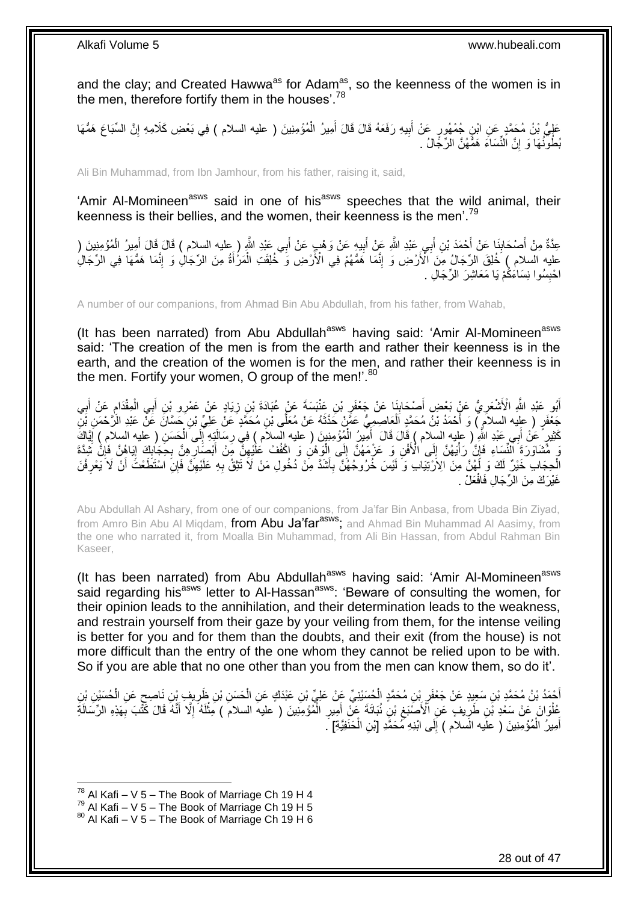and the clay; and Created Hawwa[as] for Adam[as], so the keenness of the women is in the men, therefore fortify them in the houses'.[78]

عَلِيُّ بْنُ مُحَمَّدٍ عَنِ ابْنِ جُمْهُورٍ عَنْ أَبِيهِ رَفَعَهُ قَالَ قَالَ أَمِيرُ الْمُؤْمِنِينَ ( عليه السلام ) فِي بَعْضِ كَلَامِهِ إِنَّ السِّبَاعَ هَمُّهَا بُطُونُهَا وَ إِنَّ النِّسَاءَ هَمُّهُنَّ الرِّجَالُ .

Ali Bin Muhammad, from Ibn Jamhour, from his father, raising it, said,

'Amir Al-Momineen[asws] said in one of his[asws] speeches that the wild animal, their keenness is their bellies, and the women, their keenness is the men'.[79]

عِدَّةٌ مِنْ أَصْحَابِنَا عَنْ أَحْمَدَ بْنِ أَبِي عَبْدِ اللَّهِ عَنْ أَبِيهِ عَنْ وَهْبٍ عَنْ أَبِي عَبْدِ اللَّهِ ( عليه السلام ) قَالَ قَالَ أَمِيرُ الْمُؤْمِنِينَ ( عليه السلام ) خُلِقَ الرِّجَالُ مِنَ الْأَرْضِ وَ إِنَّمَا هَمُّهُمْ فِي الْأَرْضِ وَ خُلِقَتِ الْمَرْأَةُ مِنَ الرِّجَالِ وَ إِنَّمَا هَمُّهَا فِي الرِّجَالِ احْبِسُوا نِسَاءَكُمْ يَا مَعَاشِرَ الرِّجَالِ .

A number of our companions, from Ahmad Bin Abu Abdullah, from his father, from Wahab,

(It has been narrated) from Abu Abdullah[asws] having said: 'Amir Al-Momineen[asws] said: 'The creation of the men is from the earth and rather their keenness is in the earth, and the creation of the women is for the men, and rather their keenness is in the men. Fortify your women, O group of the men!'.[80]

أَبُو عَبْدِ اللَّهِ الْأَشْعَرِيُّ عَنْ بَعْضِ أَصْحَابِنَا عَنْ جَعْفَرِ بْنِ عَنْبَسَةَ عَنْ عُبَادَةَ بْنِ زِيَادٍ عَنْ عَمْرِو بْنِ أَبِي الْمِقْدَامِ عَنْ أَبِي جَعْفَرٍ ( عليه السلام ) وَ أَحْمَدُ بْنُ مُحَمَّدٍ الْعَاصِمِيُّ عَمَّنْ حَدَّثَهُ عَنْ مُعَلَّى بْنِ مُحَمَّدٍ عَنْ عَلِيِّ بْنِ حَسَّانَ عَنْ عَبْدِ الرَّحْمَنِ بْنِ كَثِيرٍ عَنْ أَبِي عَبْدِ اللَّهِ ( عليه السلام ) قَالَ قَالَ أَمِيرُ الْمُؤْمِنِينَ ( عليه السلام ) فِي رِسَالَتِهِ إِلَى الْحَسَنِ ( عليه السلام ) إِيَّاكَ وَ مُشَاوَرَةَ النِّسَاءِ فَإِنَّ رَأْيَهُنَّ إِلَى الْأَفْنِ وَ عَزْمَهُنَّ إِلَى الْوَهْنِ وَ اكْفُفْ عَلَيْهِنَّ مِنْ أَبْصَارِهِنَّ بِحِجَابِكَ إِيَّاهُنَّ فَإِنَّ شِدَّةَ الْحِجَابِ خَيْرٌ لَكَ وَ لَهُنَّ مِنَ الِارْتِيَابِ وَ لَيْسَ خُرُوجُهُنَّ بِأَشَدَّ مِنْ دُخُولِ مَنْ لَا تَثِقُ بِهِ عَلَيْهِنَّ فَإِنِ اسْتَطَعْتَ أَنْ لَا يَعْرِفْنَ غَيْرَكَ مِنَ الرِّجَالِ فَافْعَلْ .

Abu Abdullah Al Ashary, from one of our companions, from Ja'far Bin Anbasa, from Ubada Bin Ziyad, from Amro Bin Abu Al Miqdam, from Abu Ja'far[asws]; and Ahmad Bin Muhammad Al Aasimy, from the one who narrated it, from Moalla Bin Muhammad, from Ali Bin Hassan, from Abdul Rahman Bin Kaseer,

(It has been narrated) from Abu Abdullah[asws] having said: 'Amir Al-Momineen[asws] said regarding his[asws] letter to Al-Hassan[asws]: 'Beware of consulting the women, for their opinion leads to the annihilation, and their determination leads to the weakness, and restrain yourself from their gaze by your veiling from them, for the intense veiling is better for you and for them than the doubts, and their exit (from the house) is not more difficult than the entry of the one whom they cannot be relied upon to be with. So if you are able that no one other than you from the men can know them, so do it'.

أَحْمَدُ بْنُ مُحَمَّدِ بْنِ سَعِيدٍ عَنْ جَعْفَرِ بْنِ مُحَمَّدٍ الْحُسَيْنِيِّ عَنْ عَلِيِّ بْنِ عَبْدَكٍ عَنِ الْحَسَنِ بْنِ ظَرِيفِ بْنِ نَاصِحٍ عَنِ الْحُسَيْنِ بْنِ عُلْوَانَ عَنْ سَعْدِ بْنِ طَرِيفٍ عَنِ الْأَصْبَغِ بْنِ نُبَاتَةَ عَنْ أَمِيرِ الْمُؤْمِنِينَ ( عليه السلام ) مِثْلَهُ إِلَّا أَنَّهُ قَالَ كَتَبَ بِهَذِهِ الرِّسَالَةِ أَمِيرُ الْمُؤْمِنِينَ ( عليه السلام ) إِلَى ابْنِهِ مُحَمَّدٍ [ابْنِ الْحَنَفِيَّةِ] .

[78] Al Kafi – V 5 – The Book of Marriage Ch 19 H 4
[79] Al Kafi – V 5 – The Book of Marriage Ch 19 H 5
[80] Al Kafi – V 5 – The Book of Marriage Ch 19 H 6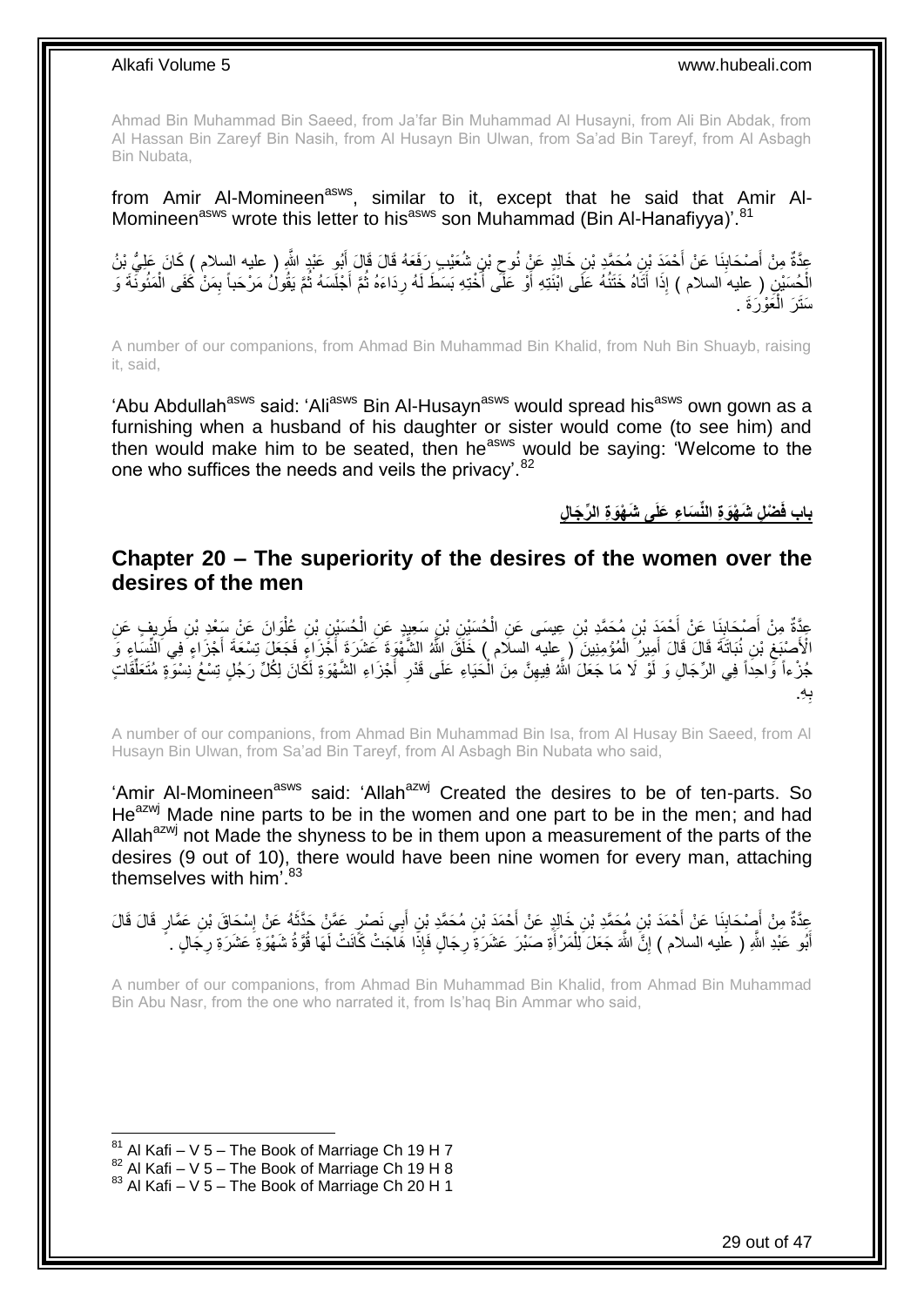Ahmad Bin Muhammad Bin Saeed, from Ja'far Bin Muhammad Al Husayni, from Ali Bin Abdak, from Al Hassan Bin Zareyf Bin Nasih, from Al Husayn Bin Ulwan, from Sa'ad Bin Tareyf, from Al Asbagh Bin Nubata,

from Amir Al-Momineen[asws], similar to it, except that he said that Amir Al-Momineen[asws] wrote this letter to his[asws] son Muhammad (Bin Al-Hanafiyya)'.[81]

عِدَّةٌ مِنْ أَصْحَابِنَا عَنْ أَحْمَدَ بْنِ مُحَمَّدِ بْنِ خَالِدٍ عَنْ نُوحِ بْنِ شُعَيْبٍ رَفَعَهُ قَالَ قَالَ أَبُو عَبْدِ اللَّهِ ( عليه السلام ) كَانَ عَلِيُّ بْنُ الْحُسَيْنِ ( عليه السلام ) إِذَا أَتَاهُ خَتَنُهُ عَلَى ابْنَتِهِ أَوْ عَلَى أُخْتِهِ بَسَطَ لَهُ رِدَاءَهُ ثُمَّ أَجْلَسَهُ ثُمَّ يَقُولُ مَرْحَباً بِمَنْ كَفَى الْمَئُونَةَ وَ سَتَرَ الْعَوْرَةَ .

A number of our companions, from Ahmad Bin Muhammad Bin Khalid, from Nuh Bin Shuayb, raising it, said,

'Abu Abdullah[asws] said: 'Ali[asws] Bin Al-Husayn[asws] would spread his[asws] own gown as a furnishing when a husband of his daughter or sister would come (to see him) and then would make him to be seated, then he[asws] would be saying: 'Welcome to the one who suffices the needs and veils the privacy'.[82]

## باب فَضْلِ شَهْوَةِ النِّسَاءِ عَلَى شَهْوَةِ الرِّجَالِ

## Chapter 20 – The superiority of the desires of the women over the desires of the men

عِدَّةٌ مِنْ أَصْحَابِنَا عَنْ أَحْمَدَ بْنِ مُحَمَّدِ بْنِ عِيسَى عَنِ الْحُسَيْنِ بْنِ سَعِيدٍ عَنِ الْحُسَيْنِ بْنِ عُلْوَانَ عَنْ سَعْدِ بْنِ طَرِيفٍ عَنِ الْأَصْبَغِ بْنِ نُبَاتَةَ قَالَ قَالَ أَمِيرُ الْمُؤْمِنِينَ ( عليه السلام ) خَلَقَ اللَّهُ الشَّهْوَةَ عَشَرَةَ أَجْزَاءٍ فَجَعَلَ تِسْعَةَ أَجْزَاءٍ فِي النِّسَاءِ وَ جُزْءاً وَاحِداً فِي الرِّجَالِ وَ لَوْ لَا مَا جَعَلَ اللَّهُ فِيهِنَّ مِنَ الْحَيَاءِ عَلَى قَدْرِ أَجْزَاءِ الشَّهْوَةِ لَكَانَ لِكُلِّ رَجُلٍ تِسْعُ نِسْوَةٍ مُتَعَلِّقَاتٍ بِهِ.

A number of our companions, from Ahmad Bin Muhammad Bin Isa, from Al Husay Bin Saeed, from Al Husayn Bin Ulwan, from Sa'ad Bin Tareyf, from Al Asbagh Bin Nubata who said,

'Amir Al-Momineen[asws] said: 'Allah[azwj] Created the desires to be of ten-parts. So He[azwj] Made nine parts to be in the women and one part to be in the men; and had Allah[azwj] not Made the shyness to be in them upon a measurement of the parts of the desires (9 out of 10), there would have been nine women for every man, attaching themselves with him'.[83]

عِدَّةٌ مِنْ أَصْحَابِنَا عَنْ أَحْمَدَ بْنِ مُحَمَّدِ بْنِ خَالِدٍ عَنْ أَحْمَدَ بْنِ مُحَمَّدِ بْنِ أَبِي نَصْرٍ عَمَّنْ حَدَّثَهُ عَنْ إِسْحَاقَ بْنِ عَمَّارٍ قَالَ قَالَ أَبُو عَبْدِ اللَّهِ ( عليه السلام ) إِنَّ اللَّهَ جَعَلَ لِلْمَرْأَةِ صَبْرَ عَشَرَةِ رِجَالٍ فَإِذَا هَاجَتْ كَانَتْ لَهَا قُوَّةُ شَهْوَةِ عَشَرَةِ رِجَالٍ .

A number of our companions, from Ahmad Bin Muhammad Bin Khalid, from Ahmad Bin Muhammad Bin Abu Nasr, from the one who narrated it, from Is'haq Bin Ammar who said,

[81] Al Kafi – V 5 – The Book of Marriage Ch 19 H 7
[82] Al Kafi – V 5 – The Book of Marriage Ch 19 H 8
[83] Al Kafi – V 5 – The Book of Marriage Ch 20 H 1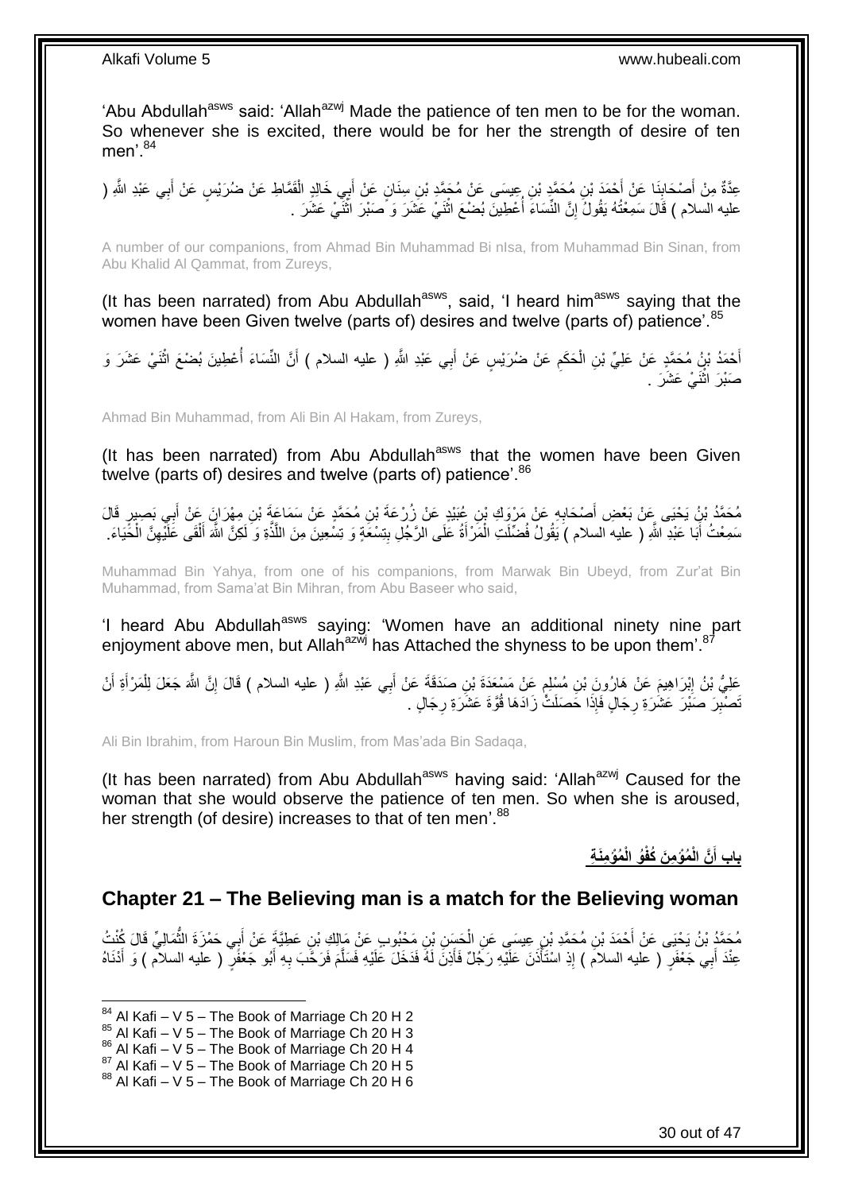'Abu Abdullah[asws] said: 'Allah[azwj] Made the patience of ten men to be for the woman. So whenever she is excited, there would be for her the strength of desire of ten men'.[84]

عِدَّةٌ مِنْ أَصْحَابِنَا عَنْ أَحْمَدَ بْنِ مُحَمَّدِ بْنِ عِيسَى عَنْ مُحَمَّدِ بْنِ سِنَانٍ عَنْ أَبِي خَالِدٍ الْقَمَّاطِ عَنْ ضُرَيْسٍ عَنْ أَبِي عَبْدِ اللَّهِ ( عليه السلام ) قَالَ سَمِعْتُهُ يَقُولُ إِنَّ النِّسَاءَ أُعْطِينَ بُضْعَ اثْنَيْ عَشَرَ وَ صَبْرَ اثْنَيْ عَشَرَ .

A number of our companions, from Ahmad Bin Muhammad Bi nIsa, from Muhammad Bin Sinan, from Abu Khalid Al Qammat, from Zureys,

(It has been narrated) from Abu Abdullah[asws], said, 'I heard him[asws] saying that the women have been Given twelve (parts of) desires and twelve (parts of) patience'.[85]

أَحْمَدُ بْنُ مُحَمَّدٍ عَنْ عَلِيِّ بْنِ الْحَكَمِ عَنْ ضُرَيْسٍ عَنْ أَبِي عَبْدِ اللَّهِ ( عليه السلام ) أَنَّ النِّسَاءَ أُعْطِينَ بُضْعَ اثْنَيْ عَشَرَ وَ صَبْرَ اثْنَيْ عَشَرَ .

Ahmad Bin Muhammad, from Ali Bin Al Hakam, from Zureys,

(It has been narrated) from Abu Abdullah[asws] that the women have been Given twelve (parts of) desires and twelve (parts of) patience'.[86]

مُحَمَّدُ بْنُ يَحْيَى عَنْ بَعْضِ أَصْحَابِهِ عَنْ مَرْوَكِ بْنِ عُبَيْدٍ عَنْ زُرْعَةَ بْنِ مُحَمَّدٍ عَنْ سَمَاعَةَ بْنِ مِهْرَانَ عَنْ أَبِي بَصِيرٍ قَالَ سَمِعْتُ أَبَا عَبْدِ اللَّهِ ( عليه السلام ) يَقُولُ فُضِّلَتِ الْمَرْأَةُ عَلَى الرَّجُلِ بِتِسْعَةٍ وَ تِسْعِينَ مِنَ اللَّذَّةِ وَ لَكِنَّ اللَّهَ أَلْقَى عَلَيْهِنَّ الْحَيَاءَ.

Muhammad Bin Yahya, from one of his companions, from Marwak Bin Ubeyd, from Zur'at Bin Muhammad, from Sama'at Bin Mihran, from Abu Baseer who said,

'I heard Abu Abdullah[asws] saying: 'Women have an additional ninety nine part enjoyment above men, but Allah[azwj] has Attached the shyness to be upon them'.[87]

عَلِيُّ بْنُ إِبْرَاهِيمَ عَنْ هَارُونَ بْنِ مُسْلِمٍ عَنْ مَسْعَدَةَ بْنِ صَدَقَةَ عَنْ أَبِي عَبْدِ اللَّهِ ( عليه السلام ) قَالَ إِنَّ اللَّهَ جَعَلَ لِلْمَرْأَةِ أَنْ تَصْبِرَ صَبْرَ عَشَرَةِ رِجَالٍ فَإِذَا حَمَلَتْ زَادَهَا قُوَّةَ عَشَرَةِ رِجَالٍ .

Ali Bin Ibrahim, from Haroun Bin Muslim, from Mas'ada Bin Sadaqa,

(It has been narrated) from Abu Abdullah[asws] having said: 'Allah[azwj] Caused for the woman that she would observe the patience of ten men. So when she is aroused, her strength (of desire) increases to that of ten men'.[88]

## باب أَنَّ الْمُؤْمِنَ كُفْوُ الْمُؤْمِنَةِ

## Chapter 21 – The Believing man is a match for the Believing woman

مُحَمَّدُ بْنُ يَحْيَى عَنْ أَحْمَدَ بْنِ مُحَمَّدِ بْنِ عِيسَى عَنِ الْحَسَنِ بْنِ مَحْبُوبٍ عَنْ مَالِكِ بْنِ عَطِيَّةَ عَنْ أَبِي حَمْزَةَ الثُّمَالِيِّ قَالَ كُنْتُ عِنْدَ أَبِي جَعْفَرٍ ( عليه السلام ) إِذِ اسْتَأْذَنَ عَلَيْهِ رَجُلٌ فَأَذِنَ لَهُ فَدَخَلَ عَلَيْهِ فَسَلَّمَ فَرَحَّبَ بِهِ أَبُو جَعْفَرٍ ( عليه السلام ) وَ أَدْنَاهُ

---

[84] Al Kafi – V 5 – The Book of Marriage Ch 20 H 2
[85] Al Kafi – V 5 – The Book of Marriage Ch 20 H 3
[86] Al Kafi – V 5 – The Book of Marriage Ch 20 H 4
[87] Al Kafi – V 5 – The Book of Marriage Ch 20 H 5
[88] Al Kafi – V 5 – The Book of Marriage Ch 20 H 6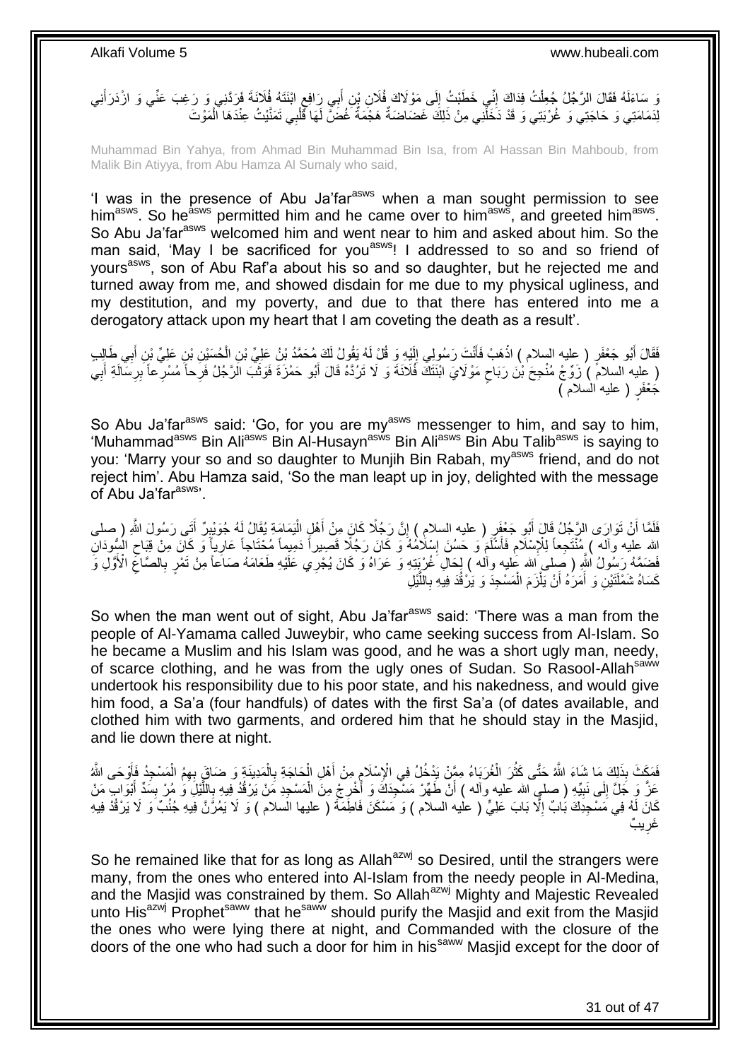وَ سَاءَلَهُ فَقَالَ الرَّجُلُ جُعِلْتُ فِدَاكَ إِنِّي خَطَبْتُ إِلَى مَوْلَاكَ فُلَانِ بْنِ أَبِي رَافِعٍ ابْنَتَهُ فُلَانَةَ فَرَدَّنِي وَ رَغِبَ عَنِّي وَ ازْدَرَأَنِي لِدَمَامَتِي وَ حَاجَتِي وَ غُرْبَتِي وَ قَدْ دَخَلَنِي مِنْ ذَلِكَ غَضَاضَةٌ هَجْمَةٌ غُضَّ لَهَا قَلْبِي تَمَنَّيْتُ عِنْدَهَا الْمَوْتَ

Muhammad Bin Yahya, from Ahmad Bin Muhammad Bin Isa, from Al Hassan Bin Mahboub, from Malik Bin Atiyya, from Abu Hamza Al Sumaly who said,

'I was in the presence of Abu Ja'far[asws] when a man sought permission to see him[asws]. So he[asws] permitted him and he came over to him[asws], and greeted him[asws]. So Abu Ja'far[asws] welcomed him and went near to him and asked about him. So the man said, 'May I be sacrificed for you[asws]! I addressed to so and so friend of yours[asws], son of Abu Raf'a about his so and so daughter, but he rejected me and turned away from me, and showed disdain for me due to my physical ugliness, and my destitution, and my poverty, and due to that there has entered into me a derogatory attack upon my heart that I am coveting the death as a result'.

فَقَالَ أَبُو جَعْفَرٍ ( عليه السلام ) اذْهَبْ فَأَنْتَ رَسُولِي إِلَيْهِ وَ قُلْ لَهُ يَقُولُ لَكَ مُحَمَّدُ بْنُ عَلِيِّ بْنِ الْحُسَيْنِ بْنِ عَلِيِّ بْنِ أَبِي طَالِبٍ ( عليه السلام ) زَوِّجْ مُنْجِحَ بْنَ رَبَاحٍ مَوْلَايَ ابْنَتَكَ فُلَانَةَ وَ لَا تَرُدَّهُ قَالَ أَبُو حَمْزَةَ فَوَثَبَ الرَّجُلُ فَرِحاً مُسْرِعاً بِرِسَالَةِ أَبِي جَعْفَرٍ ( عليه السلام )

So Abu Ja'far[asws] said: 'Go, for you are my[asws] messenger to him, and say to him, 'Muhammad[asws] Bin Ali[asws] Bin Al-Husayn[asws] Bin Ali[asws] Bin Abu Talib[asws] is saying to you: 'Marry your so and so daughter to Munjih Bin Rabah, my[asws] friend, and do not reject him'. Abu Hamza said, 'So the man leapt up in joy, delighted with the message of Abu Ja'far[asws]'.

فَلَمَّا أَنْ تَوَارَى الرَّجُلُ قَالَ أَبُو جَعْفَرٍ ( عليه السلام ) إِنَّ رَجُلًا كَانَ مِنْ أَهْلِ الْيَمَامَةِ يُقَالُ لَهُ جُوَيْبِرٌ أَتَى رَسُولَ اللَّهِ ( صلى الله عليه وآله ) مُنْتَجِعاً لِلْإِسْلَامِ فَأَسْلَمَ وَ حَسُنَ إِسْلَامُهُ وَ كَانَ رَجُلًا قَصِيراً دَمِيماً مُحْتَاجاً عَارِياً وَ كَانَ مِنْ قِبَاحِ السُّودَانِ فَضَمَّهُ رَسُولُ اللَّهِ ( صلى الله عليه وآله ) لِحَالِ غُرْبَتِهِ وَ عَرَاهُ وَ كَانَ يُجْرِي عَلَيْهِ طَعَامَهُ صَاعاً مِنْ تَمْرٍ بِالصَّاعِ الْأَوَّلِ وَ كَسَاهُ شَمْلَتَيْنِ وَ أَمَرَهُ أَنْ يَلْزَمَ الْمَسْجِدَ وَ يَرْقُدَ فِيهِ بِاللَّيْلِ

So when the man went out of sight, Abu Ja'far[asws] said: 'There was a man from the people of Al-Yamama called Juweybir, who came seeking success from Al-Islam. So he became a Muslim and his Islam was good, and he was a short ugly man, needy, of scarce clothing, and he was from the ugly ones of Sudan. So Rasool-Allah[saww] undertook his responsibility due to his poor state, and his nakedness, and would give him food, a Sa'a (four handfuls) of dates with the first Sa'a (of dates available, and clothed him with two garments, and ordered him that he should stay in the Masjid, and lie down there at night.

فَمَكَثَ بِذَلِكَ مَا شَاءَ اللَّهُ حَتَّى كَثُرَ الْغُرَبَاءُ مِمَّنْ يَدْخُلُ فِي الْإِسْلَامِ مِنْ أَهْلِ الْحَاجَةِ بِالْمَدِينَةِ وَ ضَاقَ بِهِمُ الْمَسْجِدُ فَأَوْحَى اللَّهُ عَزَّ وَ جَلَّ إِلَى نَبِيِّهِ ( صلى الله عليه وآله ) أَنْ طَهِّرْ مَسْجِدَكَ وَ أَخْرِجْ مِنَ الْمَسْجِدِ مَنْ يَرْقُدُ فِيهِ بِاللَّيْلِ وَ مُرْ بِسَدِّ أَبْوَابِ مَنْ كَانَ لَهُ فِي مَسْجِدِكَ بَابٌ إِلَّا بَابَ عَلِيٍّ ( عليه السلام ) وَ مَسْكَنَ فَاطِمَةَ ( عليها السلام ) وَ لَا يَمُرَّنَّ فِيهِ جُنُبٌ وَ لَا يَرْقُدْ فِيهِ غَرِيبٌ

So he remained like that for as long as Allah[azwj] so Desired, until the strangers were many, from the ones who entered into Al-Islam from the needy people in Al-Medina, and the Masjid was constrained by them. So Allah[azwj] Mighty and Majestic Revealed unto His[azwj] Prophet[saww] that he[saww] should purify the Masjid and exit from the Masjid the ones who were lying there at night, and Commanded with the closure of the doors of the one who had such a door for him in his[saww] Masjid except for the door of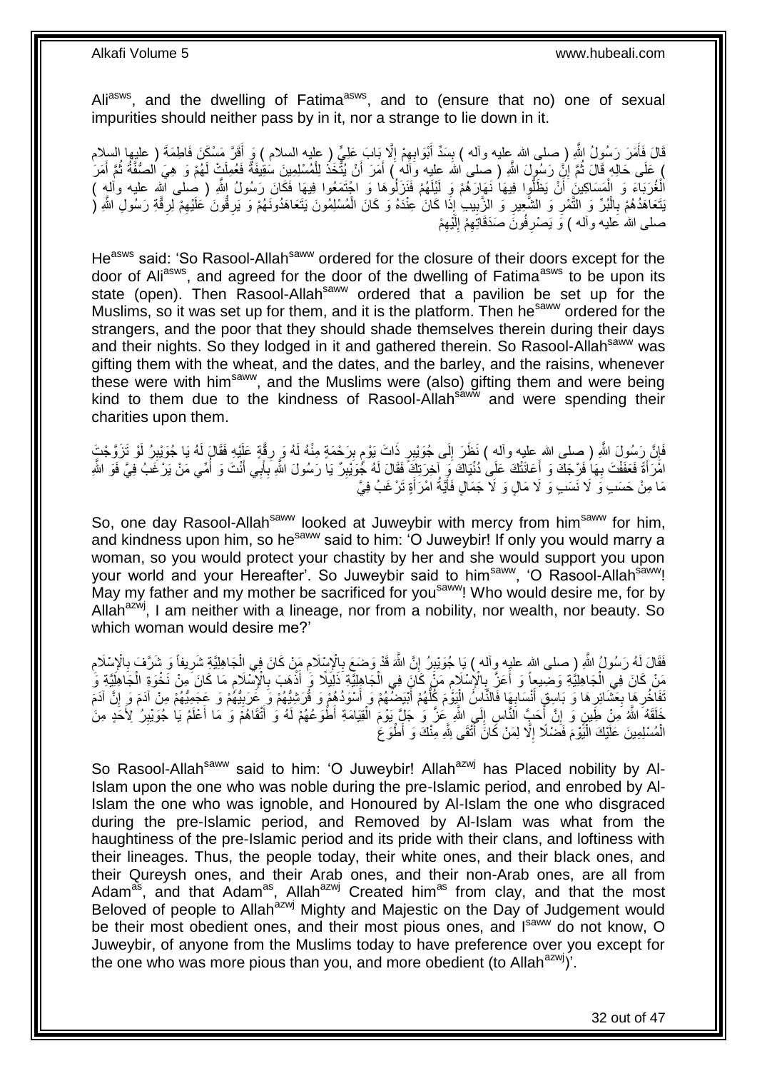Ali[asws], and the dwelling of Fatima[asws], and to (ensure that no) one of sexual impurities should neither pass by in it, nor a strange to lie down in it.

قَالَ فَأَمَرَ رَسُولُ اللَّهِ ( صلى الله عليه وآله ) بِسَدِّ أَبْوَابِهِمْ إِلَّا بَابَ عَلِيٍّ ( عليه السلام ) وَ أَقَرَّ مَسْكَنَ فَاطِمَةَ ( عليها السلام ) عَلَى حَالِهِ قَالَ ثُمَّ إِنَّ رَسُولَ اللَّهِ ( صلى الله عليه وآله ) أَمَرَ أَنْ يُتَّخَذَ لِلْمُسْلِمِينَ سَقِيفَةٌ فَعُمِلَتْ لَهُمْ وَ هِيَ الصُّفَّةُ ثُمَّ أَمَرَ الْغُرَبَاءَ وَ الْمَسَاكِينَ أَنْ يَظَلُّوا فِيهَا نَهَارَهُمْ وَ لَيْلَهُمْ فَنَزَلُوهَا وَ اجْتَمَعُوا فِيهَا فَكَانَ رَسُولُ اللَّهِ ( صلى الله عليه وآله ) يَتَعَاهَدُهُمْ بِالْبُرِّ وَ التَّمْرِ وَ الشَّعِيرِ وَ الزَّبِيبِ إِذَا كَانَ عِنْدَهُ وَ كَانَ الْمُسْلِمُونَ يَتَعَاهَدُونَهُمْ وَ يَرِقُّونَ عَلَيْهِمْ لِرِقَّةِ رَسُولِ اللَّهِ ( صلى الله عليه وآله ) وَ يَصْرِفُونَ صَدَقَاتِهِمْ إِلَيْهِمْ

He[asws] said: 'So Rasool-Allah[saww] ordered for the closure of their doors except for the door of Ali[asws], and agreed for the door of the dwelling of Fatima[asws] to be upon its state (open). Then Rasool-Allah[saww] ordered that a pavilion be set up for the Muslims, so it was set up for them, and it is the platform. Then he[saww] ordered for the strangers, and the poor that they should shade themselves therein during their days and their nights. So they lodged in it and gathered therein. So Rasool-Allah[saww] was gifting them with the wheat, and the dates, and the barley, and the raisins, whenever these were with him[saww], and the Muslims were (also) gifting them and were being kind to them due to the kindness of Rasool-Allah[saww] and were spending their charities upon them.

فَإِنَّ رَسُولَ اللَّهِ ( صلى الله عليه وآله ) نَظَرَ إِلَى جُوَيْبِرٍ ذَاتَ يَوْمٍ بِرَحْمَةٍ مِنْهُ لَهُ وَ رِقَّةٍ عَلَيْهِ فَقَالَ لَهُ يَا جُوَيْبِرُ لَوْ تَزَوَّجْتَ امْرَأَةً فَعَفَفْتَ بِهَا فَرْجَكَ وَ أَعَانَتْكَ عَلَى دُنْيَاكَ وَ آخِرَتِكَ فَقَالَ لَهُ جُوَيْبِرٌ يَا رَسُولَ اللَّهِ بِأَبِي أَنْتَ وَ أُمِّي مَنْ يَرْغَبُ فِيَّ فَوَ اللَّهِ مَا مِنْ حَسَبٍ وَ لَا نَسَبٍ وَ لَا مَالٍ وَ لَا جَمَالٍ فَأَيَّةُ امْرَأَةٍ تَرْغَبُ فِيَّ

So, one day Rasool-Allah[saww] looked at Juweybir with mercy from him[saww] for him, and kindness upon him, so he[saww] said to him: 'O Juweybir! If only you would marry a woman, so you would protect your chastity by her and she would support you upon your world and your Hereafter'. So Juweybir said to him[saww], 'O Rasool-Allah[saww]! May my father and my mother be sacrificed for you[saww]! Who would desire me, for by Allah[azwj], I am neither with a lineage, nor from a nobility, nor wealth, nor beauty. So which woman would desire me?'

فَقَالَ لَهُ رَسُولُ اللَّهِ ( صلى الله عليه وآله ) يَا جُوَيْبِرُ إِنَّ اللَّهَ قَدْ وَضَعَ بِالْإِسْلَامِ مَنْ كَانَ فِي الْجَاهِلِيَّةِ شَرِيفاً وَ شَرَّفَ بِالْإِسْلَامِ مَنْ كَانَ فِي الْجَاهِلِيَّةِ وَضِيعاً وَ أَعَزَّ بِالْإِسْلَامِ مَنْ كَانَ فِي الْجَاهِلِيَّةِ ذَلِيلًا وَ أَذْهَبَ بِالْإِسْلَامِ مَا كَانَ مِنْ نَخْوَةِ الْجَاهِلِيَّةِ وَ تَفَاخُرِهَا بِعَشَائِرِهَا وَ بَاسِقِ أَنْسَابِهَا فَالنَّاسُ الْيَوْمَ كُلُّهُمْ أَبْيَضُهُمْ وَ أَسْوَدُهُمْ وَ قُرَشِيُّهُمْ وَ عَرَبِيُّهُمْ وَ عَجَمِيُّهُمْ مِنْ آدَمَ وَ إِنَّ آدَمَ خَلَقَهُ اللَّهُ مِنْ طِينٍ وَ إِنَّ أَحَبَّ النَّاسِ إِلَى اللَّهِ عَزَّ وَ جَلَّ يَوْمَ الْقِيَامَةِ أَطْوَعُهُمْ لَهُ وَ أَتْقَاهُمْ وَ مَا أَعْلَمُ يَا جُوَيْبِرُ لِأَحَدٍ مِنَ الْمُسْلِمِينَ عَلَيْكَ الْيَوْمَ فَضْلًا إِلَّا لِمَنْ كَانَ أَتْقَى لِلَّهِ مِنْكَ وَ أَطْوَعَ

So Rasool-Allah[saww] said to him: 'O Juweybir! Allah[azwj] has Placed nobility by Al-Islam upon the one who was noble during the pre-Islamic period, and enrobed by Al-Islam the one who was ignoble, and Honoured by Al-Islam the one who disgraced during the pre-Islamic period, and Removed by Al-Islam was what from the haughtiness of the pre-Islamic period and its pride with their clans, and loftiness with their lineages. Thus, the people today, their white ones, and their black ones, and their Qureysh ones, and their Arab ones, and their non-Arab ones, are all from Adam[as], and that Adam[as], Allah[azwj] Created him[as] from clay, and that the most Beloved of people to Allah[azwj] Mighty and Majestic on the Day of Judgement would be their most obedient ones, and their most pious ones, and I[saww] do not know, O Juweybir, of anyone from the Muslims today to have preference over you except for the one who was more pious than you, and more obedient (to Allah[azwj])'.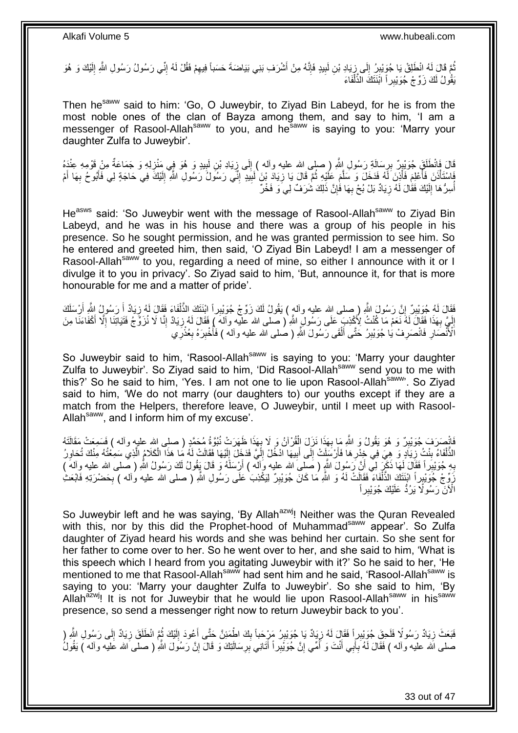ثُمَّ قَالَ لَهُ انْطَلِقْ يَا جُوَيْبِرُ إِلَى زِيَادِ بْنِ لَبِيدٍ فَإِنَّهُ مِنْ أَشْرَفِ بَنِي بَيَاضَةَ حَسَباً فِيهِمْ فَقُلْ لَهُ إِنِّي رَسُولُ رَسُولِ اللَّهِ إِلَيْكَ وَ هُوَ يَقُولُ لَكَ زَوِّجْ جُوَيْبِراً ابْنَتَكَ الذَّلْفَاءَ

Then he[saww] said to him: 'Go, O Juweybir, to Ziyad Bin Labeyd, for he is from the most noble ones of the clan of Bayza among them, and say to him, 'I am a messenger of Rasool-Allah[saww] to you, and he[saww] is saying to you: 'Marry your daughter Zulfa to Juweybir'.

قَالَ فَانْطَلَقَ جُوَيْبِرٌ بِرِسَالَةِ رَسُولِ اللَّهِ ( صلى الله عليه وآله ) إِلَى زِيَادِ بْنِ لَبِيدٍ وَ هُوَ فِي مَنْزِلِهِ وَ جَمَاعَةٌ مِنْ قَوْمِهِ عِنْدَهُ فَاسْتَأْذَنَ فَأُعْلِمَ فَأَذِنَ لَهُ فَدَخَلَ وَ سَلَّمَ عَلَيْهِ ثُمَّ قَالَ يَا زِيَادَ بْنَ لَبِيدٍ إِنِّي رَسُولُ رَسُولِ اللَّهِ إِلَيْكَ فِي حَاجَةٍ لِي فَأَبُوحُ بِهَا أَمْ أُسِرُّهَا إِلَيْكَ فَقَالَ لَهُ زِيَادٌ بَلْ بُحْ بِهَا فَإِنَّ ذَلِكَ شَرَفٌ لِي وَ فَخْرٌ

He[asws] said: 'So Juweybir went with the message of Rasool-Allah[saww] to Ziyad Bin Labeyd, and he was in his house and there was a group of his people in his presence. So he sought permission, and he was granted permission to see him. So he entered and greeted him, then said, 'O Ziyad Bin Labeyd! I am a messenger of Rasool-Allah[saww] to you, regarding a need of mine, so either I announce with it or I divulge it to you in privacy'. So Ziyad said to him, 'But, announce it, for that is more honourable for me and a matter of pride'.

فَقَالَ لَهُ جُوَيْبِرٌ إِنَّ رَسُولَ اللَّهِ ( صلى الله عليه وآله ) يَقُولُ لَكَ زَوِّجْ جُوَيْبِراً ابْنَتَكَ الذَّلْفَاءَ فَقَالَ لَهُ زِيَادٌ أَ رَسُولُ اللَّهِ أَرْسَلَكَ إِلَيَّ بِهَذَا فَقَالَ لَهُ نَعَمْ مَا كُنْتُ لِأَكْذِبَ عَلَى رَسُولِ اللَّهِ ( صلى الله عليه وآله ) فَقَالَ لَهُ زِيَادٌ إِنَّا لَا نُزَوِّجُ فَتَيَاتِنَا إِلَّا أَكْفَاءَنَا مِنَ الْأَنْصَارِ فَانْصَرِفْ يَا جُوَيْبِرُ حَتَّى أَلْقَى رَسُولَ اللَّهِ ( صلى الله عليه وآله ) فَأُخْبِرَهُ بِعُذْرِي

So Juweybir said to him, 'Rasool-Allah[saww] is saying to you: 'Marry your daughter Zulfa to Juweybir'. So Ziyad said to him, 'Did Rasool-Allah[saww] send you to me with this?' So he said to him, 'Yes. I am not one to lie upon Rasool-Allah[saww]'. So Ziyad said to him, 'We do not marry (our daughters to) our youths except if they are a match from the Helpers, therefore leave, O Juweybir, until I meet up with Rasool-Allah[saww], and I inform him of my excuse'.

فَانْصَرَفَ جُوَيْبِرٌ وَ هُوَ يَقُولُ وَ اللَّهِ مَا بِهَذَا نَزَلَ الْقُرْآنُ وَ لَا بِهَذَا ظَهَرَتْ نُبُوَّةُ مُحَمَّدٍ ( صلى الله عليه وآله ) فَسَمِعَتْ مَقَالَتَهُ الذَّلْفَاءُ بِنْتُ زِيَادٍ وَ هِيَ فِي خِدْرِهَا فَأَرْسَلَتْ إِلَى أَبِيهَا ادْخُلْ إِلَيَّ فَدَخَلَ إِلَيْهَا فَقَالَتْ لَهُ مَا هَذَا الْكَلَامُ الَّذِي سَمِعْتُهُ مِنْكَ تُحَاوِرُ بِهِ جُوَيْبِراً فَقَالَ لَهَا ذَكَرَ لِي أَنَّ رَسُولَ اللَّهِ ( صلى الله عليه وآله ) أَرْسَلَهُ وَ قَالَ يَقُولُ لَكَ رَسُولُ اللَّهِ ( صلى الله عليه وآله ) زَوِّجْ جُوَيْبِراً ابْنَتَكَ الذَّلْفَاءَ فَقَالَتْ لَهُ وَ اللَّهِ مَا كَانَ جُوَيْبِرٌ لِيَكْذِبَ عَلَى رَسُولِ اللَّهِ ( صلى الله عليه وآله ) بِحَضْرَتِهِ فَابْعَثِ الْآنَ رَسُولًا يَرُدُّ عَلَيْكَ جُوَيْبِراً

So Juweybir left and he was saying, 'By Allah[azwj]! Neither was the Quran Revealed with this, nor by this did the Prophet-hood of Muhammad[saww] appear'. So Zulfa daughter of Ziyad heard his words and she was behind her curtain. So she sent for her father to come over to her. So he went over to her, and she said to him, 'What is this speech which I heard from you agitating Juweybir with it?' So he said to her, 'He mentioned to me that Rasool-Allah[saww] had sent him and he said, 'Rasool-Allah[saww] is saying to you: 'Marry your daughter Zulfa to Juweybir'. So she said to him, 'By Allah[azwj]! It is not for Juweybir that he would lie upon Rasool-Allah[saww] in his[saww] presence, so send a messenger right now to return Juweybir back to you'.

فَبَعَثَ زِيَادٌ رَسُولًا فَلَحِقَ جُوَيْبِراً فَقَالَ لَهُ زِيَادٌ يَا جُوَيْبِرُ مَرْحَباً بِكَ اطْمَئِنَّ حَتَّى أَعُودَ إِلَيْكَ ثُمَّ انْطَلَقَ زِيَادٌ إِلَى رَسُولِ اللَّهِ ( صلى الله عليه وآله ) فَقَالَ لَهُ بِأَبِي أَنْتَ وَ أُمِّي إِنَّ جُوَيْبِراً أَتَانِي بِرِسَالَتِكَ وَ قَالَ إِنَّ رَسُولَ اللَّهِ ( صلى الله عليه وآله ) يَقُولُ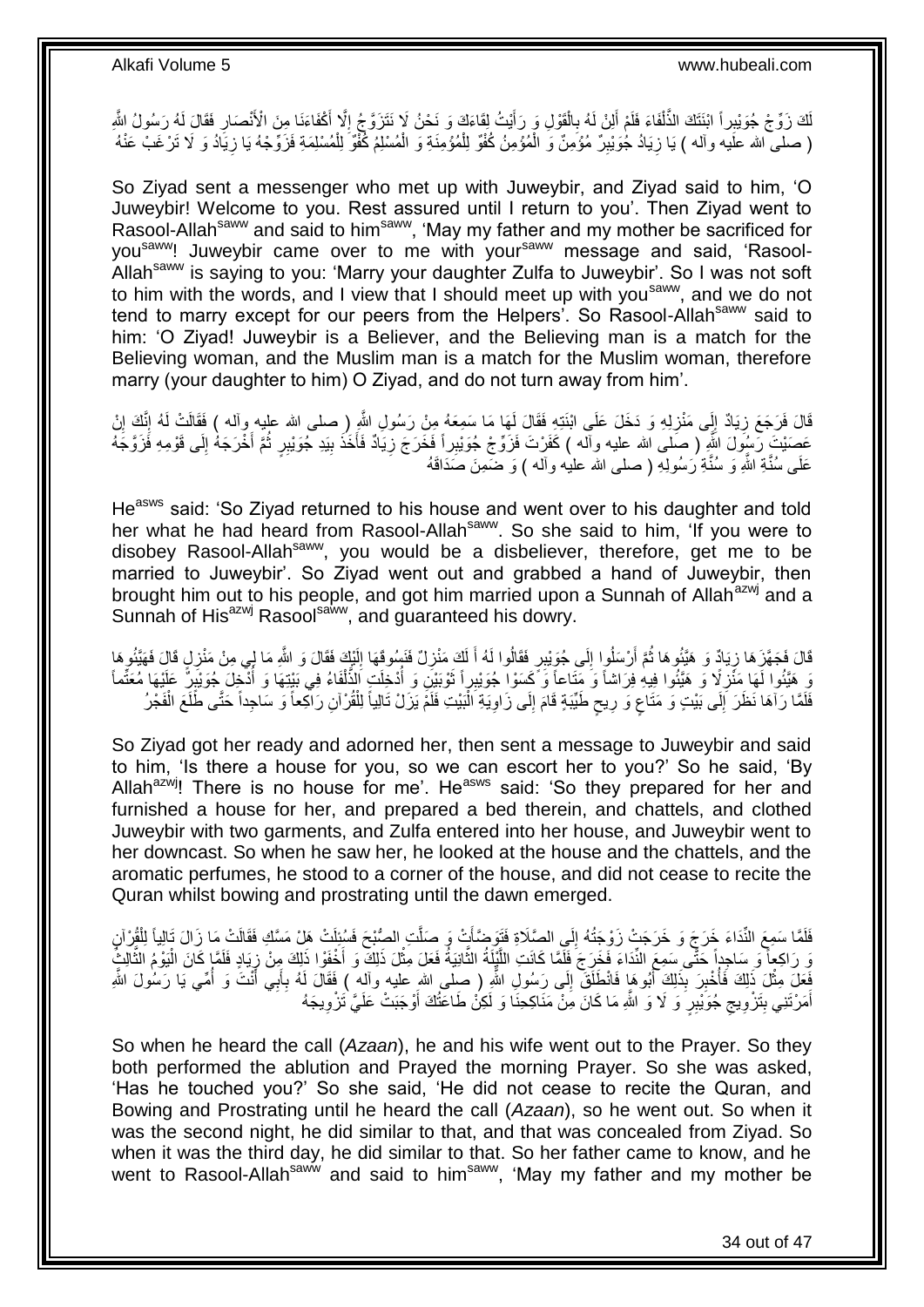لَكَ زَوِّجْ جُوَيْبِراً ابْنَتَكَ الذَّلْفَاءَ فَلَمْ أَلِنْ لَهُ بِالْقَوْلِ وَ رَأَيْتُ لِقَاءَكَ وَ نَحْنُ لَا نَتَزَوَّجُ إِلَّا أَكْفَاءَنَا مِنَ الْأَنْصَارِ فَقَالَ لَهُ رَسُولُ اللَّهِ ( صلى الله عليه وآله ) يَا زِيَادُ جُوَيْبِرٌ مُؤْمِنٌ وَ الْمُؤْمِنُ كُفْوٌ لِلْمُؤْمِنَةِ وَ الْمُسْلِمُ كُفْوٌ لِلْمُسْلِمَةِ فَزَوِّجْهُ يَا زِيَادُ وَ لَا تَرْغَبْ عَنْهُ

So Ziyad sent a messenger who met up with Juweybir, and Ziyad said to him, 'O Juweybir! Welcome to you. Rest assured until I return to you'. Then Ziyad went to Rasool-Allah[saww] and said to him[saww], 'May my father and my mother be sacrificed for you[saww]! Juweybir came over to me with your[saww] message and said, 'Rasool-Allah[saww] is saying to you: 'Marry your daughter Zulfa to Juweybir'. So I was not soft to him with the words, and I view that I should meet up with you[saww], and we do not tend to marry except for our peers from the Helpers'. So Rasool-Allah[saww] said to him: 'O Ziyad! Juweybir is a Believer, and the Believing man is a match for the Believing woman, and the Muslim man is a match for the Muslim woman, therefore marry (your daughter to him) O Ziyad, and do not turn away from him'.

قَالَ فَرَجَعَ زِيَادٌ إِلَى مَنْزِلِهِ وَ دَخَلَ عَلَى ابْنَتِهِ فَقَالَ لَهَا مَا سَمِعَهُ مِنْ رَسُولِ اللَّهِ ( صلى الله عليه وآله ) فَقَالَتْ لَهُ إِنَّكَ إِنْ عَصَيْتَ رَسُولَ اللَّهِ ( صلى الله عليه وآله ) كَفَرْتَ فَزَوِّجْ جُوَيْبِراً فَخَرَجَ زِيَادٌ فَأَخَذَ بِيَدِ جُوَيْبِرٍ ثُمَّ أَخْرَجَهُ إِلَى قَوْمِهِ فَزَوَّجَهُ عَلَى سُنَّةِ اللَّهِ وَ سُنَّةِ رَسُولِهِ ( صلى الله عليه وآله ) وَ ضَمِنَ صَدَاقَهُ

He[asws] said: 'So Ziyad returned to his house and went over to his daughter and told her what he had heard from Rasool-Allah[saww]. So she said to him, 'If you were to disobey Rasool-Allah[saww], you would be a disbeliever, therefore, get me to be married to Juweybir'. So Ziyad went out and grabbed a hand of Juweybir, then brought him out to his people, and got him married upon a Sunnah of Allah[azwj] and a Sunnah of His[azwj] Rasool[saww], and guaranteed his dowry.

قَالَ فَجَهَّزَهَا زِيَادٌ وَ هَيَّئُوهَا ثُمَّ أَرْسَلُوا إِلَى جُوَيْبِرٍ فَقَالُوا لَهُ أَ لَكَ مَنْزِلٌ فَنَسُوقَهَا إِلَيْكَ فَقَالَ وَ اللَّهِ مَا لِي مِنْ مَنْزِلٍ قَالَ فَهَيَّئُوهَا وَ هَيَّئُوا لَهَا مَنْزِلًا وَ هَيَّئُوا فِيهِ فِرَاشاً وَ مَتَاعاً وَ كَسَوْا جُوَيْبِراً ثَوْبَيْنِ وَ أُدْخِلَتِ الذَّلْفَاءُ فِي بَيْتِهَا وَ أُدْخِلَ جُوَيْبِرٌ عَلَيْهَا مُعَتَّماً فَلَمَّا رَآهَا نَظَرَ إِلَى بَيْتٍ وَ مَتَاعٍ وَ رِيحٍ طَيِّبَةٍ قَامَ إِلَى زَاوِيَةِ الْبَيْتِ فَلَمْ يَزَلْ تَالِياً لِلْقُرْآنِ رَاكِعاً وَ سَاجِداً حَتَّى طَلَعَ الْفَجْرُ

So Ziyad got her ready and adorned her, then sent a message to Juweybir and said to him, 'Is there a house for you, so we can escort her to you?' So he said, 'By Allah[azwj]! There is no house for me'. He[asws] said: 'So they prepared for her and furnished a house for her, and prepared a bed therein, and chattels, and clothed Juweybir with two garments, and Zulfa entered into her house, and Juweybir went over to her downcast. So when he saw her, he looked at the house and the chattels, and the aromatic perfumes, he stood to a corner of the house, and did not cease to recite the Quran whilst bowing and prostrating until the dawn emerged.

فَلَمَّا سَمِعَ النِّدَاءَ خَرَجَ وَ خَرَجَتْ زَوْجَتُهُ إِلَى الصَّلَاةِ فَتَوَضَّأَتْ وَ صَلَّتِ الصُّبْحَ فَسُئِلَتْ هَلْ مَسَّكِ فَقَالَتْ مَا زَالَ تَالِياً لِلْقُرْآنِ وَ رَاكِعاً وَ سَاجِداً حَتَّى سَمِعَ النِّدَاءَ فَخَرَجَ فَلَمَّا كَانَتِ اللَّيْلَةُ الثَّانِيَةُ فَعَلَ مِثْلَ ذَلِكَ وَ أَخْفَوْا ذَلِكَ مِنْ زِيَادٍ فَلَمَّا كَانَ الْيَوْمُ الثَّالِثُ فَعَلَ مِثْلَ ذَلِكَ فَأُخْبِرَ بِذَلِكَ أَبُوهَا فَانْطَلَقَ إِلَى رَسُولِ اللَّهِ ( صلى الله عليه وآله ) فَقَالَ لَهُ بِأَبِي أَنْتَ وَ أُمِّي يَا رَسُولَ اللَّهِ أَمَرْتَنِي بِتَزْوِيجِ جُوَيْبِرٍ وَ لَا وَ اللَّهِ مَا كَانَ مِنْ مَنَاكِحِنَا وَ لَكِنْ طَاعَتُكَ أَوْجَبَتْ عَلَيَّ تَزْوِيجَهُ

So when he heard the call (*Azaan*), he and his wife went out to the Prayer. So they both performed the ablution and Prayed the morning Prayer. So she was asked, 'Has he touched you?' So she said, 'He did not cease to recite the Quran, and Bowing and Prostrating until he heard the call (*Azaan*), so he went out. So when it was the second night, he did similar to that, and that was concealed from Ziyad. So when it was the third day, he did similar to that. So her father came to know, and he went to Rasool-Allah[saww] and said to him[saww], 'May my father and my mother be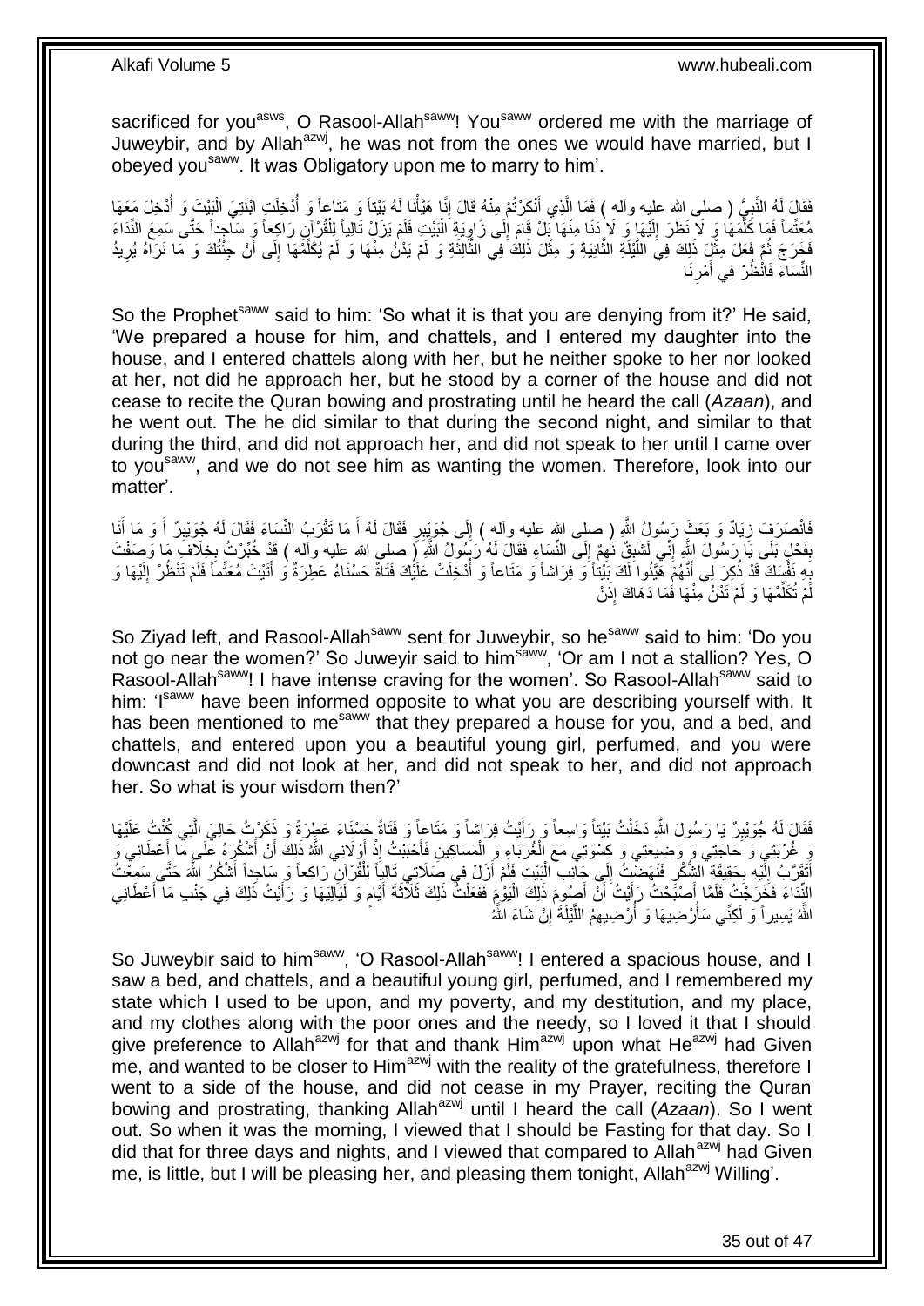sacrificed for you[asws], O Rasool-Allah[saww]! You[saww] ordered me with the marriage of Juweybir, and by Allah[azwj], he was not from the ones we would have married, but I obeyed you[saww]. It was Obligatory upon me to marry to him'.

فَقَالَ لَهُ النَّبِيُّ ( صلى الله عليه وآله ) فَمَا الَّذِي أَنْكَرْتُمْ مِنْهُ قَالَ إِنَّا هَيَّأْنَا لَهُ بَيْتاً وَ مَتَاعاً وَ أُدْخِلَتِ ابْنَتِيَ الْبَيْتَ وَ أُدْخِلَ مَعَهَا مُعَتِّماً فَمَا كَلَّمَهَا وَ لَا نَظَرَ إِلَيْهَا وَ لَا دَنَا مِنْهَا بَلْ قَامَ إِلَى زَاوِيَةِ الْبَيْتِ فَلَمْ يَزَلْ تَالِياً لِلْقُرْآنِ رَاكِعاً وَ سَاجِداً حَتَّى سَمِعَ النِّدَاءَ فَخَرَجَ ثُمَّ فَعَلَ مِثْلَ ذَلِكَ فِي اللَّيْلَةِ الثَّانِيَةِ وَ مِثْلَ ذَلِكَ فِي الثَّالِثَةِ وَ لَمْ يَدْنُ مِنْهَا وَ لَمْ يُكَلِّمْهَا إِلَى أَنْ جِئْتُكَ وَ مَا نَرَاهُ يُرِيدُ النِّسَاءَ فَانْظُرْ فِي أَمْرِنَا

So the Prophet[saww] said to him: 'So what it is that you are denying from it?' He said, 'We prepared a house for him, and chattels, and I entered my daughter into the house, and I entered chattels along with her, but he neither spoke to her nor looked at her, not did he approach her, but he stood by a corner of the house and did not cease to recite the Quran bowing and prostrating until he heard the call (*Azaan*), and he went out. The he did similar to that during the second night, and similar to that during the third, and did not approach her, and did not speak to her until I came over to you[saww], and we do not see him as wanting the women. Therefore, look into our matter'.

فَانْصَرَفَ زِيَادٌ وَ بَعَثَ رَسُولُ اللَّهِ ( صلى الله عليه وآله ) إِلَى جُوَيْبِرٍ فَقَالَ لَهُ أَ مَا تَقْرَبُ النِّسَاءَ فَقَالَ لَهُ جُوَيْبِرٌ أَ وَ مَا أَنَا بِفَحْلٍ بَلَى يَا رَسُولَ اللَّهِ إِنِّي لَشَبِقٌ نَهِمٌ إِلَى النِّسَاءِ فَقَالَ لَهُ رَسُولُ اللَّهِ ( صلى الله عليه وآله ) قَدْ خُبِّرْتُ بِخِلَافِ مَا وَصَفْتَ بِهِ نَفْسَكَ قَدْ ذُكِرَ لِي أَنَّهُمْ هَيَّئُوا لَكَ بَيْتاً وَ فِرَاشاً وَ مَتَاعاً وَ أُدْخِلَتْ عَلَيْكَ فَتَاةٌ حَسْنَاءُ عَطِرَةٌ وَ أَتَيْتَ مُعَتِّماً فَلَمْ تَنْظُرْ إِلَيْهَا وَ لَمْ تُكَلِّمْهَا وَ لَمْ تَدْنُ مِنْهَا فَمَا دَهَاكَ إِذَنْ

So Ziyad left, and Rasool-Allah[saww] sent for Juweybir, so he[saww] said to him: 'Do you not go near the women?' So Juweyir said to him[saww], 'Or am I not a stallion? Yes, O Rasool-Allah[saww]! I have intense craving for the women'. So Rasool-Allah[saww] said to him: 'I[saww] have been informed opposite to what you are describing yourself with. It has been mentioned to me[saww] that they prepared a house for you, and a bed, and chattels, and entered upon you a beautiful young girl, perfumed, and you were downcast and did not look at her, and did not speak to her, and did not approach her. So what is your wisdom then?'

فَقَالَ لَهُ جُوَيْبِرٌ يَا رَسُولَ اللَّهِ دَخَلْتُ بَيْتاً وَاسِعاً وَ رَأَيْتُ فِرَاشاً وَ مَتَاعاً وَ فَتَاةً حَسْنَاءَ عَطِرَةً وَ ذَكَرْتُ حَالِيَ الَّتِي كُنْتُ عَلَيْهَا وَ غُرْبَتِي وَ حَاجَتِي وَ وَضِيعَتِي وَ كِسْوَتِي مَعَ الْغُرَبَاءِ وَ الْمَسَاكِينِ فَأَحْبَبْتُ إِذْ أَوْلَانِي اللَّهُ ذَلِكَ أَنْ أَشْكُرَهُ عَلَى مَا أَعْطَانِي وَ أَتَقَرَّبُ إِلَيْهِ بِحَقِيقَةِ الشُّكْرِ فَنَهَضْتُ إِلَى جَانِبِ الْبَيْتِ فَلَمْ أَزَلْ فِي صَلَاتِي تَالِياً لِلْقُرْآنِ رَاكِعاً وَ سَاجِداً أَشْكُرُ اللَّهَ حَتَّى سَمِعْتُ النِّدَاءَ فَخَرَجْتُ فَلَمَّا أَصْبَحْتُ رَأَيْتُ أَنْ أَصُومَ ذَلِكَ الْيَوْمَ فَفَعَلْتُ ذَلِكَ ثَلَاثَةَ أَيَّامٍ وَ لَيَالِيَهَا وَ رَأَيْتُ ذَلِكَ فِي جَنْبِ مَا أَعْطَانِي اللَّهُ يَسِيراً وَ لَكِنِّي سَأُرْضِيهَا وَ أُرْضِيهِمُ اللَّيْلَةَ إِنْ شَاءَ اللَّهُ

So Juweybir said to him[saww], 'O Rasool-Allah[saww]! I entered a spacious house, and I saw a bed, and chattels, and a beautiful young girl, perfumed, and I remembered my state which I used to be upon, and my poverty, and my destitution, and my place, and my clothes along with the poor ones and the needy, so I loved it that I should give preference to Allah[azwj] for that and thank Him[azwj] upon what He[azwj] had Given me, and wanted to be closer to Him[azwj] with the reality of the gratefulness, therefore I went to a side of the house, and did not cease in my Prayer, reciting the Quran bowing and prostrating, thanking Allah[azwj] until I heard the call (*Azaan*). So I went out. So when it was the morning, I viewed that I should be Fasting for that day. So I did that for three days and nights, and I viewed that compared to Allah[azwj] had Given me, is little, but I will be pleasing her, and pleasing them tonight, Allah[azwj] Willing'.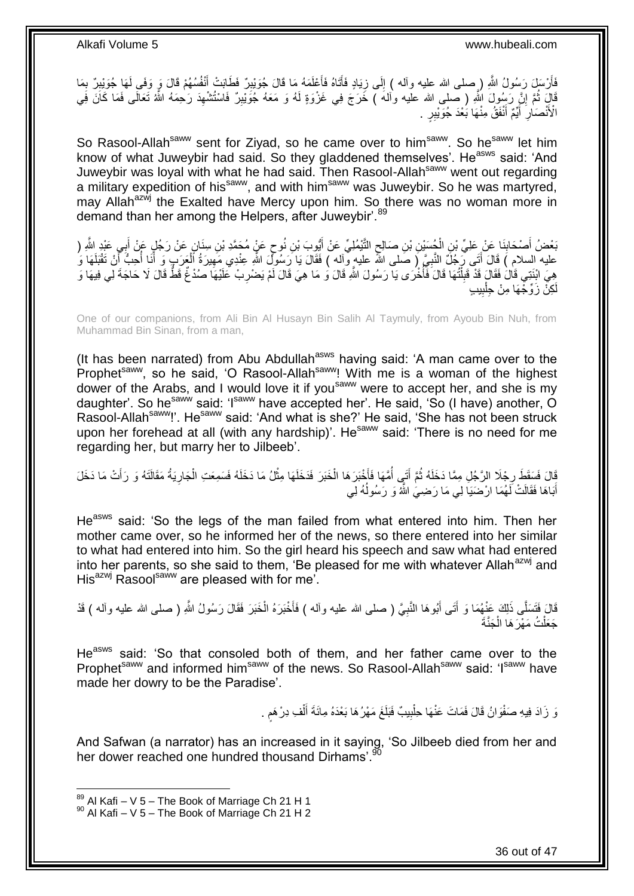فَأَرْسَلَ رَسُولُ اللَّهِ ( صلى الله عليه وآله ) إِلَى زِيَادٍ فَأَتَاهُ فَأَعْلَمَهُ مَا قَالَ جُوَيْبِرٌ فَطَابَتْ أَنْفُسُهُمْ قَالَ وَ وَفَى لَهَا جُوَيْبِرٌ بِمَا قَالَ ثُمَّ إِنَّ رَسُولَ اللَّهِ ( صلى الله عليه وآله ) خَرَجَ فِي غَزْوَةٍ لَهُ وَ مَعَهُ جُوَيْبِرٌ فَاسْتُشْهِدَ رَحِمَهُ اللَّهُ تَعَالَى فَمَا كَانَ فِي الْأَنْصَارِ أَيِّمٌ أَنْفَقُ مِنْهَا بَعْدَ جُوَيْبِرٍ .

So Rasool-Allah[saww] sent for Ziyad, so he came over to him[saww]. So he[saww] let him know of what Juweybir had said. So they gladdened themselves'. He[asws] said: 'And Juweybir was loyal with what he had said. Then Rasool-Allah[saww] went out regarding a military expedition of his[saww], and with him[saww] was Juweybir. So he was martyred, may Allah[azwj] the Exalted have Mercy upon him. So there was no woman more in demand than her among the Helpers, after Juweybir'.[89]

بَعْضُ أَصْحَابِنَا عَنْ عَلِيِّ بْنِ الْحُسَيْنِ بْنِ صَالِحٍ التَّيْمُلِيِّ عَنْ أَيُّوبَ بْنِ نُوحٍ عَنْ مُحَمَّدِ بْنِ سِنَانٍ عَنْ رَجُلٍ عَنْ أَبِي عَبْدِ اللَّهِ ( عليه السلام ) قَالَ أَتَى رَجُلٌ النَّبِيَّ ( صلى الله عليه وآله ) فَقَالَ يَا رَسُولَ اللَّهِ عِنْدِي مَهِيرَةُ الْعَرَبِ وَ أَنَا أُحِبُّ أَنْ تَقْبَلَهَا وَ هِيَ ابْنَتِي قَالَ فَقَالَ قَدْ قَبِلْتُهَا قَالَ فَأُخْرَى يَا رَسُولَ اللَّهِ قَالَ وَ مَا هِيَ قَالَ لَمْ يَضْرِبْ عَلَيْهَا صُدْغٌ قَطُّ قَالَ لَا حَاجَةَ لِي فِيهَا وَ لَكِنْ زَوِّجْهَا مِنْ جِلْبِيبٍ

One of our companions, from Ali Bin Al Husayn Bin Salih Al Taymuly, from Ayoub Bin Nuh, from Muhammad Bin Sinan, from a man,

(It has been narrated) from Abu Abdullah[asws] having said: 'A man came over to the Prophet[saww], so he said, 'O Rasool-Allah[saww]! With me is a woman of the highest dower of the Arabs, and I would love it if you[saww] were to accept her, and she is my daughter'. So he[saww] said: 'I[saww] have accepted her'. He said, 'So (I have) another, O Rasool-Allah[saww]!'. He[saww] said: 'And what is she?' He said, 'She has not been struck upon her forehead at all (with any hardship)'. He[saww] said: 'There is no need for me regarding her, but marry her to Jilbeeb'.

قَالَ فَسَقَطَ رِجْلَا الرَّجُلِ مِمَّا دَخَلَهُ ثُمَّ أَتَى أُمَّهَا فَأَخْبَرَهَا الْخَبَرَ فَدَخَلَهَا مِثْلُ مَا دَخَلَهُ فَسَمِعَتِ الْجَارِيَةُ مَقَالَتَهُ وَ رَأَتْ مَا دَخَلَ أَبَاهَا فَقَالَتْ لَهُمَا ارْضَيَا لِي مَا رَضِيَ اللَّهُ وَ رَسُولُهُ لِي

He[asws] said: 'So the legs of the man failed from what entered into him. Then her mother came over, so he informed her of the news, so there entered into her similar to what had entered into him. So the girl heard his speech and saw what had entered into her parents, so she said to them, 'Be pleased for me with whatever Allah[azwj] and His[azwj] Rasool[saww] are pleased with for me'.

قَالَ فَتَسَلَّى ذَلِكَ عَنْهُمَا وَ أَتَى أَبُوهَا النَّبِيَّ ( صلى الله عليه وآله ) فَأَخْبَرَهُ الْخَبَرَ فَقَالَ رَسُولُ اللَّهِ ( صلى الله عليه وآله ) قَدْ جَعَلْتُ مَهْرَهَا الْجَنَّةَ

He[asws] said: 'So that consoled both of them, and her father came over to the Prophet[saww] and informed him[saww] of the news. So Rasool-Allah[saww] said: 'I[saww] have made her dowry to be the Paradise'.

وَ زَادَ فِيهِ صَفْوَانُ قَالَ فَمَاتَ عَنْهَا جِلْبِيبٌ فَبَلَغَ مَهْرُهَا بَعْدَهُ مِائَةَ أَلْفِ دِرْهَمٍ .

And Safwan (a narrator) has an increased in it saying, 'So Jilbeeb died from her and her dower reached one hundred thousand Dirhams'.[90]

---

[89] Al Kafi – V 5 – The Book of Marriage Ch 21 H 1
[90] Al Kafi – V 5 – The Book of Marriage Ch 21 H 2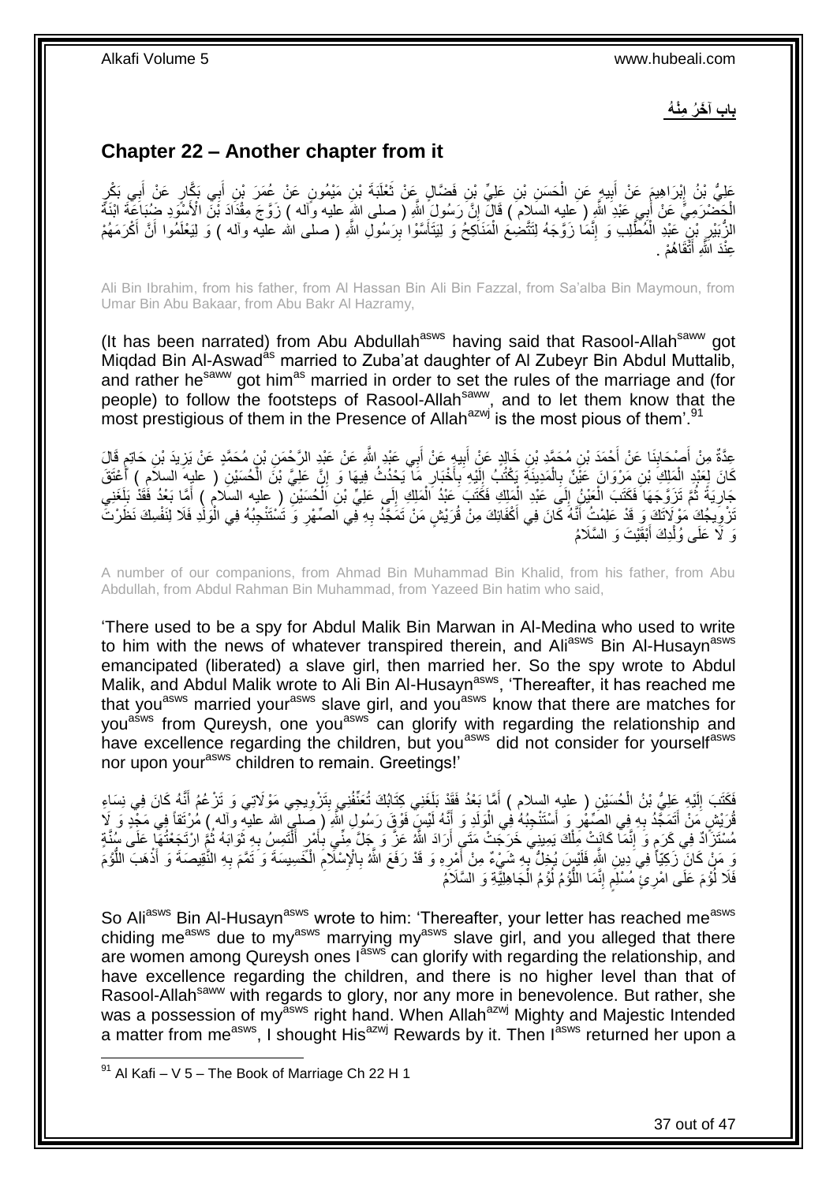**باب آخَرُ مِنْهُ**

## Chapter 22 – Another chapter from it

عَلِيُّ بْنُ إِبْرَاهِيمَ عَنْ أَبِيهِ عَنِ الْحَسَنِ بْنِ عَلِيِّ بْنِ فَضَّالٍ عَنْ ثَعْلَبَةَ بْنِ مَيْمُونٍ عَنْ عُمَرَ بْنِ أَبِي بَكَّارٍ عَنْ أَبِي بَكْرٍ الْحَضْرَمِيِّ عَنْ أَبِي عَبْدِ اللَّهِ ( عليه السلام ) قَالَ إِنَّ رَسُولَ اللَّهِ ( صلى الله عليه وآله ) زَوَّجَ مِقْدَادَ بْنَ الْأَسْوَدِ ضُبَاعَةَ ابْنَةَ الزُّبَيْرِ بْنِ عَبْدِ الْمُطَّلِبِ وَ إِنَّمَا زَوَّجَهُ لِتَتَّضِعَ الْمَنَاكِحُ وَ لِيَتَأَسَّوْا بِرَسُولِ اللَّهِ ( صلى الله عليه وآله ) وَ لِيَعْلَمُوا أَنَّ أَكْرَمَهُمْ عِنْدَ اللَّهِ أَتْقَاهُمْ .

Ali Bin Ibrahim, from his father, from Al Hassan Bin Ali Bin Fazzal, from Sa'alba Bin Maymoun, from Umar Bin Abu Bakaar, from Abu Bakr Al Hazramy,

(It has been narrated) from Abu Abdullah[asws] having said that Rasool-Allah[saww] got Miqdad Bin Al-Aswad[as] married to Zuba'at daughter of Al Zubeyr Bin Abdul Muttalib, and rather he[saww] got him[as] married in order to set the rules of the marriage and (for people) to follow the footsteps of Rasool-Allah[saww], and to let them know that the most prestigious of them in the Presence of Allah[azwj] is the most pious of them'.[91]

عِدَّةٌ مِنْ أَصْحَابِنَا عَنْ أَحْمَدَ بْنِ مُحَمَّدِ بْنِ خَالِدٍ عَنْ أَبِيهِ عَنْ أَبِي عَبْدِ اللَّهِ عَنْ عَبْدِ الرَّحْمَنِ بْنِ مُحَمَّدٍ عَنْ يَزِيدَ بْنِ حَاتِمٍ قَالَ كَانَ لِعَبْدِ الْمَلِكِ بْنِ مَرْوَانَ عَيْنٌ بِالْمَدِينَةِ يَكْتُبُ إِلَيْهِ بِأَخْبَارِ مَا يَحْدُثُ فِيهَا وَ إِنَّ عَلِيَّ بْنَ الْحُسَيْنِ ( عليه السلام ) أَعْتَقَ جَارِيَةً ثُمَّ تَزَوَّجَهَا فَكَتَبَ الْعَيْنُ إِلَى عَبْدِ الْمَلِكِ فَكَتَبَ عَبْدُ الْمَلِكِ إِلَى عَلِيِّ بْنِ الْحُسَيْنِ ( عليه السلام ) أَمَّا بَعْدُ فَقَدْ بَلَغَنِي تَزْوِيجُكَ مَوْلَاتَكَ وَ قَدْ عَلِمْتُ أَنَّهُ كَانَ فِي أَكْفَائِكَ مِنْ قُرَيْشٍ مَنْ تَمَجَّدُ بِهِ فِي الصِّهْرِ وَ تَسْتَنْجِبُهُ فِي الْوَلَدِ فَلَا لِنَفْسِكَ نَظَرْتَ وَ لَا عَلَى وُلْدِكَ أَبْقَيْتَ وَ السَّلَامُ

A number of our companions, from Ahmad Bin Muhammad Bin Khalid, from his father, from Abu Abdullah, from Abdul Rahman Bin Muhammad, from Yazeed Bin hatim who said,

'There used to be a spy for Abdul Malik Bin Marwan in Al-Medina who used to write to him with the news of whatever transpired therein, and Ali[asws] Bin Al-Husayn[asws] emancipated (liberated) a slave girl, then married her. So the spy wrote to Abdul Malik, and Abdul Malik wrote to Ali Bin Al-Husayn[asws], 'Thereafter, it has reached me that you[asws] married your[asws] slave girl, and you[asws] know that there are matches for you[asws] from Qureysh, one you[asws] can glorify with regarding the relationship and have excellence regarding the children, but you[asws] did not consider for yourself[asws] nor upon your[asws] children to remain. Greetings!'

فَكَتَبَ إِلَيْهِ عَلِيُّ بْنُ الْحُسَيْنِ ( عليه السلام ) أَمَّا بَعْدُ فَقَدْ بَلَغَنِي كِتَابُكَ تُعَنِّفُنِي بِتَزْوِيجِي مَوْلَاتِي وَ تَزْعُمُ أَنَّهُ كَانَ فِي نِسَاءِ قُرَيْشٍ مَنْ أَتَمَجَّدُ بِهِ فِي الصِّهْرِ وَ أَسْتَنْجِبُهُ فِي الْوَلَدِ وَ أَنَّهُ لَيْسَ فَوْقَ رَسُولِ اللَّهِ ( صلى الله عليه وآله ) مُرْتَقًى فِي مَجْدٍ وَ لَا مُسْتَزَادٌ فِي كَرَمٍ وَ إِنَّمَا كَانَتْ مِلْكَ يَمِينِي خَرَجَتْ مَتَى أَرَادَ اللَّهُ عَزَّ وَ جَلَّ مِنِّي بِأَمْرٍ أَلْتَمِسُ بِهِ ثَوَابَهُ ثُمَّ ارْتَجَعْتُهَا عَلَى سُنَّةٍ وَ مَنْ كَانَ زَكِيّاً فِي دِينِ اللَّهِ فَلَيْسَ يُخِلُّ بِهِ شَيْءٌ مِنْ أَمْرِهِ وَ قَدْ رَفَعَ اللَّهُ بِالْإِسْلَامِ الْخَسِيسَةَ وَ تَمَّمَ بِهِ النَّقِيصَةَ وَ أَذْهَبَ اللُّؤْمَ فَلَا لُؤْمَ عَلَى امْرِئٍ مُسْلِمٍ إِنَّمَا اللُّؤْمُ لُؤْمُ الْجَاهِلِيَّةِ وَ السَّلَامُ

So Ali[asws] Bin Al-Husayn[asws] wrote to him: 'Thereafter, your letter has reached me[asws] chiding me[asws] due to my[asws] marrying my[asws] slave girl, and you alleged that there are women among Qureysh ones I[asws] can glorify with regarding the relationship, and have excellence regarding the children, and there is no higher level than that of Rasool-Allah[saww] with regards to glory, nor any more in benevolence. But rather, she was a possession of my[asws] right hand. When Allah[azwj] Mighty and Majestic Intended a matter from me[asws], I shought His[azwj] Rewards by it. Then I[asws] returned her upon a

[91] Al Kafi – V 5 – The Book of Marriage Ch 22 H 1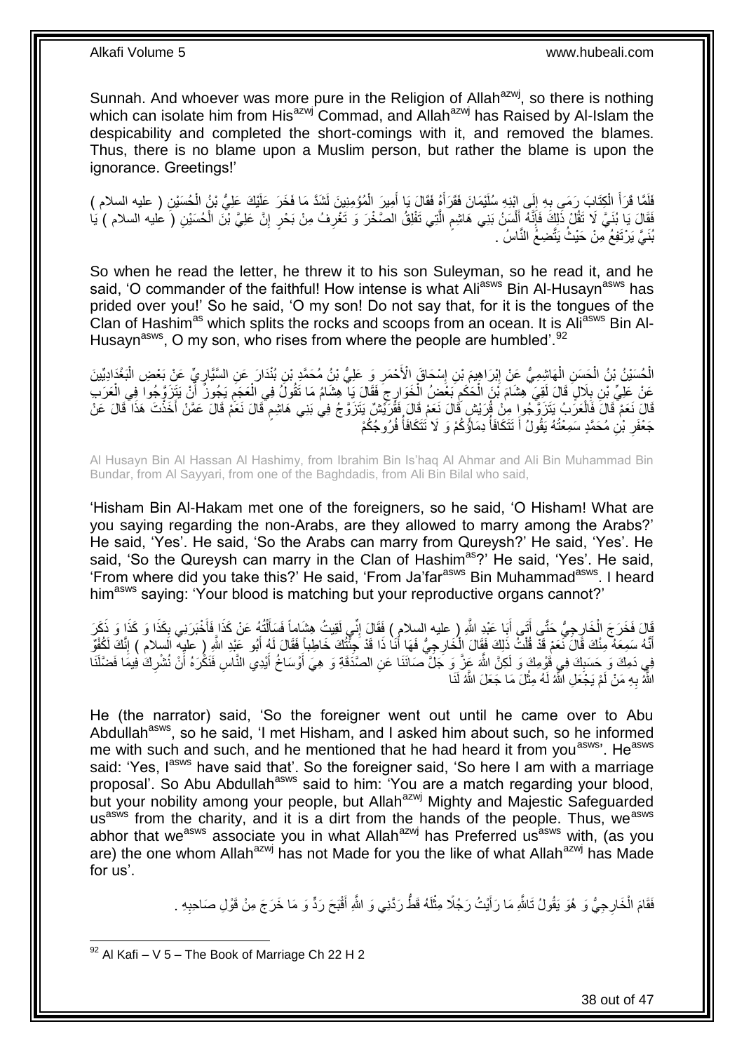Sunnah. And whoever was more pure in the Religion of Allah[azwj], so there is nothing which can isolate him from His[azwj] Commad, and Allah[azwj] has Raised by Al-Islam the despicability and completed the short-comings with it, and removed the blames. Thus, there is no blame upon a Muslim person, but rather the blame is upon the ignorance. Greetings!'

فَلَمَّا قَرَأَ الْكِتَابَ رَمَى بِهِ إِلَى ابْنِهِ سُلَيْمَانَ فَقَرَأَهُ فَقَالَ يَا أَمِيرَ الْمُؤْمِنِينَ لَشَدَّ مَا فَخَرَ عَلَيْكَ عَلِيُّ بْنُ الْحُسَيْنِ ( عليه السلام ) فَقَالَ يَا بُنَيَّ لَا تَقُلْ ذَلِكَ فَإِنَّهُ أَلْسُنُ بَنِي هَاشِمٍ الَّتِي تَفْلِقُ الصَّخْرَ وَ تَغْرِفُ مِنْ بَحْرٍ إِنَّ عَلِيَّ بْنَ الْحُسَيْنِ ( عليه السلام ) يَا بُنَيَّ يَرْتَفِعُ مِنْ حَيْثُ يَتَّضِعُ النَّاسُ .

So when he read the letter, he threw it to his son Suleyman, so he read it, and he said, 'O commander of the faithful! How intense is what Ali[asws] Bin Al-Husayn[asws] has prided over you!' So he said, 'O my son! Do not say that, for it is the tongues of the Clan of Hashim[as] which splits the rocks and scoops from an ocean. It is Ali[asws] Bin Al-Husayn[asws], O my son, who rises from where the people are humbled'.[92]

الْحُسَيْنُ بْنُ الْحَسَنِ الْهَاشِمِيُّ عَنْ إِبْرَاهِيمَ بْنِ إِسْحَاقَ الْأَحْمَرِ وَ عَلِيُّ بْنُ مُحَمَّدِ بْنِ بُنْدَارَ عَنِ السَّيَّارِيِّ عَنْ بَعْضِ الْبَغْدَادِيِّينَ عَنْ عَلِيِّ بْنِ بِلَالٍ قَالَ لَقِيَ هِشَامَ بْنَ الْحَكَمِ بَعْضُ الْخَوَارِجِ فَقَالَ يَا هِشَامُ مَا تَقُولُ فِي الْعَجَمِ يَجُوزُ أَنْ يَتَزَوَّجُوا فِي الْعَرَبِ قَالَ نَعَمْ قَالَ فَالْعَرَبُ يَتَزَوَّجُوا مِنْ قُرَيْشٍ قَالَ نَعَمْ قَالَ فَقُرَيْشٌ يَتَزَوَّجُ فِي بَنِي هَاشِمٍ قَالَ نَعَمْ قَالَ عَمَّنْ أَخَذْتَ هَذَا قَالَ عَنْ جَعْفَرِ بْنِ مُحَمَّدٍ سَمِعْتُهُ يَقُولُ أَ تَتَكَافَأُ دِمَاؤُكُمْ وَ لَا تَتَكَافَأُ فُرُوجُكُمْ

Al Husayn Bin Al Hassan Al Hashimy, from Ibrahim Bin Is'haq Al Ahmar and Ali Bin Muhammad Bin Bundar, from Al Sayyari, from one of the Baghdadis, from Ali Bin Bilal who said,

'Hisham Bin Al-Hakam met one of the foreigners, so he said, 'O Hisham! What are you saying regarding the non-Arabs, are they allowed to marry among the Arabs?' He said, 'Yes'. He said, 'So the Arabs can marry from Qureysh?' He said, 'Yes'. He said, 'So the Qureysh can marry in the Clan of Hashim[as]?' He said, 'Yes'. He said, 'From where did you take this?' He said, 'From Ja'far[asws] Bin Muhammad[asws]. I heard him[asws] saying: 'Your blood is matching but your reproductive organs cannot?'

قَالَ فَخَرَجَ الْخَارِجِيُّ حَتَّى أَتَى أَبَا عَبْدِ اللَّهِ ( عليه السلام ) فَقَالَ إِنِّي لَقِيتُ هِشَاماً فَسَأَلْتُهُ عَنْ كَذَا فَأَخْبَرَنِي بِكَذَا وَ كَذَا وَ ذَكَرَ أَنَّهُ سَمِعَهُ مِنْكَ قَالَ نَعَمْ قَدْ قُلْتُ ذَلِكَ فَقَالَ الْخَارِجِيُّ فَهَا أَنَا ذَا قَدْ جِئْتُكَ خَاطِباً فَقَالَ لَهُ أَبُو عَبْدِ اللَّهِ ( عليه السلام ) إِنَّكَ لَكُفْوٌ فِي دَمِكَ وَ حَسَبِكَ فِي قَوْمِكَ وَ لَكِنَّ اللَّهَ عَزَّ وَ جَلَّ صَانَنَا عَنِ الصَّدَقَةِ وَ هِيَ أَوْسَاخُ أَيْدِي النَّاسِ فَنَكْرَهُ أَنْ نُشْرِكَ فِيمَا فَضَّلَنَا اللَّهُ بِهِ مَنْ لَمْ يَجْعَلِ اللَّهُ لَهُ مِثْلَ مَا جَعَلَ اللَّهُ لَنَا

He (the narrator) said, 'So the foreigner went out until he came over to Abu Abdullah[asws], so he said, 'I met Hisham, and I asked him about such, so he informed me with such and such, and he mentioned that he had heard it from you[asws]'. He[asws] said: 'Yes, I[asws] have said that'. So the foreigner said, 'So here I am with a marriage proposal'. So Abu Abdullah[asws] said to him: 'You are a match regarding your blood, but your nobility among your people, but Allah[azwj] Mighty and Majestic Safeguarded us[asws] from the charity, and it is a dirt from the hands of the people. Thus, we[asws] abhor that we[asws] associate you in what Allah[azwj] has Preferred us[asws] with, (as you are) the one whom Allah[azwj] has not Made for you the like of what Allah[azwj] has Made for us'.

فَقَامَ الْخَارِجِيُّ وَ هُوَ يَقُولُ تَاللَّهِ مَا رَأَيْتُ رَجُلًا مِثْلَهُ قَطُّ رَدَّنِي وَ اللَّهِ أَقْبَحَ رَدٍّ وَ مَا خَرَجَ مِنْ قَوْلِ صَاحِبِهِ .

[92] Al Kafi – V 5 – The Book of Marriage Ch 22 H 2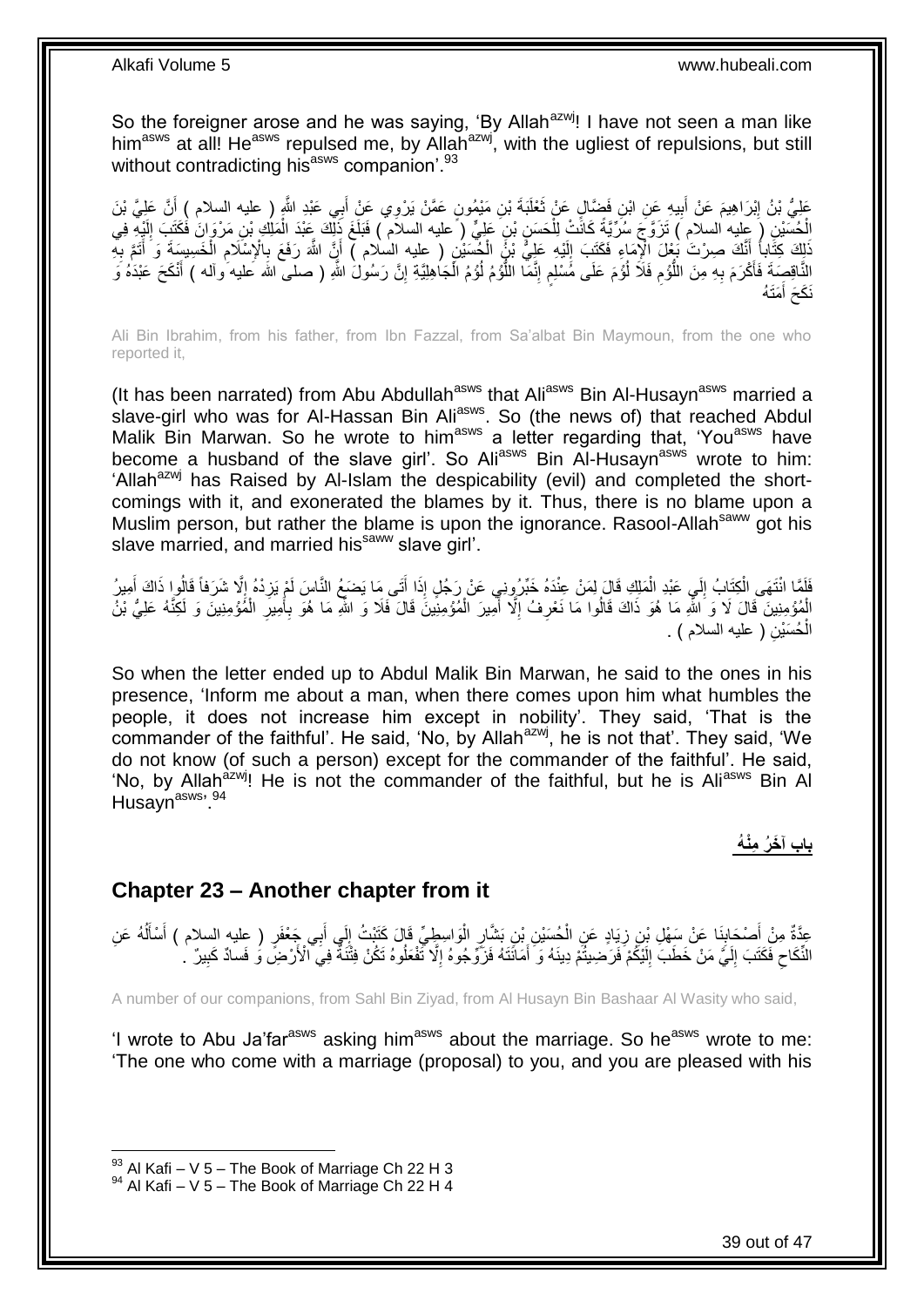So the foreigner arose and he was saying, 'By Allah[azwj]! I have not seen a man like him[asws] at all! He[asws] repulsed me, by Allah[azwj], with the ugliest of repulsions, but still without contradicting his[asws] companion'.[93]

عَلِيُّ بْنُ إِبْرَاهِيمَ عَنْ أَبِيهِ عَنِ ابْنِ فَضَّالٍ عَنْ ثَعْلَبَةَ بْنِ مَيْمُونٍ عَمَّنْ يَرْوِي عَنْ أَبِي عَبْدِ اللَّهِ ( عليه السلام ) أَنَّ عَلِيَّ بْنَ الْحُسَيْنِ ( عليه السلام ) تَزَوَّجَ سُرِّيَّةً كَانَتْ لِلْحَسَنِ بْنِ عَلِيٍّ ( عليه السلام ) فَبَلَغَ ذَلِكَ عَبْدَ الْمَلِكِ بْنَ مَرْوَانَ فَكَتَبَ إِلَيْهِ فِي ذَلِكَ كِتَاباً أَنَّكَ صِرْتَ بَعْلَ الْإِمَاءِ فَكَتَبَ إِلَيْهِ عَلِيُّ بْنُ الْحُسَيْنِ ( عليه السلام ) أَنَّ اللَّهَ رَفَعَ بِالْإِسْلَامِ الْخَسِيسَةَ وَ أَتَمَّ بِهِ النَّاقِصَةَ فَأَكْرَمَ بِهِ مِنَ اللُّؤْمِ فَلَا لُؤْمَ عَلَى مُسْلِمٍ إِنَّمَا اللُّؤْمُ لُؤْمُ الْجَاهِلِيَّةِ إِنَّ رَسُولَ اللَّهِ ( صلى الله عليه وآله ) أَنْكَحَ عَبْدَهُ وَ نَكَحَ أَمَتَهُ

Ali Bin Ibrahim, from his father, from Ibn Fazzal, from Sa'albat Bin Maymoun, from the one who reported it,

(It has been narrated) from Abu Abdullah[asws] that Ali[asws] Bin Al-Husayn[asws] married a slave-girl who was for Al-Hassan Bin Ali[asws]. So (the news of) that reached Abdul Malik Bin Marwan. So he wrote to him[asws] a letter regarding that, 'You[asws] have become a husband of the slave girl'. So Ali[asws] Bin Al-Husayn[asws] wrote to him: 'Allah[azwj] has Raised by Al-Islam the despicability (evil) and completed the short-comings with it, and exonerated the blames by it. Thus, there is no blame upon a Muslim person, but rather the blame is upon the ignorance. Rasool-Allah[saww] got his slave married, and married his[saww] slave girl'.

فَلَمَّا انْتَهَى الْكِتَابُ إِلَى عَبْدِ الْمَلِكِ قَالَ لِمَنْ عِنْدَهُ خَبِّرُونِي عَنْ رَجُلٍ إِذَا أَتَى مَا يَضَعُ النَّاسَ لَمْ يَزِدْهُ إِلَّا شَرَفاً قَالُوا ذَاكَ أَمِيرُ الْمُؤْمِنِينَ قَالَ لَا وَ اللَّهِ مَا هُوَ ذَاكَ قَالُوا مَا نَعْرِفُ إِلَّا أَمِيرَ الْمُؤْمِنِينَ قَالَ فَلَا وَ اللَّهِ مَا هُوَ بِأَمِيرِ الْمُؤْمِنِينَ وَ لَكِنَّهُ عَلِيُّ بْنُ الْحُسَيْنِ ( عليه السلام ) .

So when the letter ended up to Abdul Malik Bin Marwan, he said to the ones in his presence, 'Inform me about a man, when there comes upon him what humbles the people, it does not increase him except in nobility'. They said, 'That is the commander of the faithful'. He said, 'No, by Allah[azwj], he is not that'. They said, 'We do not know (of such a person) except for the commander of the faithful'. He said, 'No, by Allah[azwj]! He is not the commander of the faithful, but he is Ali[asws] Bin Al Husayn[asws]'.[94]

**باب آخَرُ مِنْهُ**

## Chapter 23 – Another chapter from it

عِدَّةٌ مِنْ أَصْحَابِنَا عَنْ سَهْلِ بْنِ زِيَادٍ عَنِ الْحُسَيْنِ بْنِ بَشَّارٍ الْوَاسِطِيِّ قَالَ كَتَبْتُ إِلَى أَبِي جَعْفَرٍ ( عليه السلام ) أَسْأَلُهُ عَنِ النِّكَاحِ فَكَتَبَ إِلَيَّ مَنْ خَطَبَ إِلَيْكُمْ فَرَضِيتُمْ دِينَهُ وَ أَمَانَتَهُ فَزَوِّجُوهُ إِلَّا تَفْعَلُوهُ تَكُنْ فِتْنَةٌ فِي الْأَرْضِ وَ فَسَادٌ كَبِيرٌ .

A number of our companions, from Sahl Bin Ziyad, from Al Husayn Bin Bashaar Al Wasity who said,

'I wrote to Abu Ja'far[asws] asking him[asws] about the marriage. So he[asws] wrote to me: 'The one who come with a marriage (proposal) to you, and you are pleased with his

[93] Al Kafi – V 5 – The Book of Marriage Ch 22 H 3
[94] Al Kafi – V 5 – The Book of Marriage Ch 22 H 4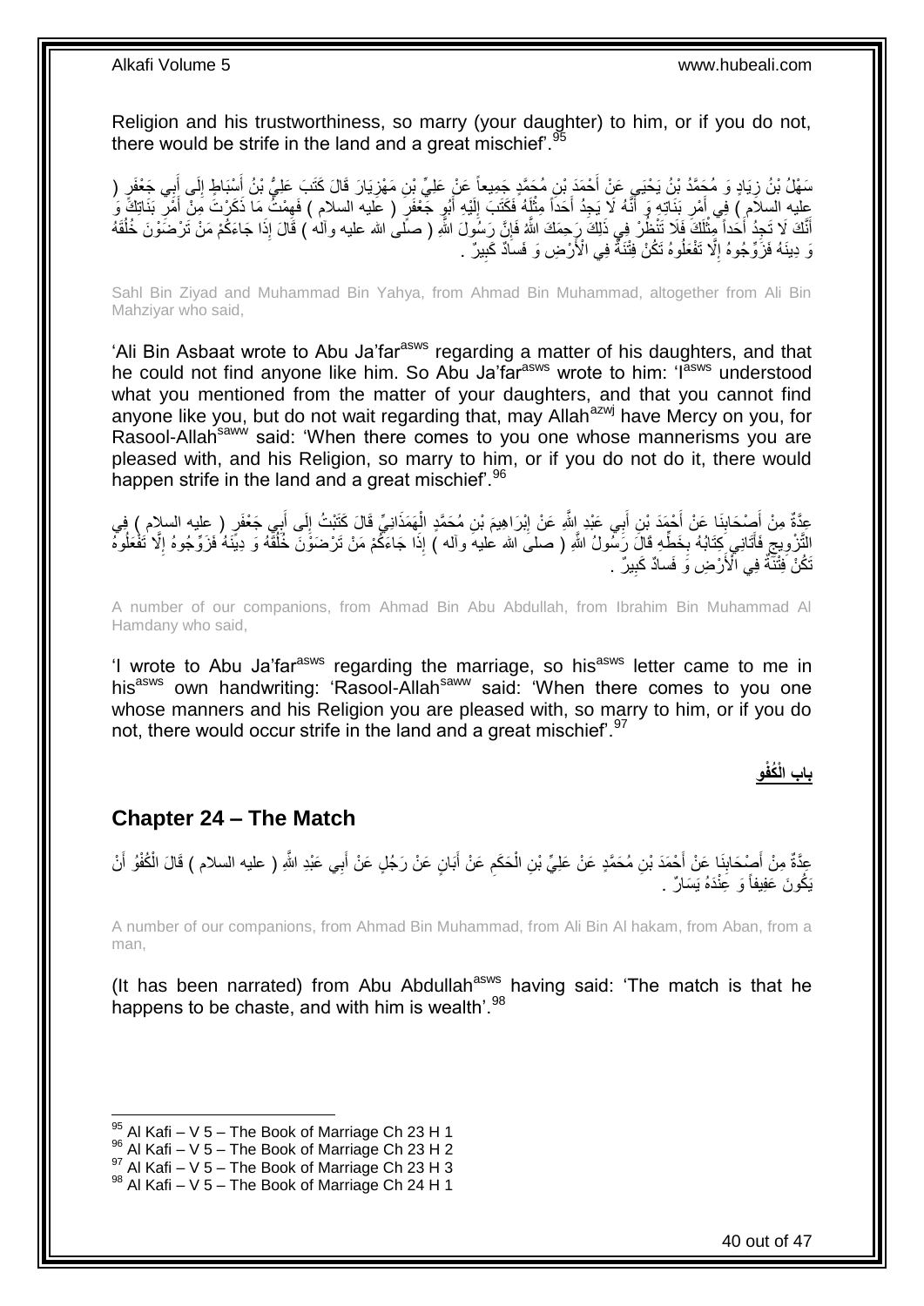Religion and his trustworthiness, so marry (your daughter) to him, or if you do not, there would be strife in the land and a great mischief'.[95]

سَهْلُ بْنُ زِيَادٍ وَ مُحَمَّدُ بْنُ يَحْيَى عَنْ أَحْمَدَ بْنِ مُحَمَّدٍ جَمِيعاً عَنْ عَلِيِّ بْنِ مَهْزِيَارَ قَالَ كَتَبَ عَلِيُّ بْنُ أَسْبَاطٍ إِلَى أَبِي جَعْفَرٍ ( عليه السلام ) فِي أَمْرِ بَنَاتِهِ وَ أَنَّهُ لَا يَجِدُ أَحَداً مِثْلَهُ فَكَتَبَ إِلَيْهِ أَبُو جَعْفَرٍ ( عليه السلام ) فَهِمْتُ مَا ذَكَرْتَ مِنْ أَمْرِ بَنَاتِكَ وَ أَنَّكَ لَا تَجِدُ أَحَداً مِثْلَكَ فَلَا تَنْظُرْ فِي ذَلِكَ رَحِمَكَ اللَّهُ فَإِنَّ رَسُولَ اللَّهِ ( صلى الله عليه وآله ) قَالَ إِذَا جَاءَكُمْ مَنْ تَرْضَوْنَ خُلُقَهُ وَ دِينَهُ فَزَوِّجُوهُ إِلَّا تَفْعَلُوهُ تَكُنْ فِتْنَةٌ فِي الْأَرْضِ وَ فَسَادٌ كَبِيرٌ .

Sahl Bin Ziyad and Muhammad Bin Yahya, from Ahmad Bin Muhammad, altogether from Ali Bin Mahziyar who said,

'Ali Bin Asbaat wrote to Abu Ja'far[asws] regarding a matter of his daughters, and that he could not find anyone like him. So Abu Ja'far[asws] wrote to him: 'I[asws] understood what you mentioned from the matter of your daughters, and that you cannot find anyone like you, but do not wait regarding that, may Allah[azwj] have Mercy on you, for Rasool-Allah[saww] said: 'When there comes to you one whose mannerisms you are pleased with, and his Religion, so marry to him, or if you do not do it, there would happen strife in the land and a great mischief'.[96]

عِدَّةٌ مِنْ أَصْحَابِنَا عَنْ أَحْمَدَ بْنِ أَبِي عَبْدِ اللَّهِ عَنْ إِبْرَاهِيمَ بْنِ مُحَمَّدٍ الْهَمَذَانِيِّ قَالَ كَتَبْتُ إِلَى أَبِي جَعْفَرٍ ( عليه السلام ) فِي التَّزْوِيجِ فَأَتَانِي كِتَابُهُ بِخَطِّهِ قَالَ رَسُولُ اللَّهِ ( صلى الله عليه وآله ) إِذَا جَاءَكُمْ مَنْ تَرْضَوْنَ خُلُقَهُ وَ دِينَهُ فَزَوِّجُوهُ إِلَّا تَفْعَلُوهُ تَكُنْ فِتْنَةٌ فِي الْأَرْضِ وَ فَسَادٌ كَبِيرٌ .

A number of our companions, from Ahmad Bin Abu Abdullah, from Ibrahim Bin Muhammad Al Hamdany who said,

'I wrote to Abu Ja'far[asws] regarding the marriage, so his[asws] letter came to me in his[asws] own handwriting: 'Rasool-Allah[saww] said: 'When there comes to you one whose manners and his Religion you are pleased with, so marry to him, or if you do not, there would occur strife in the land and a great mischief'.[97]

**بَابُ الْكُفْوِ**

## Chapter 24 – The Match

عِدَّةٌ مِنْ أَصْحَابِنَا عَنْ أَحْمَدَ بْنِ مُحَمَّدٍ عَنْ عَلِيِّ بْنِ الْحَكَمِ عَنْ أَبَانٍ عَنْ رَجُلٍ عَنْ أَبِي عَبْدِ اللَّهِ ( عليه السلام ) قَالَ الْكُفْوُ أَنْ يَكُونَ عَفِيفاً وَ عِنْدَهُ يَسَارٌ .

A number of our companions, from Ahmad Bin Muhammad, from Ali Bin Al hakam, from Aban, from a man,

(It has been narrated) from Abu Abdullah[asws] having said: 'The match is that he happens to be chaste, and with him is wealth'.[98]

---

[95] Al Kafi – V 5 – The Book of Marriage Ch 23 H 1
[96] Al Kafi – V 5 – The Book of Marriage Ch 23 H 2
[97] Al Kafi – V 5 – The Book of Marriage Ch 23 H 3
[98] Al Kafi – V 5 – The Book of Marriage Ch 24 H 1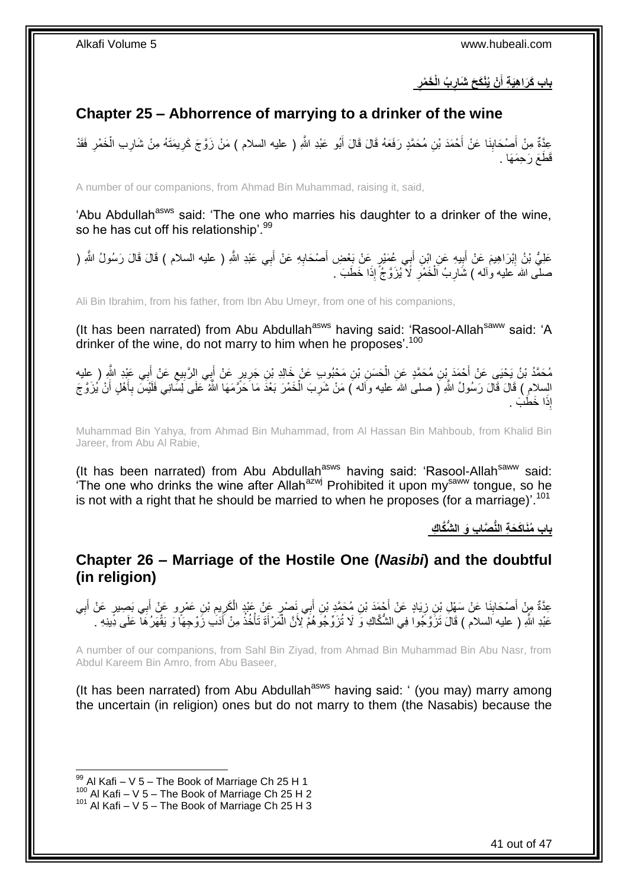**باب كَرَاهِيَةِ أَنْ يُنْكَحَ شَارِبُ الْخَمْرِ**

## **Chapter 25 – Abhorrence of marrying to a drinker of the wine**

عِدَّةٌ مِنْ أَصْحَابِنَا عَنْ أَحْمَدَ بْنِ مُحَمَّدٍ رَفَعَهُ قَالَ قَالَ أَبُو عَبْدِ اللَّهِ ( عليه السلام ) مَنْ زَوَّجَ كَرِيمَتَهُ مِنْ شَارِبِ الْخَمْرِ فَقَدْ قَطَعَ رَحِمَهَا .

A number of our companions, from Ahmad Bin Muhammad, raising it, said,

'Abu Abdullah[asws] said: 'The one who marries his daughter to a drinker of the wine, so he has cut off his relationship'.[99]

عَلِيُّ بْنُ إِبْرَاهِيمَ عَنْ أَبِيهِ عَنِ ابْنِ أَبِي عُمَيْرٍ عَنْ بَعْضِ أَصْحَابِهِ عَنْ أَبِي عَبْدِ اللَّهِ ( عليه السلام ) قَالَ قَالَ رَسُولُ اللَّهِ ( صلى الله عليه وآله ) شَارِبُ الْخَمْرِ لَا يُزَوَّجُ إِذَا خَطَبَ .

Ali Bin Ibrahim, from his father, from Ibn Abu Umeyr, from one of his companions,

(It has been narrated) from Abu Abdullah[asws] having said: 'Rasool-Allah[saww] said: 'A drinker of the wine, do not marry to him when he proposes'.[100]

مُحَمَّدُ بْنُ يَحْيَى عَنْ أَحْمَدَ بْنِ مُحَمَّدٍ عَنِ الْحَسَنِ بْنِ مَحْبُوبٍ عَنْ خَالِدِ بْنِ جَرِيرٍ عَنْ أَبِي الرَّبِيعِ عَنْ أَبِي عَبْدِ اللَّهِ ( عليه السلام ) قَالَ قَالَ رَسُولُ اللَّهِ ( صلى الله عليه وآله ) مَنْ شَرِبَ الْخَمْرَ بَعْدَ مَا حَرَّمَهَا اللَّهُ عَلَى لِسَانِي فَلَيْسَ بِأَهْلٍ أَنْ يُزَوَّجَ إِذَا خَطَبَ .

Muhammad Bin Yahya, from Ahmad Bin Muhammad, from Al Hassan Bin Mahboub, from Khalid Bin Jareer, from Abu Al Rabie,

(It has been narrated) from Abu Abdullah[asws] having said: 'Rasool-Allah[saww] said: 'The one who drinks the wine after Allah[azwj] Prohibited it upon my[saww] tongue, so he is not with a right that he should be married to when he proposes (for a marriage)'.[101]

**باب مُنَاكَحَةِ النُّصَّابِ وَ الشُّكَّاكِ**

## **Chapter 26 – Marriage of the Hostile One (*Nasibi*) and the doubtful (in religion)**

عِدَّةٌ مِنْ أَصْحَابِنَا عَنْ سَهْلِ بْنِ زِيَادٍ عَنْ أَحْمَدَ بْنِ مُحَمَّدِ بْنِ أَبِي نَصْرٍ عَنْ عَبْدِ الْكَرِيمِ بْنِ عَمْرٍو عَنْ أَبِي بَصِيرٍ عَنْ أَبِي عَبْدِ اللَّهِ ( عليه السلام ) قَالَ تَزَوَّجُوا فِي الشُّكَّاكِ وَ لَا تُزَوِّجُوهُمْ لِأَنَّ الْمَرْأَةَ تَأْخُذُ مِنْ أَدَبِ زَوْجِهَا وَ يَقْهَرُهَا عَلَى دِينِهِ .

A number of our companions, from Sahl Bin Ziyad, from Ahmad Bin Muhammad Bin Abu Nasr, from Abdul Kareem Bin Amro, from Abu Baseer,

(It has been narrated) from Abu Abdullah[asws] having said: ' (you may) marry among the uncertain (in religion) ones but do not marry to them (the Nasabis) because the

---

[99] Al Kafi – V 5 – The Book of Marriage Ch 25 H 1
[100] Al Kafi – V 5 – The Book of Marriage Ch 25 H 2
[101] Al Kafi – V 5 – The Book of Marriage Ch 25 H 3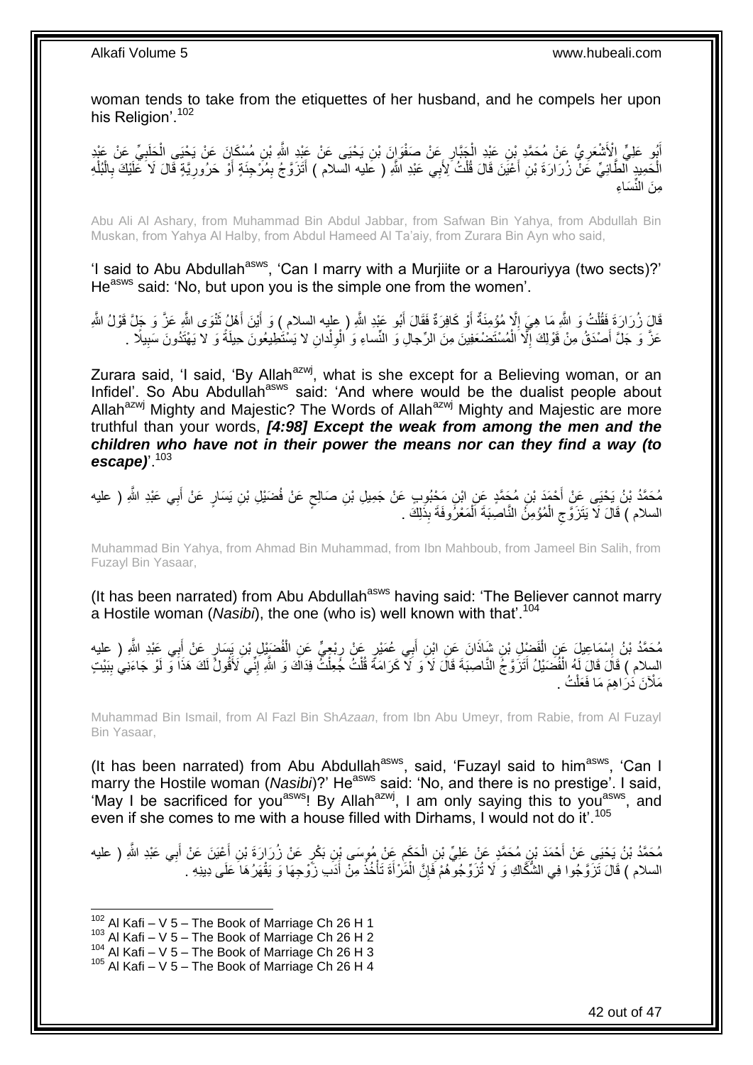woman tends to take from the etiquettes of her husband, and he compels her upon his Religion'.[102]

أَبُو عَلِيٍّ الْأَشْعَرِيُّ عَنْ مُحَمَّدِ بْنِ عَبْدِ الْجَبَّارِ عَنْ صَفْوَانَ بْنِ يَحْيَى عَنْ عَبْدِ اللَّهِ بْنِ مُسْكَانَ عَنْ يَحْيَى الْحَلَبِيِّ عَنْ عَبْدِ الْحَمِيدِ الطَّائِيِّ عَنْ زُرَارَةَ بْنِ أَعْيَنَ قَالَ قُلْتُ لِأَبِي عَبْدِ اللَّهِ ( عليه السلام ) أَتَزَوَّجُ بِمُرْجِئَةٍ أَوْ حَرُورِيَّةٍ قَالَ لَا عَلَيْكَ بِالْبُلْهِ مِنَ النِّسَاءِ

Abu Ali Al Ashary, from Muhammad Bin Abdul Jabbar, from Safwan Bin Yahya, from Abdullah Bin Muskan, from Yahya Al Halby, from Abdul Hameed Al Ta'aiy, from Zurara Bin Ayn who said,

'I said to Abu Abdullah[asws], 'Can I marry with a Murjiite or a Harouriyya (two sects)?' He[asws] said: 'No, but upon you is the simple one from the women'.

قَالَ زُرَارَةُ فَقُلْتُ وَ اللَّهِ مَا هِيَ إِلَّا مُؤْمِنَةٌ أَوْ كَافِرَةٌ فَقَالَ أَبُو عَبْدِ اللَّهِ ( عليه السلام ) وَ أَيْنَ أَهْلُ ثَنْوَى اللَّهِ عَزَّ وَ جَلَّ قَوْلُ اللَّهِ عَزَّ وَ جَلَّ أَصْدَقُ مِنْ قَوْلِكَ إِلَّا الْمُسْتَضْعَفِينَ مِنَ الرِّجالِ وَ النِّساءِ وَ الْوِلْدانِ لا يَسْتَطِيعُونَ حِيلَةً وَ لا يَهْتَدُونَ سَبِيلًا .

Zurara said, 'I said, 'By Allah[azwj], what is she except for a Believing woman, or an Infidel'. So Abu Abdullah[asws] said: 'And where would be the dualist people about Allah[azwj] Mighty and Majestic? The Words of Allah[azwj] Mighty and Majestic are more truthful than your words, ***[4:98] Except the weak from among the men and the children who have not in their power the means nor can they find a way (to escape)***'.[103]

مُحَمَّدُ بْنُ يَحْيَى عَنْ أَحْمَدَ بْنِ مُحَمَّدٍ عَنِ ابْنِ مَحْبُوبٍ عَنْ جَمِيلِ بْنِ صَالِحٍ عَنْ فُضَيْلِ بْنِ يَسَارٍ عَنْ أَبِي عَبْدِ اللَّهِ ( عليه السلام ) قَالَ لَا يَتَزَوَّجِ الْمُؤْمِنُ النَّاصِبَةَ الْمَعْرُوفَةَ بِذَلِكَ .

Muhammad Bin Yahya, from Ahmad Bin Muhammad, from Ibn Mahboub, from Jameel Bin Salih, from Fuzayl Bin Yasaar,

(It has been narrated) from Abu Abdullah[asws] having said: 'The Believer cannot marry a Hostile woman (*Nasibi*), the one (who is) well known with that'.[104]

مُحَمَّدُ بْنُ إِسْمَاعِيلَ عَنِ الْفَضْلِ بْنِ شَاذَانَ عَنِ ابْنِ أَبِي عُمَيْرٍ عَنْ رِبْعِيٍّ عَنِ الْفُضَيْلِ بْنِ يَسَارٍ عَنْ أَبِي عَبْدِ اللَّهِ ( عليه السلام ) قَالَ قَالَ لَهُ الْفُضَيْلُ أَتَزَوَّجُ النَّاصِبَةَ قَالَ لَا وَ لَا كَرَامَةَ قُلْتُ جُعِلْتُ فِدَاكَ وَ اللَّهِ إِنِّي لَأَقُولُ لَكَ هَذَا وَ لَوْ جَاءَنِي بِبَيْتٍ مَلْآنَ دَرَاهِمَ مَا فَعَلْتُ .

Muhammad Bin Ismail, from Al Fazl Bin Sh*Azaan*, from Ibn Abu Umeyr, from Rabie, from Al Fuzayl Bin Yasaar,

(It has been narrated) from Abu Abdullah[asws], said, 'Fuzayl said to him[asws], 'Can I marry the Hostile woman (*Nasibi*)?' He[asws] said: 'No, and there is no prestige'. I said, 'May I be sacrificed for you[asws]! By Allah[azwj], I am only saying this to you[asws], and even if she comes to me with a house filled with Dirhams, I would not do it'.[105]

مُحَمَّدُ بْنُ يَحْيَى عَنْ أَحْمَدَ بْنِ مُحَمَّدٍ عَنْ عَلِيِّ بْنِ الْحَكَمِ عَنْ مُوسَى بْنِ بَكْرٍ عَنْ زُرَارَةَ بْنِ أَعْيَنَ عَنْ أَبِي عَبْدِ اللَّهِ ( عليه السلام ) قَالَ تَزَوَّجُوا فِي الشُّكَّاكِ وَ لَا تُزَوِّجُوهُمْ فَإِنَّ الْمَرْأَةَ تَأْخُذُ مِنْ أَدَبِ زَوْجِهَا وَ يَقْهَرُهَا عَلَى دِينِهِ .

[102] Al Kafi – V 5 – The Book of Marriage Ch 26 H 1
[103] Al Kafi – V 5 – The Book of Marriage Ch 26 H 2
[104] Al Kafi – V 5 – The Book of Marriage Ch 26 H 3
[105] Al Kafi – V 5 – The Book of Marriage Ch 26 H 4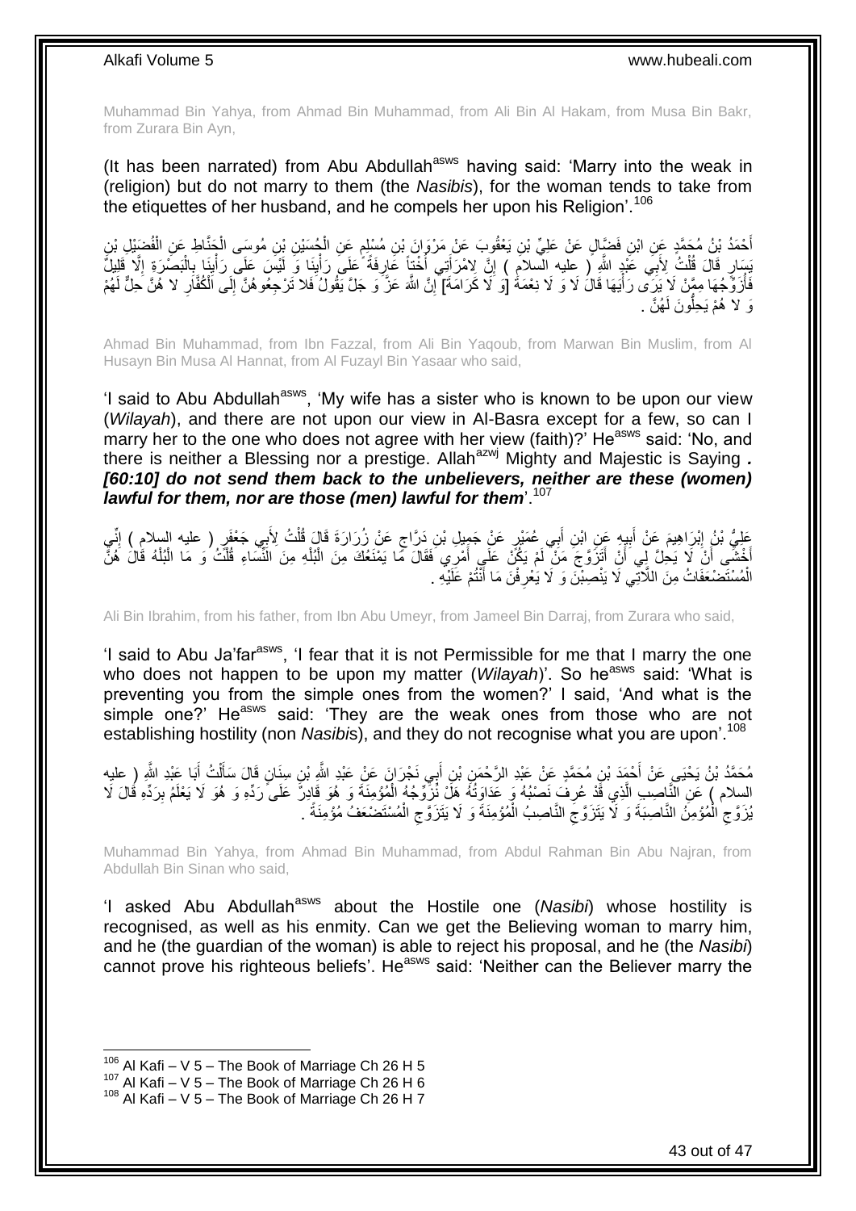Muhammad Bin Yahya, from Ahmad Bin Muhammad, from Ali Bin Al Hakam, from Musa Bin Bakr, from Zurara Bin Ayn,

(It has been narrated) from Abu Abdullah[asws] having said: 'Marry into the weak in (religion) but do not marry to them (the *Nasibis*), for the woman tends to take from the etiquettes of her husband, and he compels her upon his Religion'.[106]

أَحْمَدُ بْنُ مُحَمَّدٍ عَنِ ابْنِ فَضَّالٍ عَنْ عَلِيِّ بْنِ يَعْقُوبَ عَنْ مَرْوَانَ بْنِ مُسْلِمٍ عَنِ الْحُسَيْنِ بْنِ مُوسَى الْحَنَّاطِ عَنِ الْفُضَيْلِ بْنِ يَسَارٍ قَالَ قُلْتُ لِأَبِي عَبْدِ اللَّهِ ( عليه السلام ) إِنَّ لِامْرَأَتِي أُخْتاً عَارِفَةً عَلَى رَأْيِنَا وَ لَيْسَ عَلَى رَأْيِنَا بِالْبَصْرَةِ إِلَّا قَلِيلٌ فَأُزَوِّجُهَا مِمَّنْ لَا يَرَى رَأْيَهَا قَالَ لَا وَ لَا نِعْمَةَ [وَ لَا كَرَامَةَ] إِنَّ اللَّهَ عَزَّ وَ جَلَّ يَقُولُ فَلا تَرْجِعُوهُنَّ إِلَى الْكُفَّارِ لا هُنَّ حِلٌّ لَهُمْ وَ لا هُمْ يَحِلُّونَ لَهُنَّ .

Ahmad Bin Muhammad, from Ibn Fazzal, from Ali Bin Yaqoub, from Marwan Bin Muslim, from Al Husayn Bin Musa Al Hannat, from Al Fuzayl Bin Yasaar who said,

'I said to Abu Abdullah[asws], 'My wife has a sister who is known to be upon our view (*Wilayah*), and there are not upon our view in Al-Basra except for a few, so can I marry her to the one who does not agree with her view (faith)?' He[asws] said: 'No, and there is neither a Blessing nor a prestige. Allah[azwj] Mighty and Majestic is Saying ***. [60:10] do not send them back to the unbelievers, neither are these (women) lawful for them, nor are those (men) lawful for them***'.[107]

عَلِيُّ بْنُ إِبْرَاهِيمَ عَنْ أَبِيهِ عَنِ ابْنِ أَبِي عُمَيْرٍ عَنْ جَمِيلِ بْنِ دَرَّاجٍ عَنْ زُرَارَةَ قَالَ قُلْتُ لِأَبِي جَعْفَرٍ ( عليه السلام ) إِنِّي أَخْشَى أَنْ لَا يَحِلَّ لِي أَنْ أَتَزَوَّجَ مَنْ لَمْ يَكُنْ عَلَى أَمْرِي فَقَالَ مَا يَمْنَعُكَ مِنَ الْبُلْهِ مِنَ النِّسَاءِ قُلْتُ وَ مَا الْبُلْهُ قَالَ هُنَّ الْمُسْتَضْعَفَاتُ مِنَ اللَّاتِي لَا يَنْصِبْنَ وَ لَا يَعْرِفْنَ مَا أَنْتُمْ عَلَيْهِ .

Ali Bin Ibrahim, from his father, from Ibn Abu Umeyr, from Jameel Bin Darraj, from Zurara who said,

'I said to Abu Ja'far[asws], 'I fear that it is not Permissible for me that I marry the one who does not happen to be upon my matter (*Wilayah*)'. So he[asws] said: 'What is preventing you from the simple ones from the women?' I said, 'And what is the simple one?' He[asws] said: 'They are the weak ones from those who are not establishing hostility (non *Nasibi*s), and they do not recognise what you are upon'.[108]

مُحَمَّدُ بْنُ يَحْيَى عَنْ أَحْمَدَ بْنِ مُحَمَّدٍ عَنْ عَبْدِ الرَّحْمَنِ بْنِ أَبِي نَجْرَانَ عَنْ عَبْدِ اللَّهِ بْنِ سِنَانٍ قَالَ سَأَلْتُ أَبَا عَبْدِ اللَّهِ ( عليه السلام ) عَنِ النَّاصِبِ الَّذِي قَدْ عُرِفَ نَصْبُهُ وَ عَدَاوَتُهُ هَلْ نُزَوِّجُهُ الْمُؤْمِنَةَ وَ هُوَ قَادِرٌ عَلَى رَدِّهِ وَ هُوَ لَا يَعْلَمُ بِرَدِّهِ قَالَ لَا يُزَوِّجِ الْمُؤْمِنُ النَّاصِبَةَ وَ لَا يَتَزَوَّجِ النَّاصِبُ الْمُؤْمِنَةَ وَ لَا يَتَزَوَّجِ الْمُسْتَضْعَفُ مُؤْمِنَةً .

Muhammad Bin Yahya, from Ahmad Bin Muhammad, from Abdul Rahman Bin Abu Najran, from Abdullah Bin Sinan who said,

'I asked Abu Abdullah[asws] about the Hostile one (*Nasibi*) whose hostility is recognised, as well as his enmity. Can we get the Believing woman to marry him, and he (the guardian of the woman) is able to reject his proposal, and he (the *Nasibi*) cannot prove his righteous beliefs'. He[asws] said: 'Neither can the Believer marry the

---

[106] Al Kafi – V 5 – The Book of Marriage Ch 26 H 5
[107] Al Kafi – V 5 – The Book of Marriage Ch 26 H 6
[108] Al Kafi – V 5 – The Book of Marriage Ch 26 H 7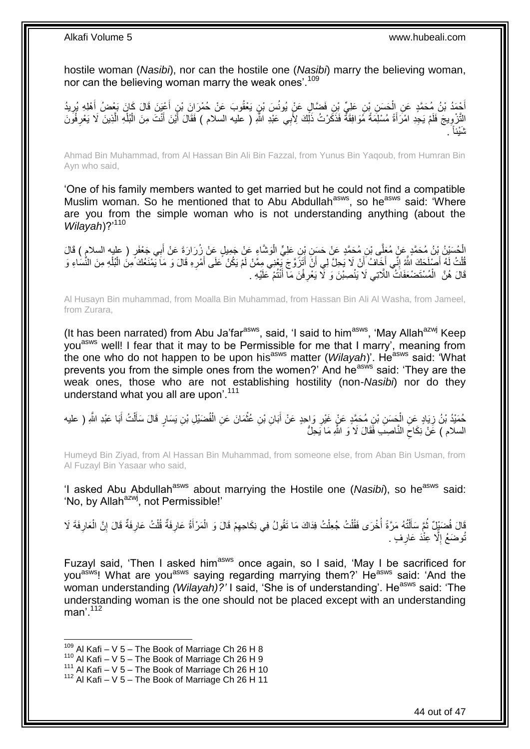hostile woman (*Nasibi*), nor can the hostile one (*Nasibi*) marry the believing woman, nor can the believing woman marry the weak ones'.[109]

أَحْمَدُ بْنُ مُحَمَّدٍ عَنِ الْحَسَنِ بْنِ عَلِيِّ بْنِ فَضَّالٍ عَنْ يُونُسَ بْنِ يَعْقُوبَ عَنْ حُمْرَانَ بْنِ أَعْيَنَ قَالَ كَانَ بَعْضُ أَهْلِهِ يُرِيدُ التَّزْوِيجَ فَلَمْ يَجِدِ امْرَأَةً مُسْلِمَةً مُوَافِقَةً فَذَكَرْتُ ذَلِكَ لِأَبِي عَبْدِ اللَّهِ ( عليه السلام ) فَقَالَ أَيْنَ أَنْتَ مِنَ الْبُلْهِ الَّذِينَ لَا يَعْرِفُونَ شَيْئاً .

Ahmad Bin Muhammad, from Al Hassan Bin Ali Bin Fazzal, from Yunus Bin Yaqoub, from Humran Bin Ayn who said,

'One of his family members wanted to get married but he could not find a compatible Muslim woman. So he mentioned that to Abu Abdullah[asws], so he[asws] said: 'Where are you from the simple woman who is not understanding anything (about the *Wilayah*)?'[110]

الْحُسَيْنُ بْنُ مُحَمَّدٍ عَنْ مُعَلَّى بْنِ مُحَمَّدٍ عَنْ حَسَنِ بْنِ عَلِيٍّ الْوَشَّاءِ عَنْ جَمِيلٍ عَنْ زُرَارَةَ عَنْ أَبِي جَعْفَرٍ ( عليه السلام ) قَالَ قُلْتُ لَهُ أَصْلَحَكَ اللَّهُ إِنِّي أَخَافُ أَنْ لَا يَحِلَّ لِي أَنْ أَتَزَوَّجَ يَعْنِي مِمَّنْ لَمْ يَكُنْ عَلَى أَمْرِهِ قَالَ وَ مَا يَمْنَعُكَ مِنَ الْبُلْهِ مِنَ النِّسَاءِ وَ قَالَ هُنَّ الْمُسْتَضْعَفَاتُ اللَّاتِي لَا يَنْصِبْنَ وَ لَا يَعْرِفْنَ مَا أَنْتُمْ عَلَيْهِ .

Al Husayn Bin muhammad, from Moalla Bin Muhammad, from Hassan Bin Ali Al Washa, from Jameel, from Zurara,

(It has been narrated) from Abu Ja'far[asws], said, 'I said to him[asws], 'May Allah[azwj] Keep you[asws] well! I fear that it may to be Permissible for me that I marry', meaning from the one who do not happen to be upon his[asws] matter (*Wilayah*)'. He[asws] said: 'What prevents you from the simple ones from the women?' And he[asws] said: 'They are the weak ones, those who are not establishing hostility (non-*Nasibi*) nor do they understand what you all are upon'.[111]

حُمَيْدُ بْنُ زِيَادٍ عَنِ الْحَسَنِ بْنِ مُحَمَّدٍ عَنْ غَيْرِ وَاحِدٍ عَنْ أَبَانِ بْنِ عُثْمَانَ عَنِ الْفُضَيْلِ بْنِ يَسَارٍ قَالَ سَأَلْتُ أَبَا عَبْدِ اللَّهِ ( عليه السلام ) عَنْ نِكَاحِ النَّاصِبِ فَقَالَ لَا وَ اللَّهِ مَا يَحِلُّ

Humeyd Bin Ziyad, from Al Hassan Bin Muhammad, from someone else, from Aban Bin Usman, from Al Fuzayl Bin Yasaar who said,

'I asked Abu Abdullah[asws] about marrying the Hostile one (*Nasibi*), so he[asws] said: 'No, by Allah[azwj], not Permissible!'

قَالَ فُضَيْلٌ ثُمَّ سَأَلْتُهُ مَرَّةً أُخْرَى فَقُلْتُ جُعِلْتُ فِدَاكَ مَا تَقُولُ فِي نِكَاحِهِمْ قَالَ وَ الْمَرْأَةُ عَارِفَةٌ قُلْتُ عَارِفَةٌ قَالَ إِنَّ الْعَارِفَةَ لَا تُوضَعُ إِلَّا عِنْدَ عَارِفٍ .

Fuzayl said, 'Then I asked him[asws] once again, so I said, 'May I be sacrificed for you[asws]! What are you[asws] saying regarding marrying them?' He[asws] said: 'And the woman understanding *(Wilayah)?'* I said, 'She is of understanding'. He[asws] said: 'The understanding woman is the one should not be placed except with an understanding man'.[112]

---

[109] Al Kafi – V 5 – The Book of Marriage Ch 26 H 8
[110] Al Kafi – V 5 – The Book of Marriage Ch 26 H 9
[111] Al Kafi – V 5 – The Book of Marriage Ch 26 H 10
[112] Al Kafi – V 5 – The Book of Marriage Ch 26 H 11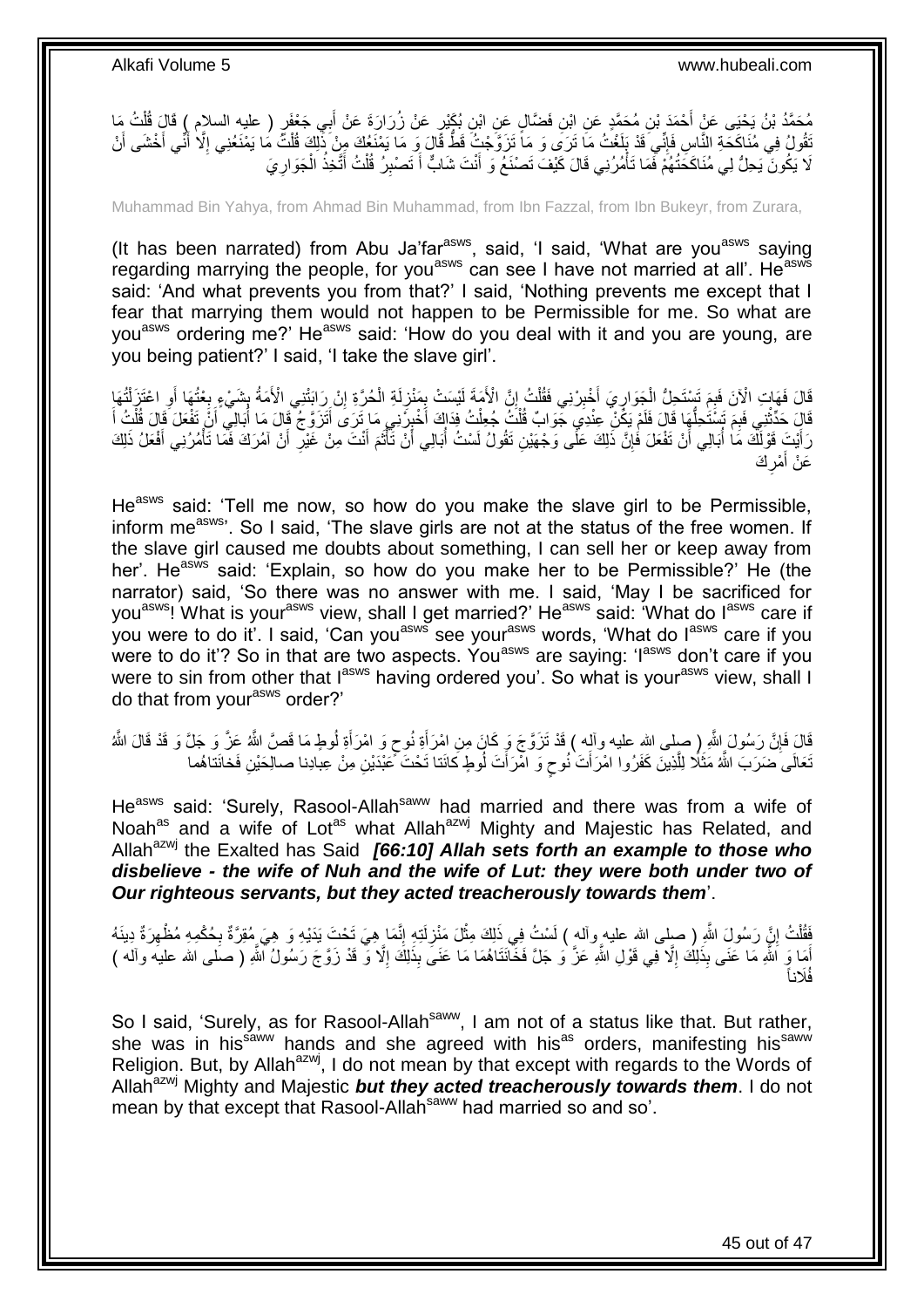مُحَمَّدُ بْنُ يَحْيَى عَنْ أَحْمَدَ بْنِ مُحَمَّدٍ عَنِ ابْنِ فَضَّالٍ عَنِ ابْنِ بُكَيْرٍ عَنْ زُرَارَةَ عَنْ أَبِي جَعْفَرٍ ( عليه السلام ) قَالَ قُلْتُ مَا تَقُولُ فِي مُنَاكَحَةِ النَّاسِ فَإِنِّي قَدْ بَلَغْتُ مَا تَرَى وَ مَا تَزَوَّجْتُ قَطُّ قَالَ وَ مَا يَمْنَعُكَ مِنْ ذَلِكَ قُلْتُ مَا يَمْنَعُنِي إِلَّا أَنِّي أَخْشَى أَنْ لَا يَكُونَ يَحِلُّ لِي مُنَاكَحَتُهُمْ فَمَا تَأْمُرُنِي قَالَ كَيْفَ تَصْنَعُ وَ أَنْتَ شَابٌّ أَ تَصْبِرُ قُلْتُ أَتَّخِذُ الْجَوَارِيَ

Muhammad Bin Yahya, from Ahmad Bin Muhammad, from Ibn Fazzal, from Ibn Bukeyr, from Zurara,

(It has been narrated) from Abu Ja'far[asws], said, 'I said, 'What are you[asws] saying regarding marrying the people, for you[asws] can see I have not married at all'. He[asws] said: 'And what prevents you from that?' I said, 'Nothing prevents me except that I fear that marrying them would not happen to be Permissible for me. So what are you[asws] ordering me?' He[asws] said: 'How do you deal with it and you are young, are you being patient?' I said, 'I take the slave girl'.

قَالَ فَهَاتِ الْآنَ فَبِمَ تَسْتَحِلُّ الْجَوَارِيَ أَخْبِرْنِي فَقُلْتُ إِنَّ الْأَمَةَ لَيْسَتْ بِمَنْزِلَةِ الْحُرَّةِ إِنْ رَابَتْنِي الْأَمَةُ بِشَيْءٍ بِعْتُهَا أَوِ اعْتَزَلْتُهَا قَالَ حَدِّثْنِي فَبِمَ تَسْتَحِلُّهَا قَالَ فَلَمْ يَكُنْ عِنْدِي جَوَابٌ قُلْتُ جُعِلْتُ فِدَاكَ أَخْبِرْنِي مَا تَرَى أَتَزَوَّجُ قَالَ مَا أُبَالِي أَنْ تَفْعَلَ قَالَ قُلْتُ أَ رَأَيْتَ قَوْلَكَ مَا أُبَالِي أَنْ تَفْعَلَ فَإِنَّ ذَلِكَ عَلَى وَجْهَيْنِ تَقُولُ لَسْتُ أُبَالِي أَنْ تَأْثَمَ أَنْتَ مِنْ غَيْرِ أَنْ آمُرَكَ فَمَا تَأْمُرُنِي أَفْعَلُ ذَلِكَ عَنْ أَمْرِكَ

He[asws] said: 'Tell me now, so how do you make the slave girl to be Permissible, inform me[asws]'. So I said, 'The slave girls are not at the status of the free women. If the slave girl caused me doubts about something, I can sell her or keep away from her'. He[asws] said: 'Explain, so how do you make her to be Permissible?' He (the narrator) said, 'So there was no answer with me. I said, 'May I be sacrificed for you[asws]! What is your[asws] view, shall I get married?' He[asws] said: 'What do I[asws] care if you were to do it'. I said, 'Can you[asws] see your[asws] words, 'What do I[asws] care if you were to do it'? So in that are two aspects. You[asws] are saying: 'I[asws] don't care if you were to sin from other that I[asws] having ordered you'. So what is your[asws] view, shall I do that from your[asws] order?'

قَالَ فَإِنَّ رَسُولَ اللَّهِ ( صلى الله عليه وآله ) قَدْ تَزَوَّجَ وَ كَانَ مِنِ امْرَأَةِ نُوحٍ وَ امْرَأَةِ لُوطٍ مَا قَصَّ اللَّهُ عَزَّ وَ جَلَّ وَ قَدْ قَالَ اللَّهُ تَعَالَى ضَرَبَ اللَّهُ مَثَلًا لِلَّذِينَ كَفَرُوا امْرَأَتَ نُوحٍ وَ امْرَأَتَ لُوطٍ كانَتا تَحْتَ عَبْدَيْنِ مِنْ عِبادِنا صالِحَيْنِ فَخانَتاهُما

He[asws] said: 'Surely, Rasool-Allah[saww] had married and there was from a wife of Noah[as] and a wife of Lot[as] what Allah[azwj] Mighty and Majestic has Related, and Allah[azwj] the Exalted has Said ***[66:10] Allah sets forth an example to those who disbelieve - the wife of Nuh and the wife of Lut: they were both under two of Our righteous servants, but they acted treacherously towards them***'.

فَقُلْتُ إِنَّ رَسُولَ اللَّهِ ( صلى الله عليه وآله ) لَسْتُ فِي ذَلِكَ مِثْلَ مَنْزِلَتِهِ إِنَّمَا هِيَ تَحْتَ يَدَيْهِ وَ هِيَ مُقِرَّةٌ بِحُكْمِهِ مُظْهِرَةٌ دِينَهُ أَمَا وَ اللَّهِ مَا عَنَى بِذَلِكَ إِلَّا فِي قَوْلِ اللَّهِ عَزَّ وَ جَلَّ فَخَانَتَاهُمَا مَا عَنَى بِذَلِكَ إِلَّا وَ قَدْ زَوَّجَ رَسُولُ اللَّهِ ( صلى الله عليه وآله ) فُلَاناً

So I said, 'Surely, as for Rasool-Allah[saww], I am not of a status like that. But rather, she was in his[saww] hands and she agreed with his[as] orders, manifesting his[saww] Religion. But, by Allah[azwj], I do not mean by that except with regards to the Words of Allah[azwj] Mighty and Majestic ***but they acted treacherously towards them***. I do not mean by that except that Rasool-Allah[saww] had married so and so'.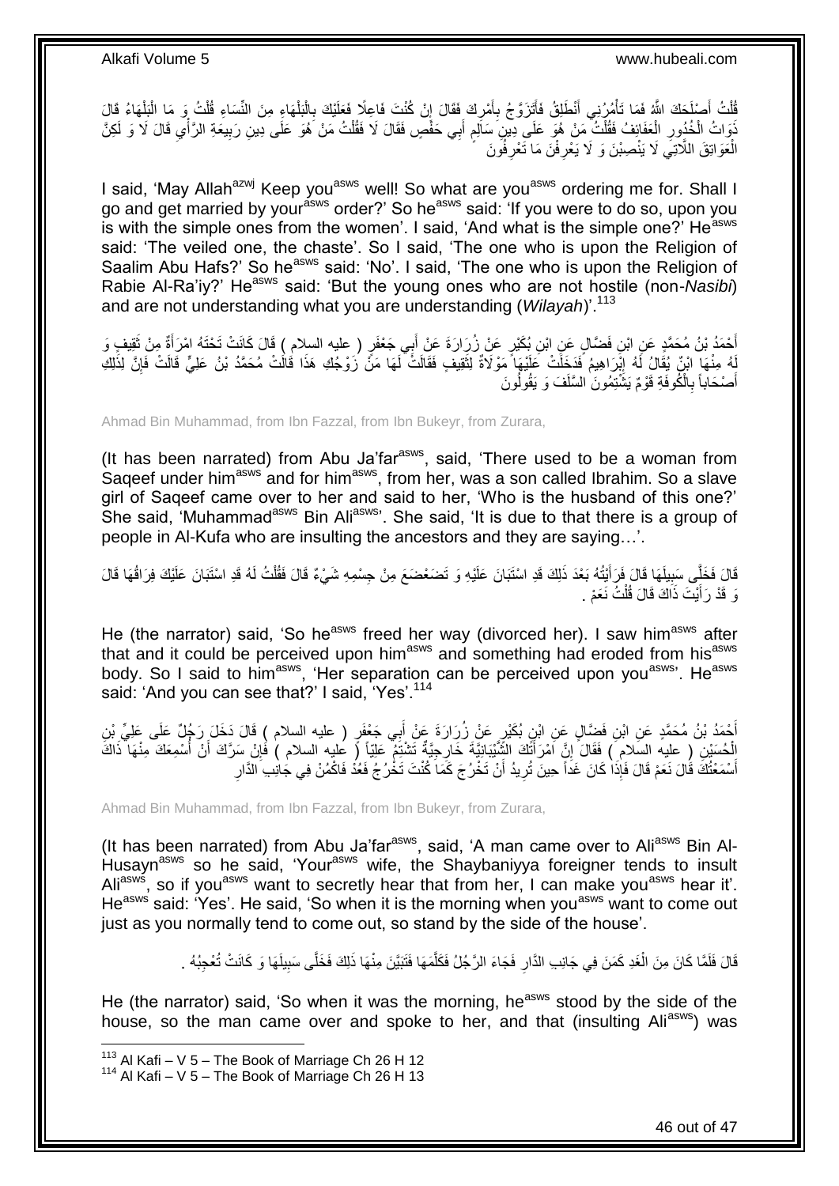قُلْتُ أَصْلَحَكَ اللَّهُ فَمَا تَأْمُرُنِي أَنْطَلِقُ فَأَتَزَوَّجُ بِأَمْرِكَ فَقَالَ إِنْ كُنْتَ فَاعِلًا فَعَلَيْكَ بِالْبَلْهَاءِ مِنَ النِّسَاءِ قُلْتُ وَ مَا الْبَلْهَاءُ قَالَ ذَوَاتُ الْخُدُورِ الْعَفَائِفُ فَقُلْتُ مَنْ هُوَ عَلَى دِينِ سَالِمٍ أَبِي حَفْصٍ فَقَالَ لَا فَقُلْتُ مَنْ هُوَ عَلَى دِينِ رَبِيعَةِ الرَّأْيِ قَالَ لَا وَ لَكِنَّ الْعَوَاتِقَ اللَّاتِي لَا يَنْصِبْنَ وَ لَا يَعْرِفْنَ مَا تَعْرِفُونَ

I said, 'May Allah[azwj] Keep you[asws] well! So what are you[asws] ordering me for. Shall I go and get married by your[asws] order?' So he[asws] said: 'If you were to do so, upon you is with the simple ones from the women'. I said, 'And what is the simple one?' He[asws] said: 'The veiled one, the chaste'. So I said, 'The one who is upon the Religion of Saalim Abu Hafs?' So he[asws] said: 'No'. I said, 'The one who is upon the Religion of Rabie Al-Ra'iy?' He[asws] said: 'But the young ones who are not hostile (non-*Nasibi*) and are not understanding what you are understanding (*Wilayah*)'.[113]

أَحْمَدُ بْنُ مُحَمَّدٍ عَنِ ابْنِ فَضَّالٍ عَنِ ابْنِ بُكَيْرٍ عَنْ زُرَارَةَ عَنْ أَبِي جَعْفَرٍ ( عليه السلام ) قَالَ كَانَتْ تَحْتَهُ امْرَأَةٌ مِنْ ثَقِيفٍ وَ لَهُ مِنْهَا ابْنٌ يُقَالُ لَهُ إِبْرَاهِيمُ فَدَخَلَتْ عَلَيْهَا مَوْلَاةٌ لِثَقِيفٍ فَقَالَتْ لَهَا مَنْ زَوْجُكِ هَذَا قَالَتْ مُحَمَّدُ بْنُ عَلِيٍّ قَالَتْ فَإِنَّ لِذَلِكِ أَصْحَاباً بِالْكُوفَةِ قَوْمٌ يَشْتِمُونَ السَّلَفَ وَ يَقُولُونَ

Ahmad Bin Muhammad, from Ibn Fazzal, from Ibn Bukeyr, from Zurara,

(It has been narrated) from Abu Ja'far[asws], said, 'There used to be a woman from Saqeef under him[asws] and for him[asws], from her, was a son called Ibrahim. So a slave girl of Saqeef came over to her and said to her, 'Who is the husband of this one?' She said, 'Muhammad[asws] Bin Ali[asws]'. She said, 'It is due to that there is a group of people in Al-Kufa who are insulting the ancestors and they are saying…'.

قَالَ فَخَلَّى سَبِيلَهَا قَالَ فَرَأَيْتُهُ بَعْدَ ذَلِكَ قَدِ اسْتَبَانَ عَلَيْهِ وَ تَضَعْضَعَ مِنْ جِسْمِهِ شَيْءٌ قَالَ فَقُلْتُ لَهُ قَدِ اسْتَبَانَ عَلَيْكَ فِرَاقُهَا قَالَ وَ قَدْ رَأَيْتَ ذَاكَ قَالَ قُلْتُ نَعَمْ .

He (the narrator) said, 'So he[asws] freed her way (divorced her). I saw him[asws] after that and it could be perceived upon him[asws] and something had eroded from his[asws] body. So I said to him[asws], 'Her separation can be perceived upon you[asws]'. He[asws] said: 'And you can see that?' I said, 'Yes'.[114]

أَحْمَدُ بْنُ مُحَمَّدٍ عَنِ ابْنِ فَضَّالٍ عَنِ ابْنِ بُكَيْرٍ عَنْ زُرَارَةَ عَنْ أَبِي جَعْفَرٍ ( عليه السلام ) قَالَ دَخَلَ رَجُلٌ عَلَى عَلِيِّ بْنِ الْحُسَيْنِ ( عليه السلام ) فَقَالَ إِنَّ امْرَأَتَكَ الشَّيْبَانِيَّةَ خَارِجِيَّةٌ تَشْتِمُ عَلِيّاً ( عليه السلام ) فَإِنْ سَرَّكَ أَنْ أُسْمِعَكَ مِنْهَا ذَاكَ أَسْمَعْتُكَ قَالَ نَعَمْ قَالَ فَإِذَا كَانَ غَداً حِينَ تُرِيدُ أَنْ تَخْرُجَ كَمَا كُنْتَ تَخْرُجُ فَعُدْ فَاكْمُنْ فِي جَانِبِ الدَّارِ

Ahmad Bin Muhammad, from Ibn Fazzal, from Ibn Bukeyr, from Zurara,

(It has been narrated) from Abu Ja'far[asws], said, 'A man came over to Ali[asws] Bin Al-Husayn[asws] so he said, 'Your[asws] wife, the Shaybaniyya foreigner tends to insult Ali[asws], so if you[asws] want to secretly hear that from her, I can make you[asws] hear it'. He[asws] said: 'Yes'. He said, 'So when it is the morning when you[asws] want to come out just as you normally tend to come out, so stand by the side of the house'.

قَالَ فَلَمَّا كَانَ مِنَ الْغَدِ كَمَنَ فِي جَانِبِ الدَّارِ فَجَاءَ الرَّجُلُ فَكَلَّمَهَا فَتَبَيَّنَ مِنْهَا ذَلِكَ فَخَلَّى سَبِيلَهَا وَ كَانَتْ تُعْجِبُهُ .

He (the narrator) said, 'So when it was the morning, he[asws] stood by the side of the house, so the man came over and spoke to her, and that (insulting Ali[asws]) was

[113] Al Kafi – V 5 – The Book of Marriage Ch 26 H 12
[114] Al Kafi – V 5 – The Book of Marriage Ch 26 H 13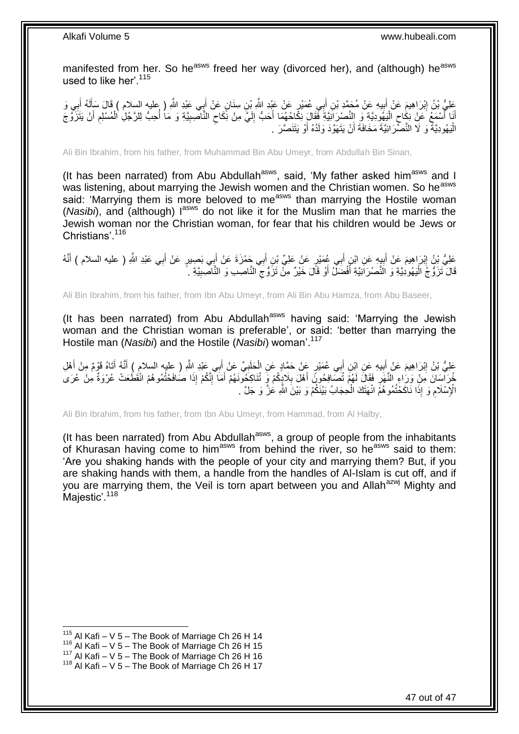manifested from her. So he[asws] freed her way (divorced her), and (although) he[asws] used to like her'.[115]

عَلِيُّ بْنُ إِبْرَاهِيمَ عَنْ أَبِيهِ عَنْ مُحَمَّدِ بْنِ أَبِي عُمَيْرٍ عَنْ عَبْدِ اللَّهِ بْنِ سِنَانٍ عَنْ أَبِي عَبْدِ اللَّهِ ( عليه السلام ) قَالَ سَأَلَهُ أَبِي وَ أَنَا أَسْمَعُ عَنْ نِكَاحِ الْيَهُودِيَّةِ وَ النَّصْرَانِيَّةِ فَقَالَ نِكَاحُهُمَا أَحَبُّ إِلَيَّ مِنْ نِكَاحِ النَّاصِبِيَّةِ وَ مَا أُحِبُّ لِلرَّجُلِ الْمُسْلِمِ أَنْ يَتَزَوَّجَ الْيَهُودِيَّةَ وَ لَا النَّصْرَانِيَّةَ مَخَافَةَ أَنْ يَتَهَوَّدَ وَلَدُهُ أَوْ يَتَنَصَّرَ .

Ali Bin Ibrahim, from his father, from Muhammad Bin Abu Umeyr, from Abdullah Bin Sinan,

(It has been narrated) from Abu Abdullah[asws], said, 'My father asked him[asws] and I was listening, about marrying the Jewish women and the Christian women. So he[asws] said: 'Marrying them is more beloved to me[asws] than marrying the Hostile woman (*Nasibi*), and (although) I[asws] do not like it for the Muslim man that he marries the Jewish woman nor the Christian woman, for fear that his children would be Jews or Christians'.[116]

عَلِيُّ بْنُ إِبْرَاهِيمَ عَنْ أَبِيهِ عَنِ ابْنِ أَبِي عُمَيْرٍ عَنْ عَلِيِّ بْنِ أَبِي حَمْزَةَ عَنْ أَبِي بَصِيرٍ عَنْ أَبِي عَبْدِ اللَّهِ ( عليه السلام ) أَنَّهُ قَالَ تَزَوُّجُ الْيَهُودِيَّةِ وَ النَّصْرَانِيَّةِ أَفْضَلُ أَوْ قَالَ خَيْرٌ مِنْ تَزَوُّجِ النَّاصِبِ وَ النَّاصِبِيَّةِ .

Ali Bin Ibrahim, from his father, from Ibn Abu Umeyr, from Ali Bin Abu Hamza, from Abu Baseer,

(It has been narrated) from Abu Abdullah[asws] having said: 'Marrying the Jewish woman and the Christian woman is preferable', or said: 'better than marrying the Hostile man (*Nasibi*) and the Hostile (*Nasibi*) woman'.[117]

عَلِيُّ بْنُ إِبْرَاهِيمَ عَنْ أَبِيهِ عَنِ ابْنِ أَبِي عُمَيْرٍ عَنْ حَمَّادٍ عَنِ الْحَلَبِيِّ عَنْ أَبِي عَبْدِ اللَّهِ ( عليه السلام ) أَنَّهُ أَتَاهُ قَوْمٌ مِنْ أَهْلِ خُرَاسَانَ مِنْ وَرَاءِ النَّهَرِ فَقَالَ لَهُمْ تُصَافِحُونَ أَهْلَ بِلَادِكُمْ وَ تُنَاكِحُونَهُمْ أَمَا إِنَّكُمْ إِذَا صَافَحْتُمُوهُمُ انْقَطَعَتْ عُرْوَةٌ مِنْ عُرَى الْإِسْلَامِ وَ إِذَا نَاكَحْتُمُوهُمُ انْهَتَكَ الْحِجَابُ بَيْنَكُمْ وَ بَيْنَ اللَّهِ عَزَّ وَ جَلَّ .

Ali Bin Ibrahim, from his father, from Ibn Abu Umeyr, from Hammad, from Al Halby,

(It has been narrated) from Abu Abdullah[asws], a group of people from the inhabitants of Khurasan having come to him[asws] from behind the river, so he[asws] said to them: 'Are you shaking hands with the people of your city and marrying them? But, if you are shaking hands with them, a handle from the handles of Al-Islam is cut off, and if you are marrying them, the Veil is torn apart between you and Allah[azwj] Mighty and Majestic'.[118]

[115] Al Kafi – V 5 – The Book of Marriage Ch 26 H 14
[116] Al Kafi – V 5 – The Book of Marriage Ch 26 H 15
[117] Al Kafi – V 5 – The Book of Marriage Ch 26 H 16
[118] Al Kafi – V 5 – The Book of Marriage Ch 26 H 17